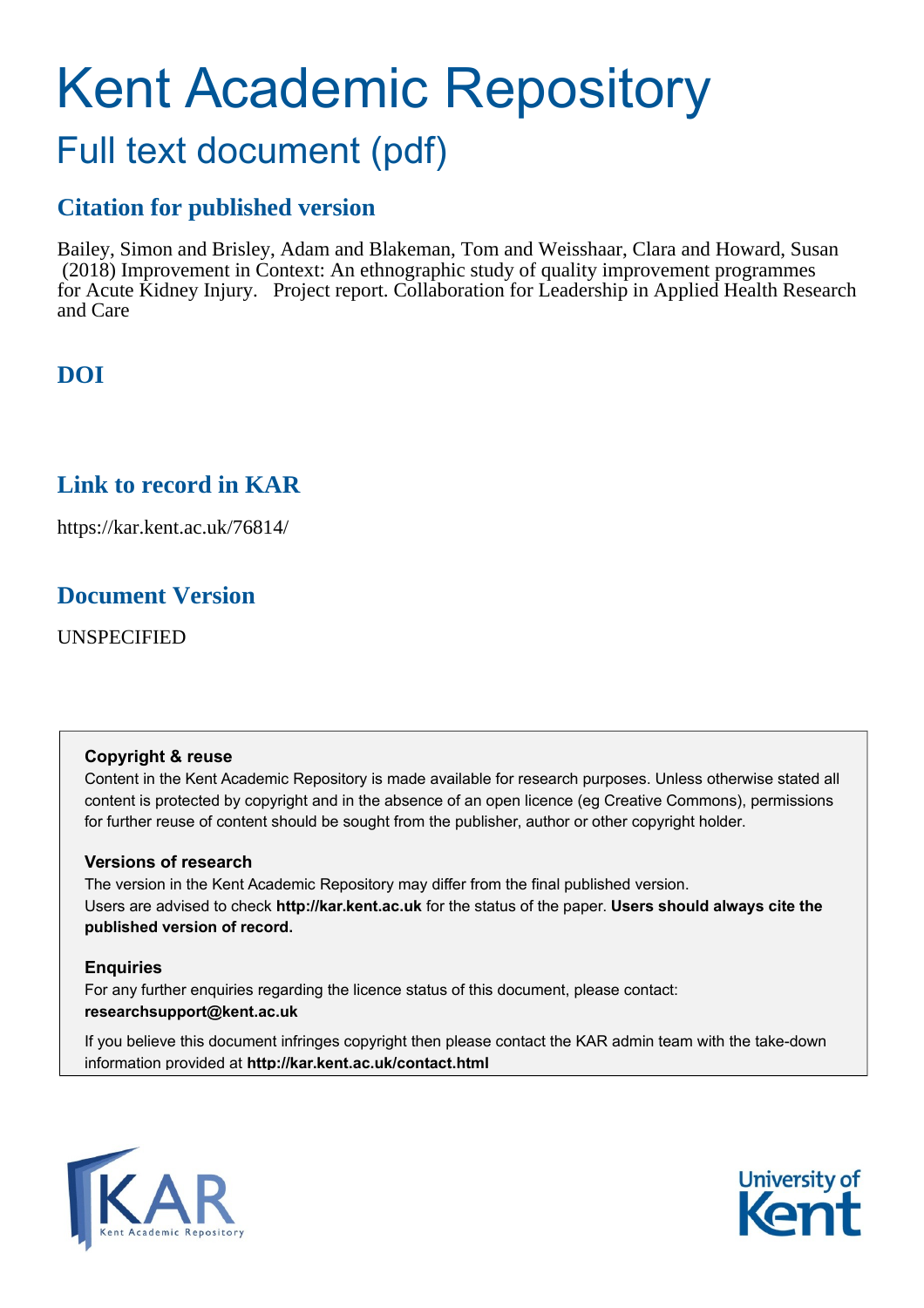# Kent Academic Repository

## Full text document (pdf)

### Citation for published version

Bailey, Simon and Brisley, Adam and Blakeman, Tom and Weisshaar, Clara and Howard, Susan (2018) Improvement in Context: An ethnographic study of quality improvement programmes for Acute Kidney Injury. Project report. Collaboration for Leadership in Applied Health Research and Care

### DOI

### Link to record in KAR

https://kar.kent.ac.uk/76814/

### Document Version

UNSPECIFIED

**Copyright & reuse**

Content in the Kent Academic Repository is made available for research purposes. Unless otherwise stated all content is protected by copyright and in the absence of an open licence (eg Creative Commons), permissions for further reuse of content should be sought from the publisher, author or other copyright holder.

**Versions of research**

The version in the Kent Academic Repository may differ from the final published version. Users are advised to check **http://kar.kent.ac.uk** for the status of the paper. **Users should always cite the published version of record.**

**Enquiries**

For any further enquiries regarding the licence status of this document, please contact: **researchsupport@kent.ac.uk**

If you believe this document infringes copyright then please contact the KAR admin team with the take-down information provided at **http://kar.kent.ac.uk/contact.html**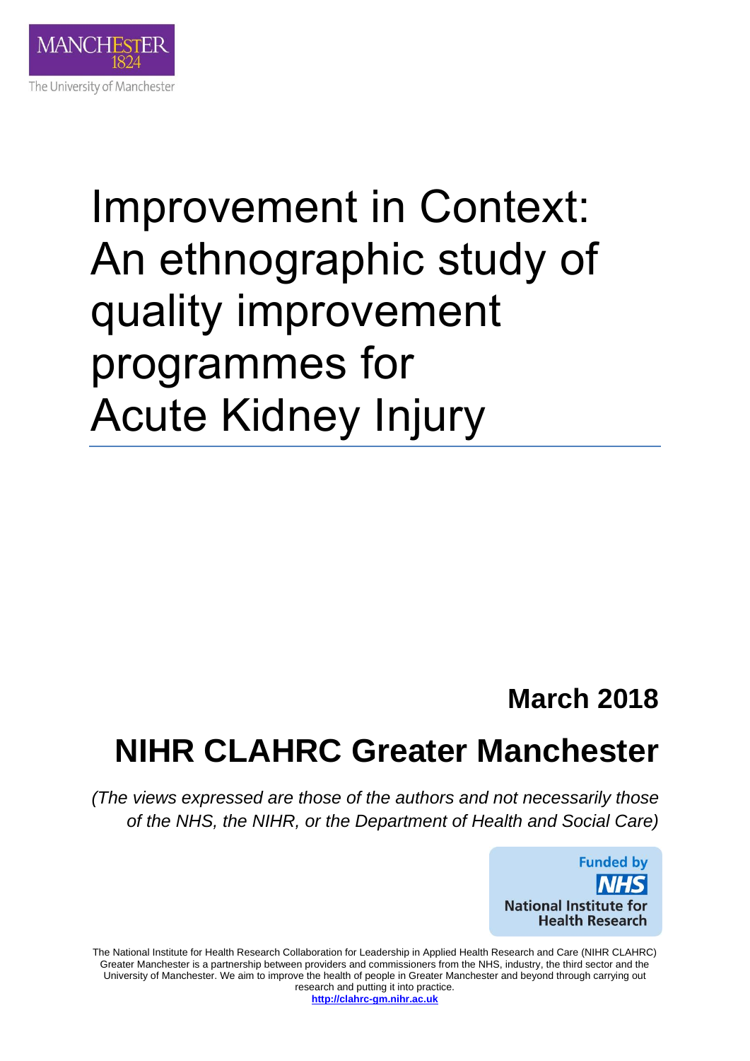# Improvement in Context: An ethnographic study of quality improvement programmes for Acute Kidney Injury

**March 2018**

**NIHR CLAHRC Greater Manchester**

*(The views expressed are those of the authors and not necessarily those of the NHS, the NIHR, or the Department of Health and Social Care)*

Funded by NHS National Institute for Health Research

The National Institute for Health Research Collaboration for Leadership in Applied Health Research and Care (NIHR CLAHRC) Greater Manchester is a partnership between providers and commissioners from the NHS, industry, the third sector and the University of Manchester. We aim to improve the health of people in Greater Manchester and beyond through carrying out research and putting it into practice.

**http://clahrc-gm.nihr.ac.uk**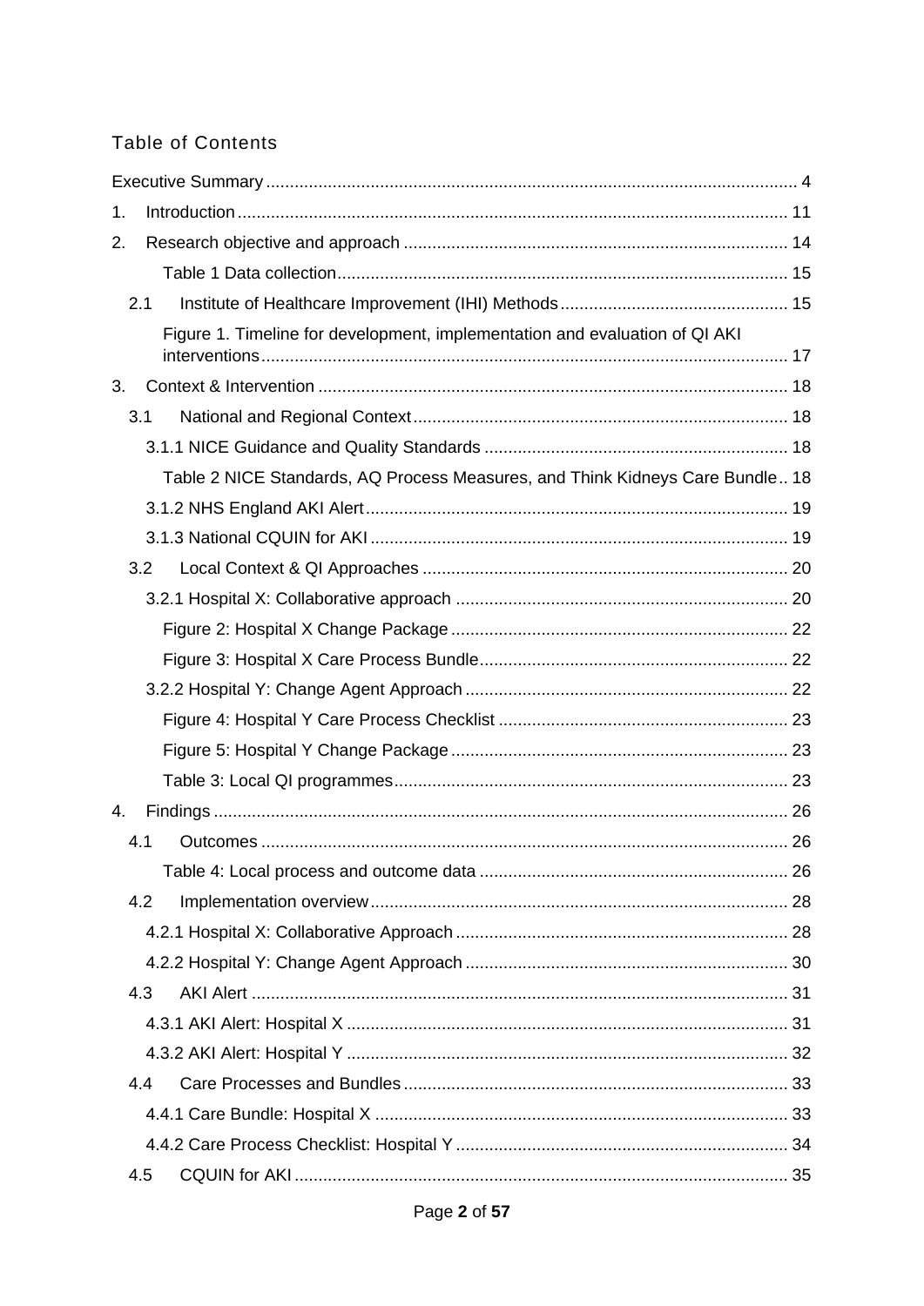## Table of Contents

Executive Summary ........................................................................................................... 4

1. Introduction ................................................................................................................ 11

2. Research objective and approach ............................................................................. 14

    Table 1 Data collection ............................................................................................ 15

    2.1 Institute of Healthcare Improvement (IHI) Methods .............................................. 15

    Figure 1. Timeline for development, implementation and evaluation of QI AKI interventions ............................................................................................................ 17

3. Context & Intervention ............................................................................................... 18

    3.1 National and Regional Context ............................................................................ 18

    3.1.1 NICE Guidance and Quality Standards ............................................................. 18

    Table 2 NICE Standards, AQ Process Measures, and Think Kidneys Care Bundle .. 18

    3.1.2 NHS England AKI Alert ...................................................................................... 19

    3.1.3 National CQUIN for AKI ..................................................................................... 19

    3.2 Local Context & QI Approaches ........................................................................... 20

    3.2.1 Hospital X: Collaborative approach ................................................................... 20

    Figure 2: Hospital X Change Package ..................................................................... 22

    Figure 3: Hospital X Care Process Bundle ............................................................... 22

    3.2.2 Hospital Y: Change Agent Approach ................................................................. 22

    Figure 4: Hospital Y Care Process Checklist ........................................................... 23

    Figure 5: Hospital Y Change Package ..................................................................... 23

    Table 3: Local QI programmes ................................................................................. 23

4. Findings ..................................................................................................................... 26

    4.1 Outcomes ............................................................................................................ 26

    Table 4: Local process and outcome data ............................................................... 26

    4.2 Implementation overview ..................................................................................... 28

    4.2.1 Hospital X: Collaborative Approach ................................................................... 28

    4.2.2 Hospital Y: Change Agent Approach ................................................................. 30

    4.3 AKI Alert .............................................................................................................. 31

    4.3.1 AKI Alert: Hospital X .......................................................................................... 31

    4.3.2 AKI Alert: Hospital Y .......................................................................................... 32

    4.4 Care Processes and Bundles ............................................................................... 33

    4.4.1 Care Bundle: Hospital X ..................................................................................... 33

    4.4.2 Care Process Checklist: Hospital Y ................................................................... 34

    4.5 CQUIN for AKI ...................................................................................................... 35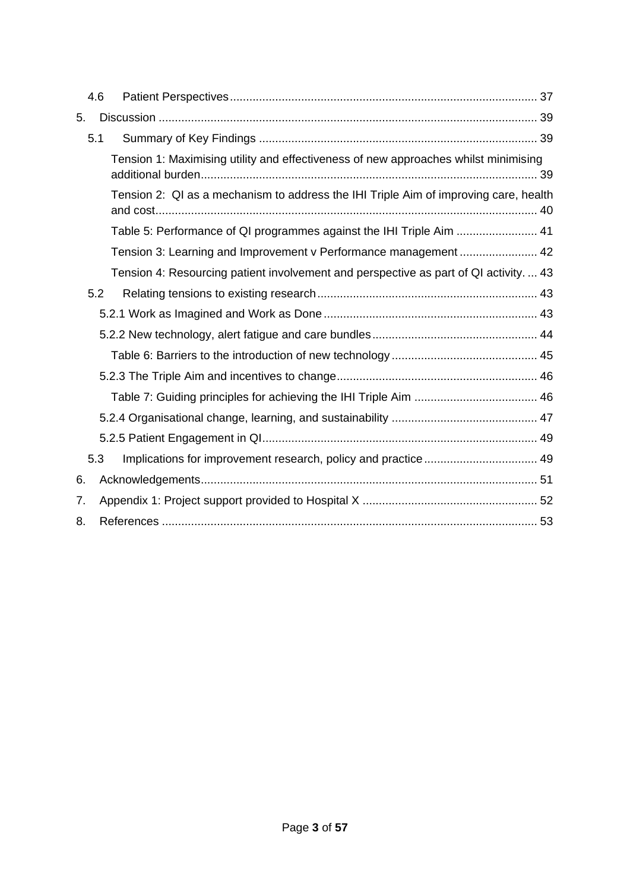- 4.6 Patient Perspectives ... 37
- 5. Discussion ... 39
  - 5.1 Summary of Key Findings ... 39
    - Tension 1: Maximising utility and effectiveness of new approaches whilst minimising additional burden ... 39
    - Tension 2: QI as a mechanism to address the IHI Triple Aim of improving care, health and cost ... 40
    - Table 5: Performance of QI programmes against the IHI Triple Aim ... 41
    - Tension 3: Learning and Improvement v Performance management ... 42
    - Tension 4: Resourcing patient involvement and perspective as part of QI activity. ... 43
  - 5.2 Relating tensions to existing research ... 43
    - 5.2.1 Work as Imagined and Work as Done ... 43
    - 5.2.2 New technology, alert fatigue and care bundles ... 44
      - Table 6: Barriers to the introduction of new technology ... 45
    - 5.2.3 The Triple Aim and incentives to change ... 46
      - Table 7: Guiding principles for achieving the IHI Triple Aim ... 46
    - 5.2.4 Organisational change, learning, and sustainability ... 47
    - 5.2.5 Patient Engagement in QI ... 49
  - 5.3 Implications for improvement research, policy and practice ... 49
- 6. Acknowledgements ... 51
- 7. Appendix 1: Project support provided to Hospital X ... 52
- 8. References ... 53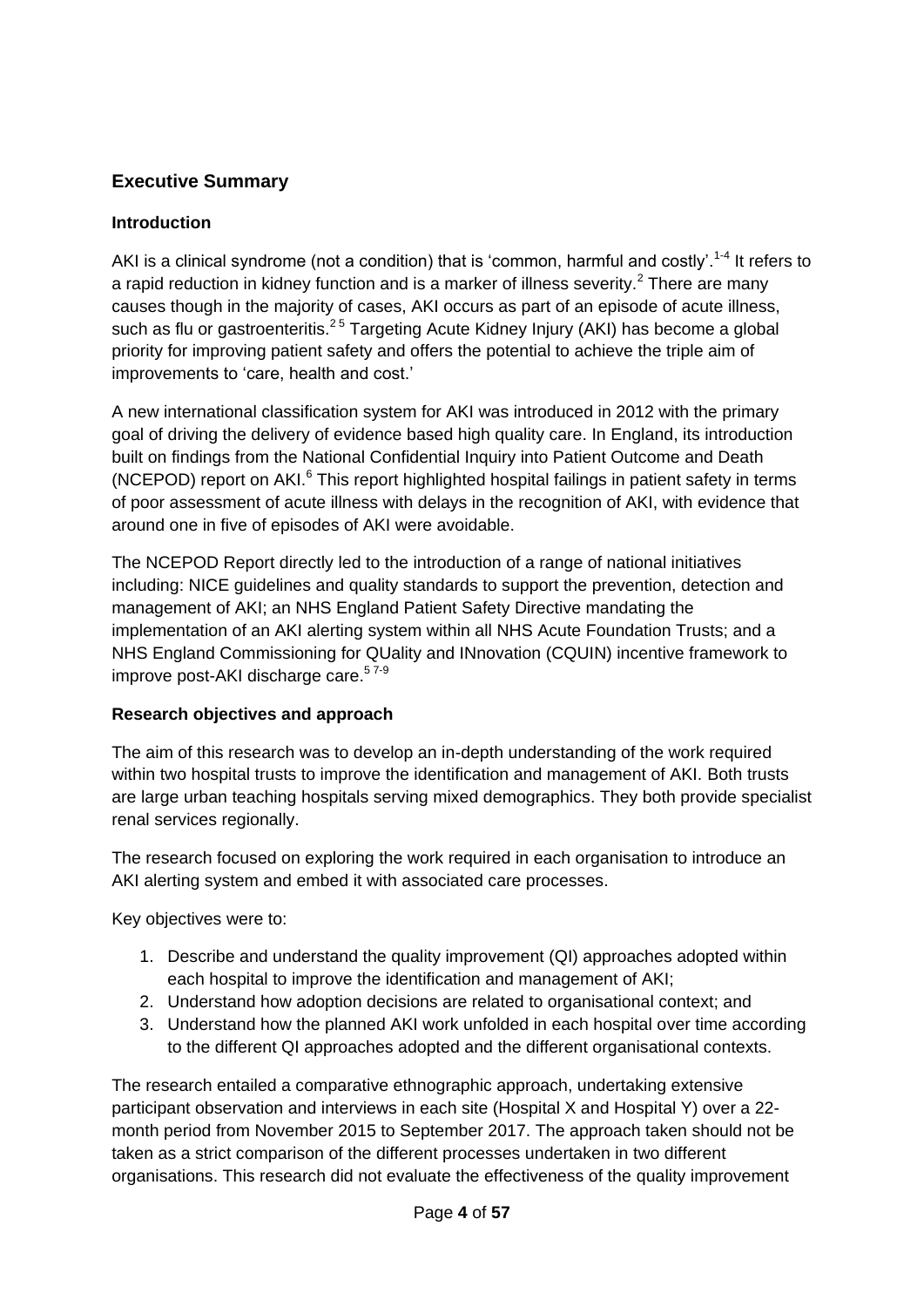## Executive Summary

### Introduction

AKI is a clinical syndrome (not a condition) that is 'common, harmful and costly'.[1-4] It refers to a rapid reduction in kidney function and is a marker of illness severity.[2] There are many causes though in the majority of cases, AKI occurs as part of an episode of acute illness, such as flu or gastroenteritis.[2 5] Targeting Acute Kidney Injury (AKI) has become a global priority for improving patient safety and offers the potential to achieve the triple aim of improvements to 'care, health and cost.'

A new international classification system for AKI was introduced in 2012 with the primary goal of driving the delivery of evidence based high quality care. In England, its introduction built on findings from the National Confidential Inquiry into Patient Outcome and Death (NCEPOD) report on AKI.[6] This report highlighted hospital failings in patient safety in terms of poor assessment of acute illness with delays in the recognition of AKI, with evidence that around one in five of episodes of AKI were avoidable.

The NCEPOD Report directly led to the introduction of a range of national initiatives including: NICE guidelines and quality standards to support the prevention, detection and management of AKI; an NHS England Patient Safety Directive mandating the implementation of an AKI alerting system within all NHS Acute Foundation Trusts; and a NHS England Commissioning for QUality and INnovation (CQUIN) incentive framework to improve post-AKI discharge care.[5 7-9]

### Research objectives and approach

The aim of this research was to develop an in-depth understanding of the work required within two hospital trusts to improve the identification and management of AKI. Both trusts are large urban teaching hospitals serving mixed demographics. They both provide specialist renal services regionally.

The research focused on exploring the work required in each organisation to introduce an AKI alerting system and embed it with associated care processes.

Key objectives were to:

1. Describe and understand the quality improvement (QI) approaches adopted within each hospital to improve the identification and management of AKI;
2. Understand how adoption decisions are related to organisational context; and
3. Understand how the planned AKI work unfolded in each hospital over time according to the different QI approaches adopted and the different organisational contexts.

The research entailed a comparative ethnographic approach, undertaking extensive participant observation and interviews in each site (Hospital X and Hospital Y) over a 22-month period from November 2015 to September 2017. The approach taken should not be taken as a strict comparison of the different processes undertaken in two different organisations. This research did not evaluate the effectiveness of the quality improvement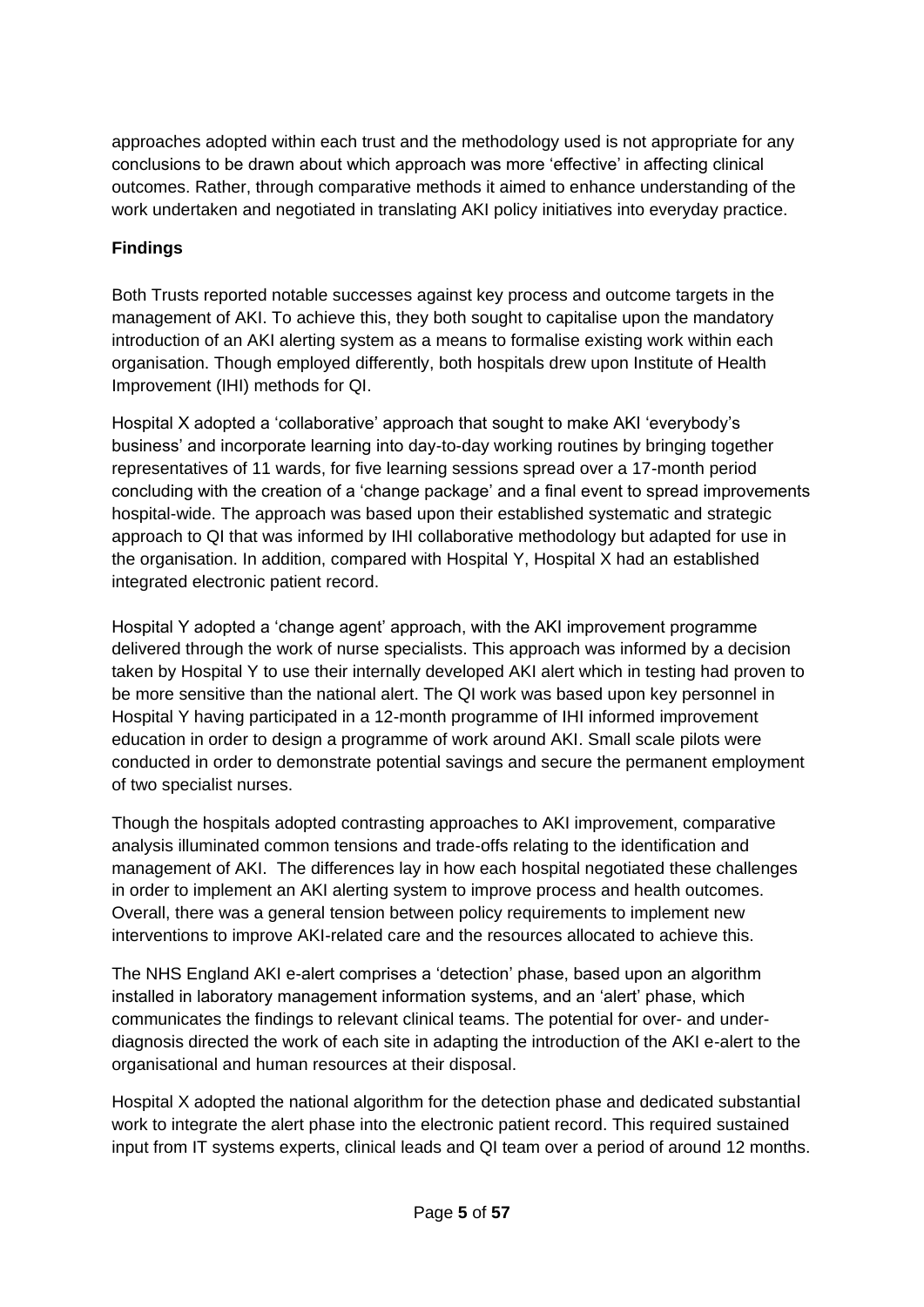approaches adopted within each trust and the methodology used is not appropriate for any conclusions to be drawn about which approach was more 'effective' in affecting clinical outcomes. Rather, through comparative methods it aimed to enhance understanding of the work undertaken and negotiated in translating AKI policy initiatives into everyday practice.

**Findings**

Both Trusts reported notable successes against key process and outcome targets in the management of AKI. To achieve this, they both sought to capitalise upon the mandatory introduction of an AKI alerting system as a means to formalise existing work within each organisation. Though employed differently, both hospitals drew upon Institute of Health Improvement (IHI) methods for QI.

Hospital X adopted a 'collaborative' approach that sought to make AKI 'everybody's business' and incorporate learning into day-to-day working routines by bringing together representatives of 11 wards, for five learning sessions spread over a 17-month period concluding with the creation of a 'change package' and a final event to spread improvements hospital-wide. The approach was based upon their established systematic and strategic approach to QI that was informed by IHI collaborative methodology but adapted for use in the organisation. In addition, compared with Hospital Y, Hospital X had an established integrated electronic patient record.

Hospital Y adopted a 'change agent' approach, with the AKI improvement programme delivered through the work of nurse specialists. This approach was informed by a decision taken by Hospital Y to use their internally developed AKI alert which in testing had proven to be more sensitive than the national alert. The QI work was based upon key personnel in Hospital Y having participated in a 12-month programme of IHI informed improvement education in order to design a programme of work around AKI. Small scale pilots were conducted in order to demonstrate potential savings and secure the permanent employment of two specialist nurses.

Though the hospitals adopted contrasting approaches to AKI improvement, comparative analysis illuminated common tensions and trade-offs relating to the identification and management of AKI. The differences lay in how each hospital negotiated these challenges in order to implement an AKI alerting system to improve process and health outcomes. Overall, there was a general tension between policy requirements to implement new interventions to improve AKI-related care and the resources allocated to achieve this.

The NHS England AKI e-alert comprises a 'detection' phase, based upon an algorithm installed in laboratory management information systems, and an 'alert' phase, which communicates the findings to relevant clinical teams. The potential for over- and under-diagnosis directed the work of each site in adapting the introduction of the AKI e-alert to the organisational and human resources at their disposal.

Hospital X adopted the national algorithm for the detection phase and dedicated substantial work to integrate the alert phase into the electronic patient record. This required sustained input from IT systems experts, clinical leads and QI team over a period of around 12 months.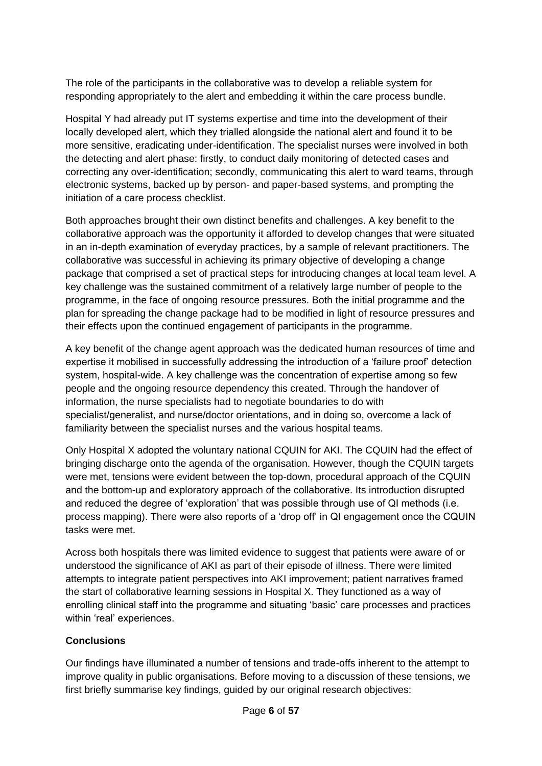The role of the participants in the collaborative was to develop a reliable system for responding appropriately to the alert and embedding it within the care process bundle.

Hospital Y had already put IT systems expertise and time into the development of their locally developed alert, which they trialled alongside the national alert and found it to be more sensitive, eradicating under-identification. The specialist nurses were involved in both the detecting and alert phase: firstly, to conduct daily monitoring of detected cases and correcting any over-identification; secondly, communicating this alert to ward teams, through electronic systems, backed up by person- and paper-based systems, and prompting the initiation of a care process checklist.

Both approaches brought their own distinct benefits and challenges. A key benefit to the collaborative approach was the opportunity it afforded to develop changes that were situated in an in-depth examination of everyday practices, by a sample of relevant practitioners. The collaborative was successful in achieving its primary objective of developing a change package that comprised a set of practical steps for introducing changes at local team level. A key challenge was the sustained commitment of a relatively large number of people to the programme, in the face of ongoing resource pressures. Both the initial programme and the plan for spreading the change package had to be modified in light of resource pressures and their effects upon the continued engagement of participants in the programme.

A key benefit of the change agent approach was the dedicated human resources of time and expertise it mobilised in successfully addressing the introduction of a 'failure proof' detection system, hospital-wide. A key challenge was the concentration of expertise among so few people and the ongoing resource dependency this created. Through the handover of information, the nurse specialists had to negotiate boundaries to do with specialist/generalist, and nurse/doctor orientations, and in doing so, overcome a lack of familiarity between the specialist nurses and the various hospital teams.

Only Hospital X adopted the voluntary national CQUIN for AKI. The CQUIN had the effect of bringing discharge onto the agenda of the organisation. However, though the CQUIN targets were met, tensions were evident between the top-down, procedural approach of the CQUIN and the bottom-up and exploratory approach of the collaborative. Its introduction disrupted and reduced the degree of 'exploration' that was possible through use of QI methods (i.e. process mapping). There were also reports of a 'drop off' in QI engagement once the CQUIN tasks were met.

Across both hospitals there was limited evidence to suggest that patients were aware of or understood the significance of AKI as part of their episode of illness. There were limited attempts to integrate patient perspectives into AKI improvement; patient narratives framed the start of collaborative learning sessions in Hospital X. They functioned as a way of enrolling clinical staff into the programme and situating 'basic' care processes and practices within 'real' experiences.

**Conclusions**

Our findings have illuminated a number of tensions and trade-offs inherent to the attempt to improve quality in public organisations. Before moving to a discussion of these tensions, we first briefly summarise key findings, guided by our original research objectives: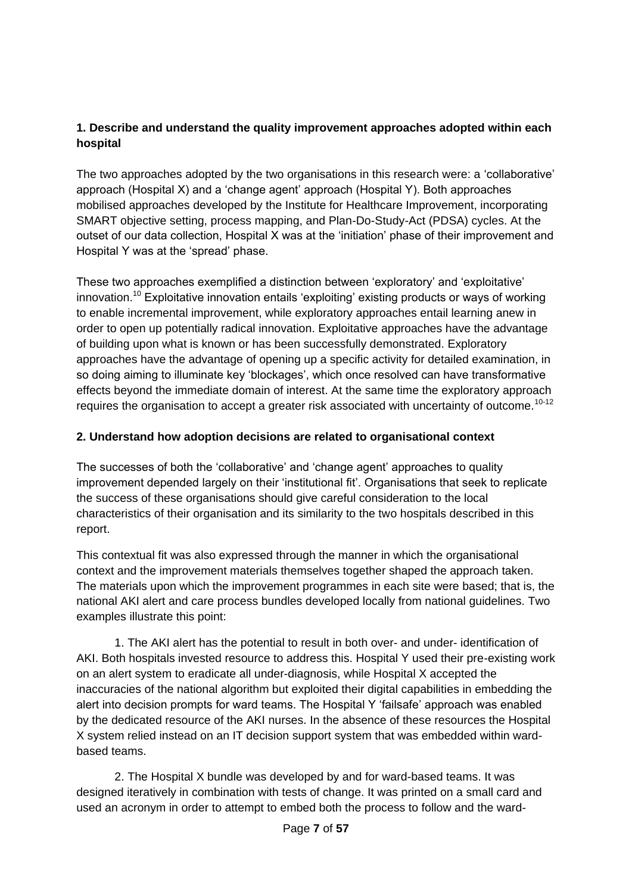### 1. Describe and understand the quality improvement approaches adopted within each hospital

The two approaches adopted by the two organisations in this research were: a 'collaborative' approach (Hospital X) and a 'change agent' approach (Hospital Y). Both approaches mobilised approaches developed by the Institute for Healthcare Improvement, incorporating SMART objective setting, process mapping, and Plan-Do-Study-Act (PDSA) cycles. At the outset of our data collection, Hospital X was at the 'initiation' phase of their improvement and Hospital Y was at the 'spread' phase.

These two approaches exemplified a distinction between 'exploratory' and 'exploitative' innovation.[10] Exploitative innovation entails 'exploiting' existing products or ways of working to enable incremental improvement, while exploratory approaches entail learning anew in order to open up potentially radical innovation. Exploitative approaches have the advantage of building upon what is known or has been successfully demonstrated. Exploratory approaches have the advantage of opening up a specific activity for detailed examination, in so doing aiming to illuminate key 'blockages', which once resolved can have transformative effects beyond the immediate domain of interest. At the same time the exploratory approach requires the organisation to accept a greater risk associated with uncertainty of outcome.[10-12]

### 2. Understand how adoption decisions are related to organisational context

The successes of both the 'collaborative' and 'change agent' approaches to quality improvement depended largely on their 'institutional fit'. Organisations that seek to replicate the success of these organisations should give careful consideration to the local characteristics of their organisation and its similarity to the two hospitals described in this report.

This contextual fit was also expressed through the manner in which the organisational context and the improvement materials themselves together shaped the approach taken. The materials upon which the improvement programmes in each site were based; that is, the national AKI alert and care process bundles developed locally from national guidelines. Two examples illustrate this point:

1. The AKI alert has the potential to result in both over- and under- identification of AKI. Both hospitals invested resource to address this. Hospital Y used their pre-existing work on an alert system to eradicate all under-diagnosis, while Hospital X accepted the inaccuracies of the national algorithm but exploited their digital capabilities in embedding the alert into decision prompts for ward teams. The Hospital Y 'failsafe' approach was enabled by the dedicated resource of the AKI nurses. In the absence of these resources the Hospital X system relied instead on an IT decision support system that was embedded within ward-based teams.

2. The Hospital X bundle was developed by and for ward-based teams. It was designed iteratively in combination with tests of change. It was printed on a small card and used an acronym in order to attempt to embed both the process to follow and the ward-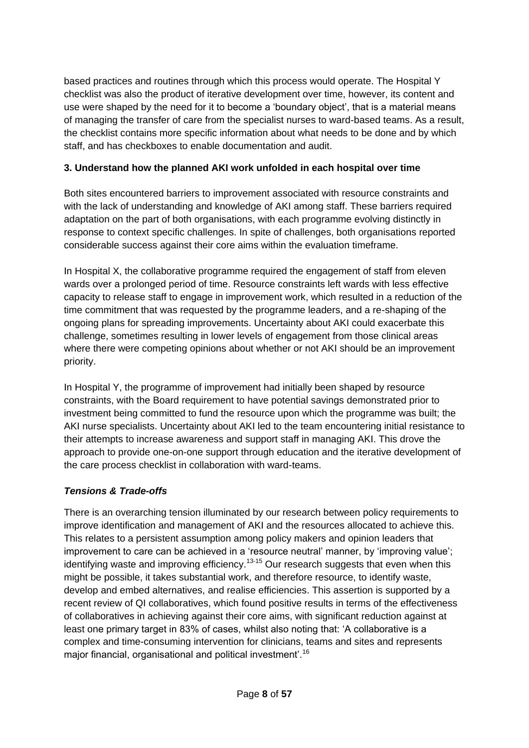based practices and routines through which this process would operate. The Hospital Y checklist was also the product of iterative development over time, however, its content and use were shaped by the need for it to become a 'boundary object', that is a material means of managing the transfer of care from the specialist nurses to ward-based teams. As a result, the checklist contains more specific information about what needs to be done and by which staff, and has checkboxes to enable documentation and audit.

**3. Understand how the planned AKI work unfolded in each hospital over time**

Both sites encountered barriers to improvement associated with resource constraints and with the lack of understanding and knowledge of AKI among staff. These barriers required adaptation on the part of both organisations, with each programme evolving distinctly in response to context specific challenges. In spite of challenges, both organisations reported considerable success against their core aims within the evaluation timeframe.

In Hospital X, the collaborative programme required the engagement of staff from eleven wards over a prolonged period of time. Resource constraints left wards with less effective capacity to release staff to engage in improvement work, which resulted in a reduction of the time commitment that was requested by the programme leaders, and a re-shaping of the ongoing plans for spreading improvements. Uncertainty about AKI could exacerbate this challenge, sometimes resulting in lower levels of engagement from those clinical areas where there were competing opinions about whether or not AKI should be an improvement priority.

In Hospital Y, the programme of improvement had initially been shaped by resource constraints, with the Board requirement to have potential savings demonstrated prior to investment being committed to fund the resource upon which the programme was built; the AKI nurse specialists. Uncertainty about AKI led to the team encountering initial resistance to their attempts to increase awareness and support staff in managing AKI. This drove the approach to provide one-on-one support through education and the iterative development of the care process checklist in collaboration with ward-teams.

***Tensions & Trade-offs***

There is an overarching tension illuminated by our research between policy requirements to improve identification and management of AKI and the resources allocated to achieve this. This relates to a persistent assumption among policy makers and opinion leaders that improvement to care can be achieved in a 'resource neutral' manner, by 'improving value'; identifying waste and improving efficiency.[13-15] Our research suggests that even when this might be possible, it takes substantial work, and therefore resource, to identify waste, develop and embed alternatives, and realise efficiencies. This assertion is supported by a recent review of QI collaboratives, which found positive results in terms of the effectiveness of collaboratives in achieving against their core aims, with significant reduction against at least one primary target in 83% of cases, whilst also noting that: 'A collaborative is a complex and time-consuming intervention for clinicians, teams and sites and represents major financial, organisational and political investment'.[16]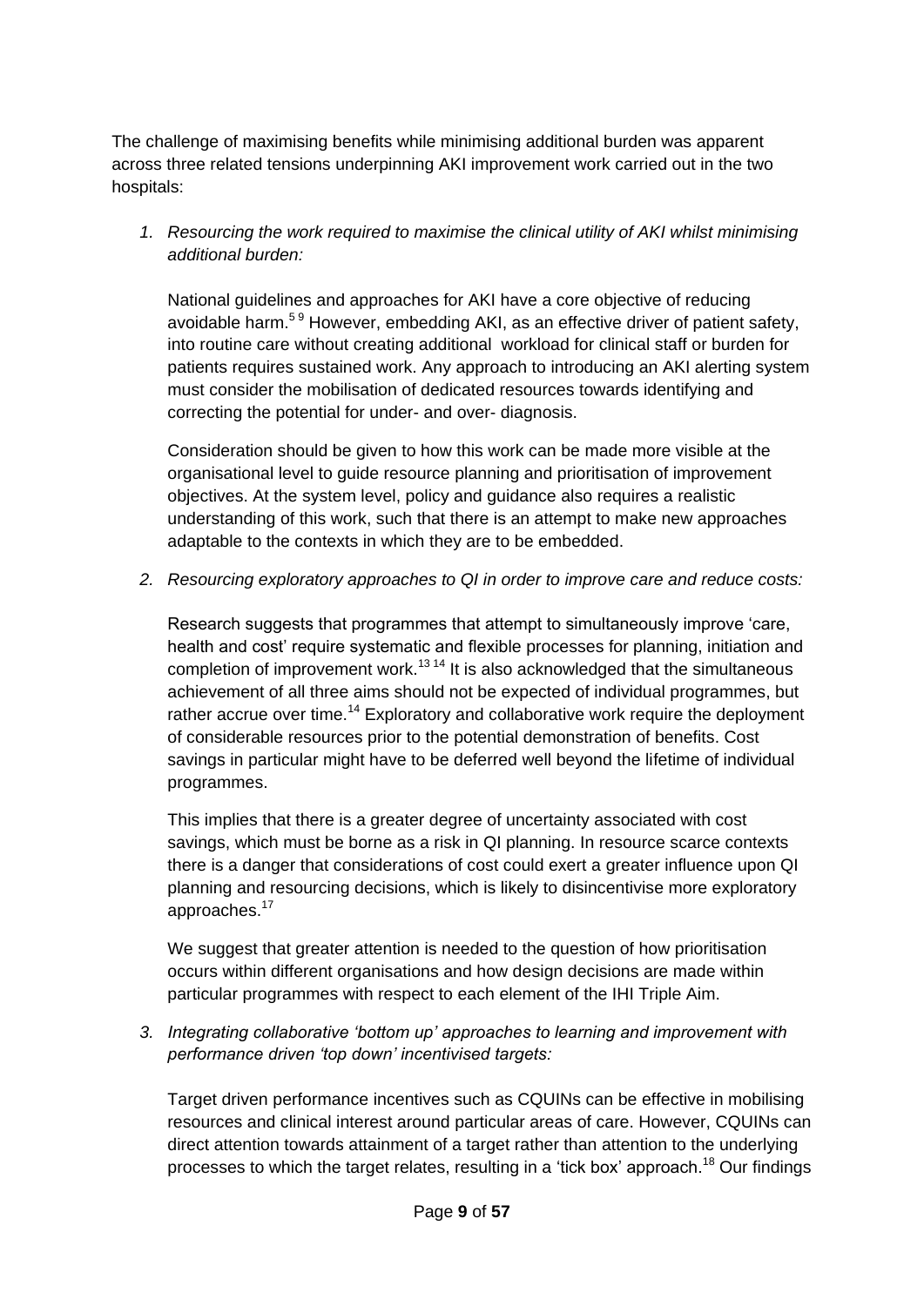The challenge of maximising benefits while minimising additional burden was apparent across three related tensions underpinning AKI improvement work carried out in the two hospitals:

1. *Resourcing the work required to maximise the clinical utility of AKI whilst minimising additional burden:*

   National guidelines and approaches for AKI have a core objective of reducing avoidable harm.[5 9] However, embedding AKI, as an effective driver of patient safety, into routine care without creating additional workload for clinical staff or burden for patients requires sustained work. Any approach to introducing an AKI alerting system must consider the mobilisation of dedicated resources towards identifying and correcting the potential for under- and over- diagnosis.

   Consideration should be given to how this work can be made more visible at the organisational level to guide resource planning and prioritisation of improvement objectives. At the system level, policy and guidance also requires a realistic understanding of this work, such that there is an attempt to make new approaches adaptable to the contexts in which they are to be embedded.

2. *Resourcing exploratory approaches to QI in order to improve care and reduce costs:*

   Research suggests that programmes that attempt to simultaneously improve 'care, health and cost' require systematic and flexible processes for planning, initiation and completion of improvement work.[13 14] It is also acknowledged that the simultaneous achievement of all three aims should not be expected of individual programmes, but rather accrue over time.[14] Exploratory and collaborative work require the deployment of considerable resources prior to the potential demonstration of benefits. Cost savings in particular might have to be deferred well beyond the lifetime of individual programmes.

   This implies that there is a greater degree of uncertainty associated with cost savings, which must be borne as a risk in QI planning. In resource scarce contexts there is a danger that considerations of cost could exert a greater influence upon QI planning and resourcing decisions, which is likely to disincentivise more exploratory approaches.[17]

   We suggest that greater attention is needed to the question of how prioritisation occurs within different organisations and how design decisions are made within particular programmes with respect to each element of the IHI Triple Aim.

3. *Integrating collaborative 'bottom up' approaches to learning and improvement with performance driven 'top down' incentivised targets:*

   Target driven performance incentives such as CQUINs can be effective in mobilising resources and clinical interest around particular areas of care. However, CQUINs can direct attention towards attainment of a target rather than attention to the underlying processes to which the target relates, resulting in a 'tick box' approach.[18] Our findings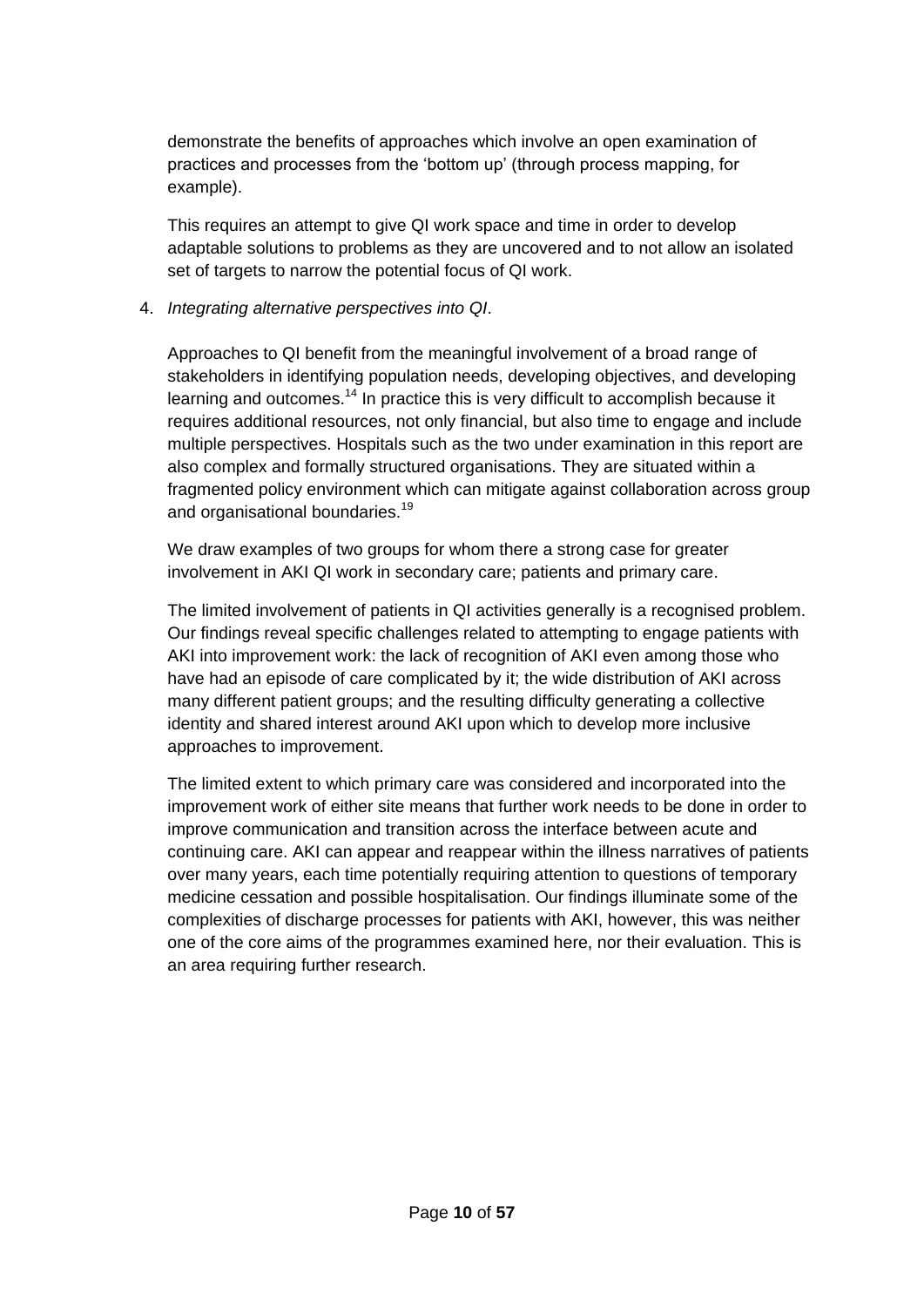demonstrate the benefits of approaches which involve an open examination of practices and processes from the 'bottom up' (through process mapping, for example).

This requires an attempt to give QI work space and time in order to develop adaptable solutions to problems as they are uncovered and to not allow an isolated set of targets to narrow the potential focus of QI work.

4. *Integrating alternative perspectives into QI*.

   Approaches to QI benefit from the meaningful involvement of a broad range of stakeholders in identifying population needs, developing objectives, and developing learning and outcomes.[14] In practice this is very difficult to accomplish because it requires additional resources, not only financial, but also time to engage and include multiple perspectives. Hospitals such as the two under examination in this report are also complex and formally structured organisations. They are situated within a fragmented policy environment which can mitigate against collaboration across group and organisational boundaries.[19]

   We draw examples of two groups for whom there a strong case for greater involvement in AKI QI work in secondary care; patients and primary care.

   The limited involvement of patients in QI activities generally is a recognised problem. Our findings reveal specific challenges related to attempting to engage patients with AKI into improvement work: the lack of recognition of AKI even among those who have had an episode of care complicated by it; the wide distribution of AKI across many different patient groups; and the resulting difficulty generating a collective identity and shared interest around AKI upon which to develop more inclusive approaches to improvement.

   The limited extent to which primary care was considered and incorporated into the improvement work of either site means that further work needs to be done in order to improve communication and transition across the interface between acute and continuing care. AKI can appear and reappear within the illness narratives of patients over many years, each time potentially requiring attention to questions of temporary medicine cessation and possible hospitalisation. Our findings illuminate some of the complexities of discharge processes for patients with AKI, however, this was neither one of the core aims of the programmes examined here, nor their evaluation. This is an area requiring further research.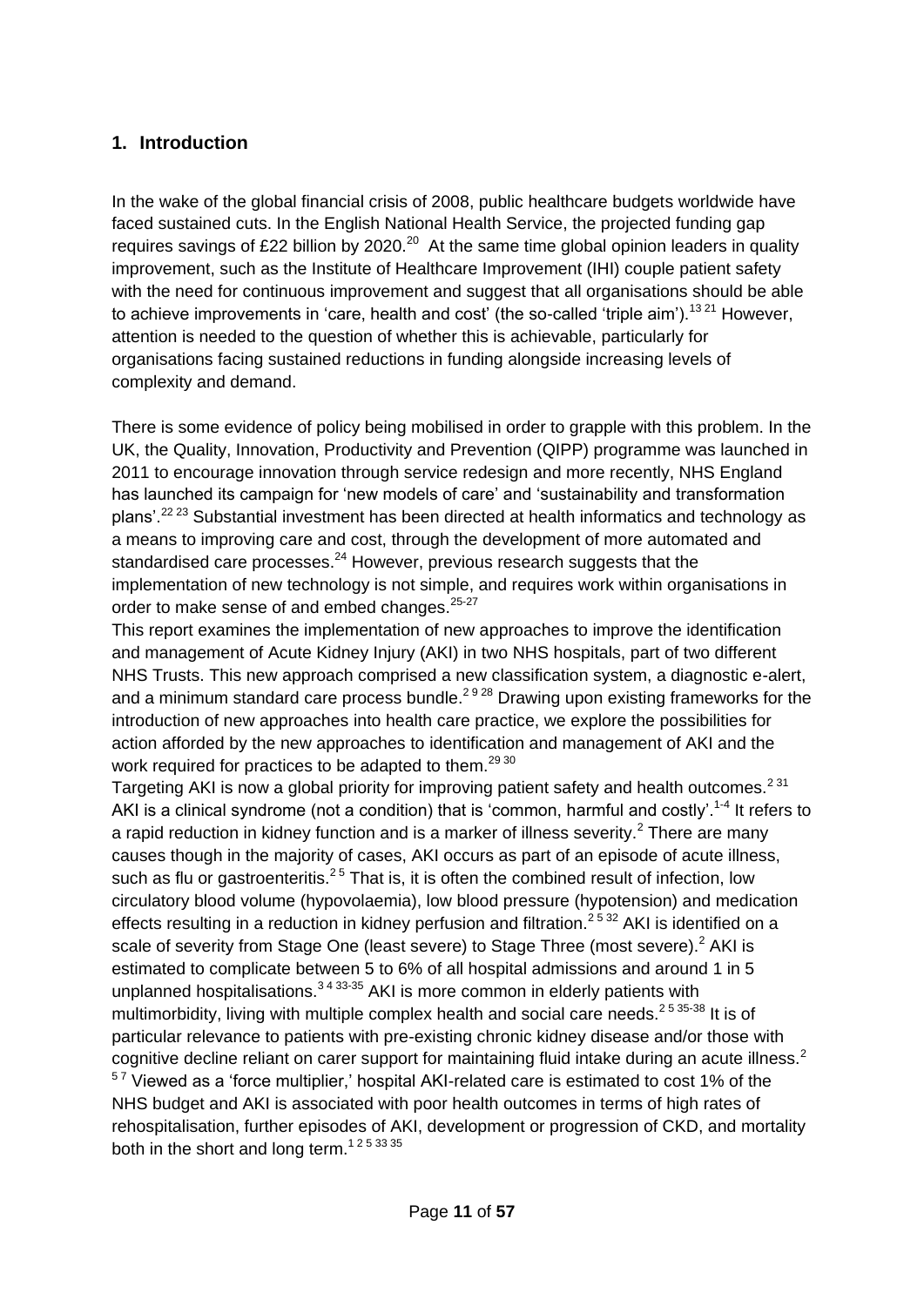## 1. Introduction

In the wake of the global financial crisis of 2008, public healthcare budgets worldwide have faced sustained cuts. In the English National Health Service, the projected funding gap requires savings of £22 billion by 2020.[20] At the same time global opinion leaders in quality improvement, such as the Institute of Healthcare Improvement (IHI) couple patient safety with the need for continuous improvement and suggest that all organisations should be able to achieve improvements in 'care, health and cost' (the so-called 'triple aim').[13 21] However, attention is needed to the question of whether this is achievable, particularly for organisations facing sustained reductions in funding alongside increasing levels of complexity and demand.

There is some evidence of policy being mobilised in order to grapple with this problem. In the UK, the Quality, Innovation, Productivity and Prevention (QIPP) programme was launched in 2011 to encourage innovation through service redesign and more recently, NHS England has launched its campaign for 'new models of care' and 'sustainability and transformation plans'.[22 23] Substantial investment has been directed at health informatics and technology as a means to improving care and cost, through the development of more automated and standardised care processes.[24] However, previous research suggests that the implementation of new technology is not simple, and requires work within organisations in order to make sense of and embed changes.[25-27]

This report examines the implementation of new approaches to improve the identification and management of Acute Kidney Injury (AKI) in two NHS hospitals, part of two different NHS Trusts. This new approach comprised a new classification system, a diagnostic e-alert, and a minimum standard care process bundle.[2 9 28] Drawing upon existing frameworks for the introduction of new approaches into health care practice, we explore the possibilities for action afforded by the new approaches to identification and management of AKI and the work required for practices to be adapted to them.[29 30]

Targeting AKI is now a global priority for improving patient safety and health outcomes.[2 31] AKI is a clinical syndrome (not a condition) that is 'common, harmful and costly'.[1-4] It refers to a rapid reduction in kidney function and is a marker of illness severity.[2] There are many causes though in the majority of cases, AKI occurs as part of an episode of acute illness, such as flu or gastroenteritis.[2 5] That is, it is often the combined result of infection, low circulatory blood volume (hypovolaemia), low blood pressure (hypotension) and medication effects resulting in a reduction in kidney perfusion and filtration.[2 5 32] AKI is identified on a scale of severity from Stage One (least severe) to Stage Three (most severe).[2] AKI is estimated to complicate between 5 to 6% of all hospital admissions and around 1 in 5 unplanned hospitalisations.[3 4 33-35] AKI is more common in elderly patients with multimorbidity, living with multiple complex health and social care needs.[2 5 35-38] It is of particular relevance to patients with pre-existing chronic kidney disease and/or those with cognitive decline reliant on carer support for maintaining fluid intake during an acute illness.[2 5 7] Viewed as a 'force multiplier,' hospital AKI-related care is estimated to cost 1% of the NHS budget and AKI is associated with poor health outcomes in terms of high rates of rehospitalisation, further episodes of AKI, development or progression of CKD, and mortality both in the short and long term.[1 2 5 33 35]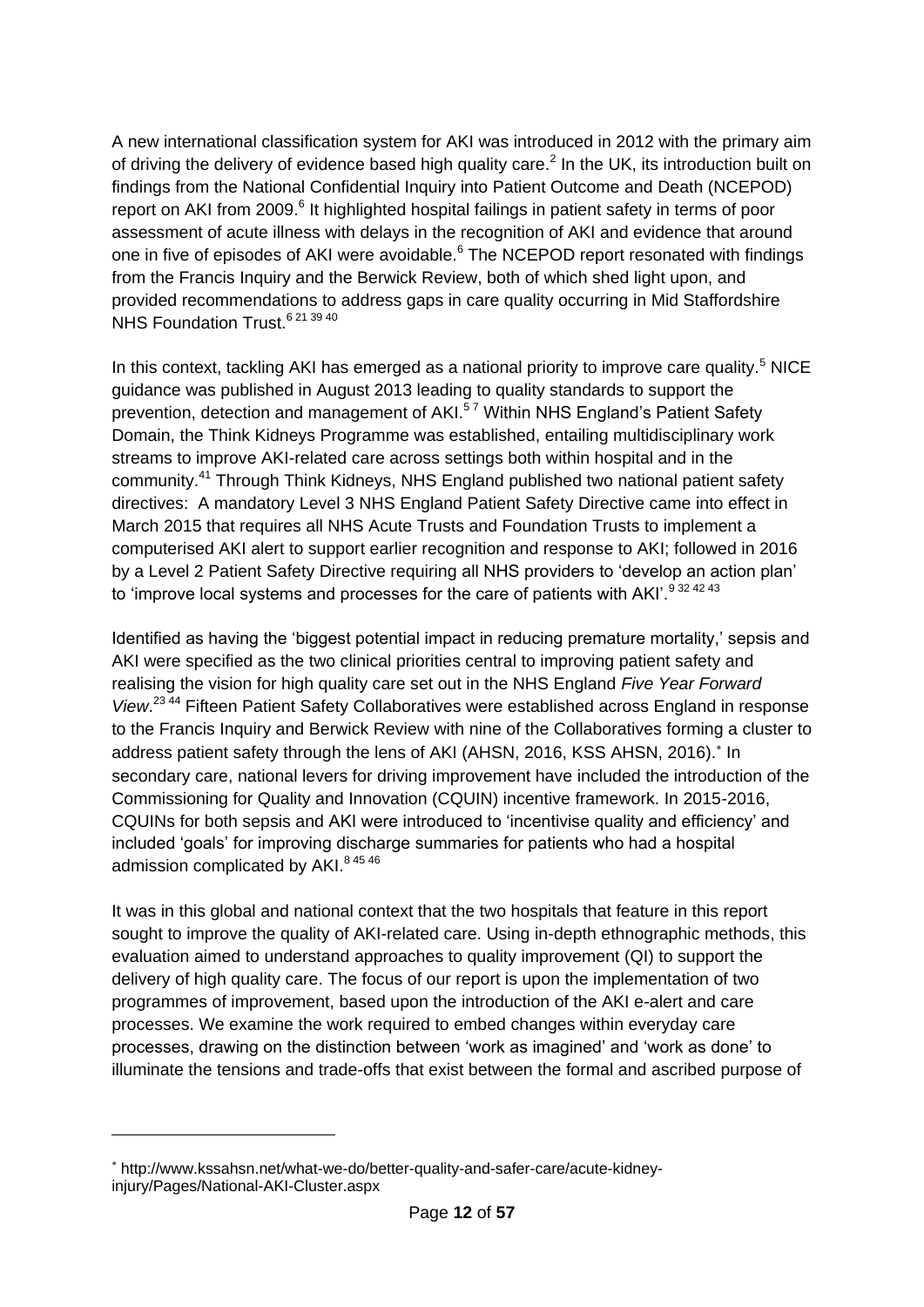A new international classification system for AKI was introduced in 2012 with the primary aim of driving the delivery of evidence based high quality care.[2] In the UK, its introduction built on findings from the National Confidential Inquiry into Patient Outcome and Death (NCEPOD) report on AKI from 2009.[6] It highlighted hospital failings in patient safety in terms of poor assessment of acute illness with delays in the recognition of AKI and evidence that around one in five of episodes of AKI were avoidable.[6] The NCEPOD report resonated with findings from the Francis Inquiry and the Berwick Review, both of which shed light upon, and provided recommendations to address gaps in care quality occurring in Mid Staffordshire NHS Foundation Trust.[6 21 39 40]

In this context, tackling AKI has emerged as a national priority to improve care quality.[5] NICE guidance was published in August 2013 leading to quality standards to support the prevention, detection and management of AKI.[5 7] Within NHS England's Patient Safety Domain, the Think Kidneys Programme was established, entailing multidisciplinary work streams to improve AKI-related care across settings both within hospital and in the community.[41] Through Think Kidneys, NHS England published two national patient safety directives: A mandatory Level 3 NHS England Patient Safety Directive came into effect in March 2015 that requires all NHS Acute Trusts and Foundation Trusts to implement a computerised AKI alert to support earlier recognition and response to AKI; followed in 2016 by a Level 2 Patient Safety Directive requiring all NHS providers to 'develop an action plan' to 'improve local systems and processes for the care of patients with AKI'.[9 32 42 43]

Identified as having the 'biggest potential impact in reducing premature mortality,' sepsis and AKI were specified as the two clinical priorities central to improving patient safety and realising the vision for high quality care set out in the NHS England *Five Year Forward View*.[23 44] Fifteen Patient Safety Collaboratives were established across England in response to the Francis Inquiry and Berwick Review with nine of the Collaboratives forming a cluster to address patient safety through the lens of AKI (AHSN, 2016, KSS AHSN, 2016).[*] In secondary care, national levers for driving improvement have included the introduction of the Commissioning for Quality and Innovation (CQUIN) incentive framework. In 2015-2016, CQUINs for both sepsis and AKI were introduced to 'incentivise quality and efficiency' and included 'goals' for improving discharge summaries for patients who had a hospital admission complicated by AKI.[8 45 46]

It was in this global and national context that the two hospitals that feature in this report sought to improve the quality of AKI-related care. Using in-depth ethnographic methods, this evaluation aimed to understand approaches to quality improvement (QI) to support the delivery of high quality care. The focus of our report is upon the implementation of two programmes of improvement, based upon the introduction of the AKI e-alert and care processes. We examine the work required to embed changes within everyday care processes, drawing on the distinction between 'work as imagined' and 'work as done' to illuminate the tensions and trade-offs that exist between the formal and ascribed purpose of

---

[*] http://www.kssahsn.net/what-we-do/better-quality-and-safer-care/acute-kidney-injury/Pages/National-AKI-Cluster.aspx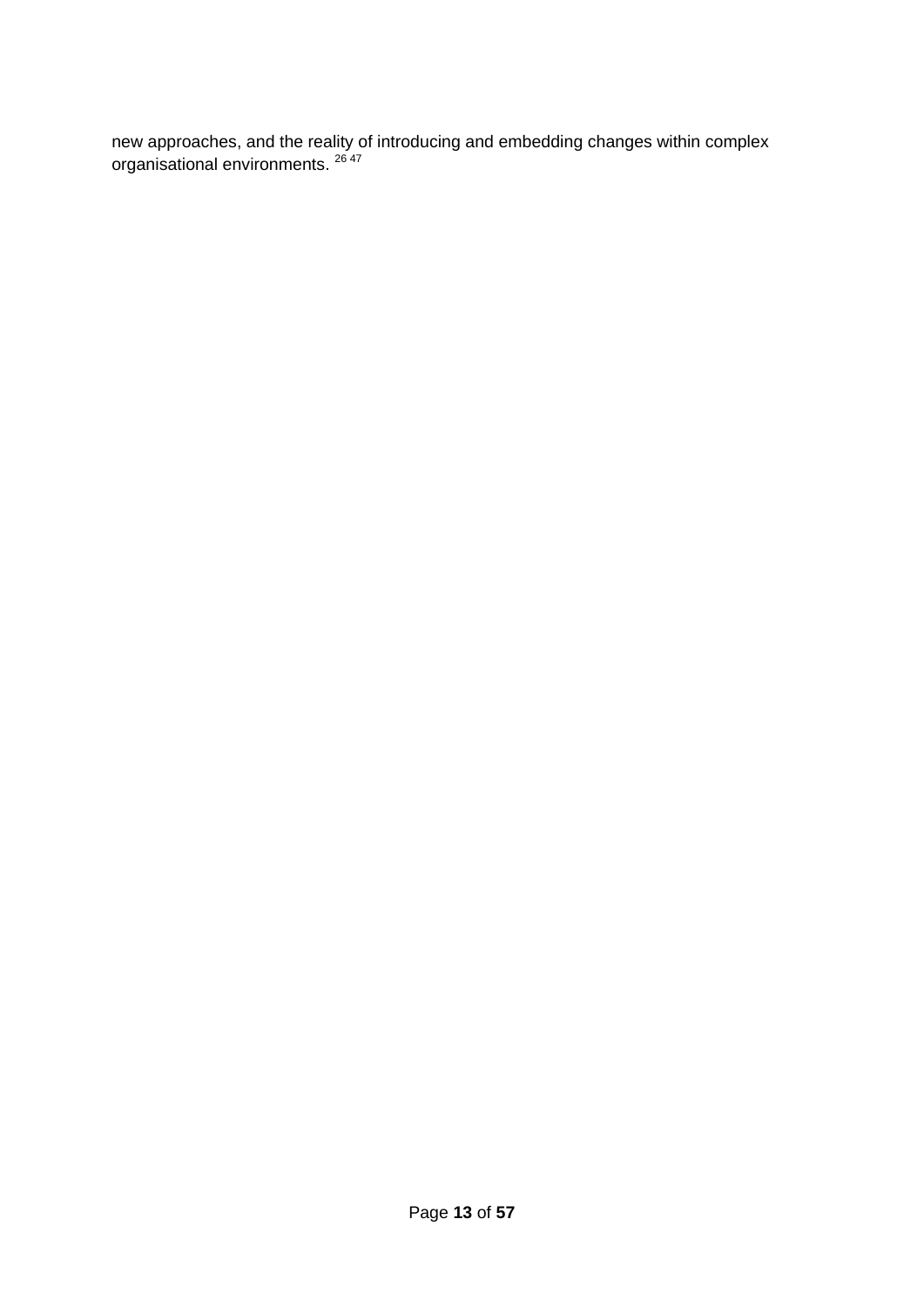new approaches, and the reality of introducing and embedding changes within complex organisational environments. [26 47]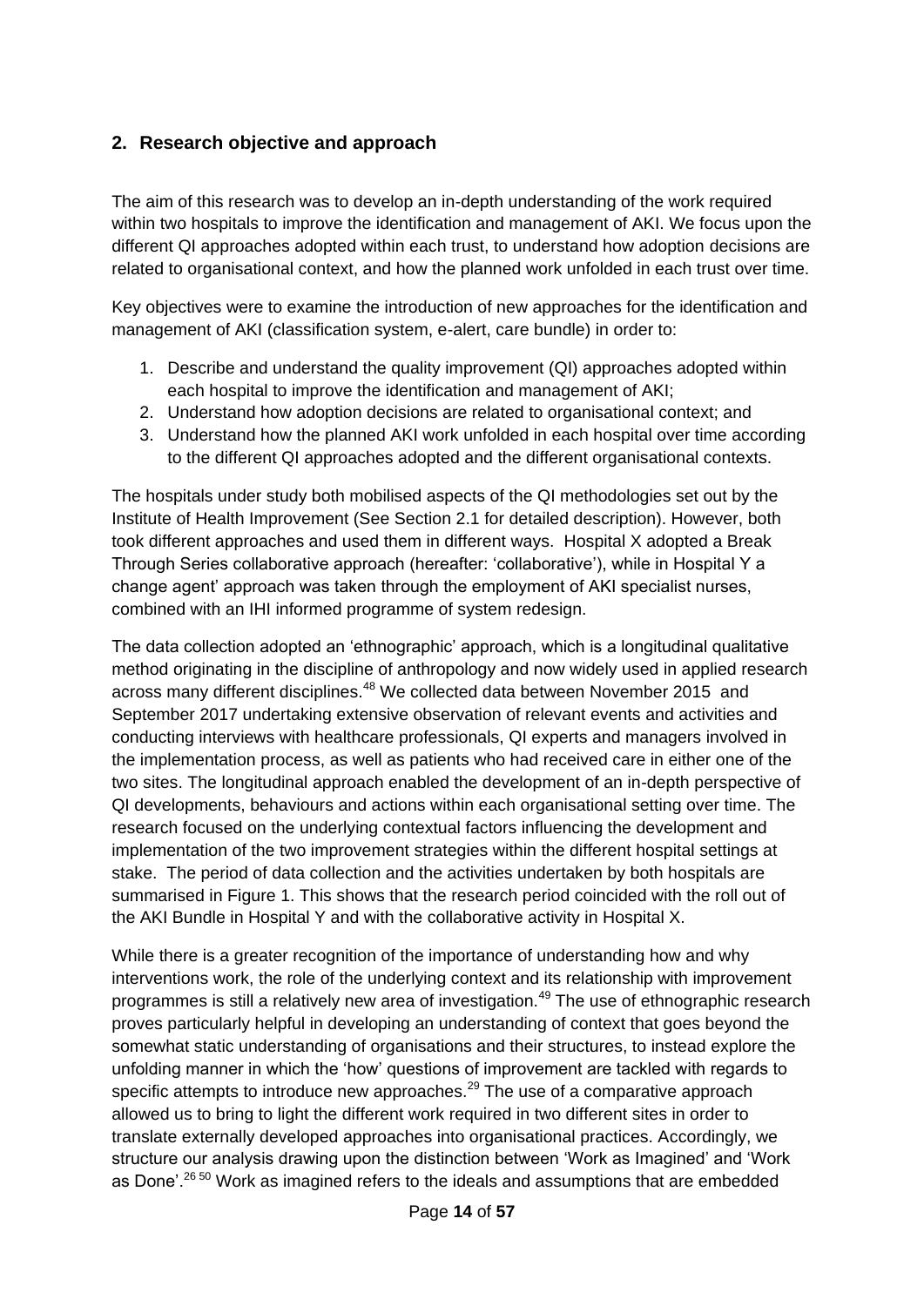## 2. Research objective and approach

The aim of this research was to develop an in-depth understanding of the work required within two hospitals to improve the identification and management of AKI. We focus upon the different QI approaches adopted within each trust, to understand how adoption decisions are related to organisational context, and how the planned work unfolded in each trust over time.

Key objectives were to examine the introduction of new approaches for the identification and management of AKI (classification system, e-alert, care bundle) in order to:

1. Describe and understand the quality improvement (QI) approaches adopted within each hospital to improve the identification and management of AKI;
2. Understand how adoption decisions are related to organisational context; and
3. Understand how the planned AKI work unfolded in each hospital over time according to the different QI approaches adopted and the different organisational contexts.

The hospitals under study both mobilised aspects of the QI methodologies set out by the Institute of Health Improvement (See Section 2.1 for detailed description). However, both took different approaches and used them in different ways. Hospital X adopted a Break Through Series collaborative approach (hereafter: 'collaborative'), while in Hospital Y a change agent' approach was taken through the employment of AKI specialist nurses, combined with an IHI informed programme of system redesign.

The data collection adopted an 'ethnographic' approach, which is a longitudinal qualitative method originating in the discipline of anthropology and now widely used in applied research across many different disciplines.[48] We collected data between November 2015 and September 2017 undertaking extensive observation of relevant events and activities and conducting interviews with healthcare professionals, QI experts and managers involved in the implementation process, as well as patients who had received care in either one of the two sites. The longitudinal approach enabled the development of an in-depth perspective of QI developments, behaviours and actions within each organisational setting over time. The research focused on the underlying contextual factors influencing the development and implementation of the two improvement strategies within the different hospital settings at stake. The period of data collection and the activities undertaken by both hospitals are summarised in Figure 1. This shows that the research period coincided with the roll out of the AKI Bundle in Hospital Y and with the collaborative activity in Hospital X.

While there is a greater recognition of the importance of understanding how and why interventions work, the role of the underlying context and its relationship with improvement programmes is still a relatively new area of investigation.[49] The use of ethnographic research proves particularly helpful in developing an understanding of context that goes beyond the somewhat static understanding of organisations and their structures, to instead explore the unfolding manner in which the 'how' questions of improvement are tackled with regards to specific attempts to introduce new approaches.[29] The use of a comparative approach allowed us to bring to light the different work required in two different sites in order to translate externally developed approaches into organisational practices. Accordingly, we structure our analysis drawing upon the distinction between 'Work as Imagined' and 'Work as Done'.[26 50] Work as imagined refers to the ideals and assumptions that are embedded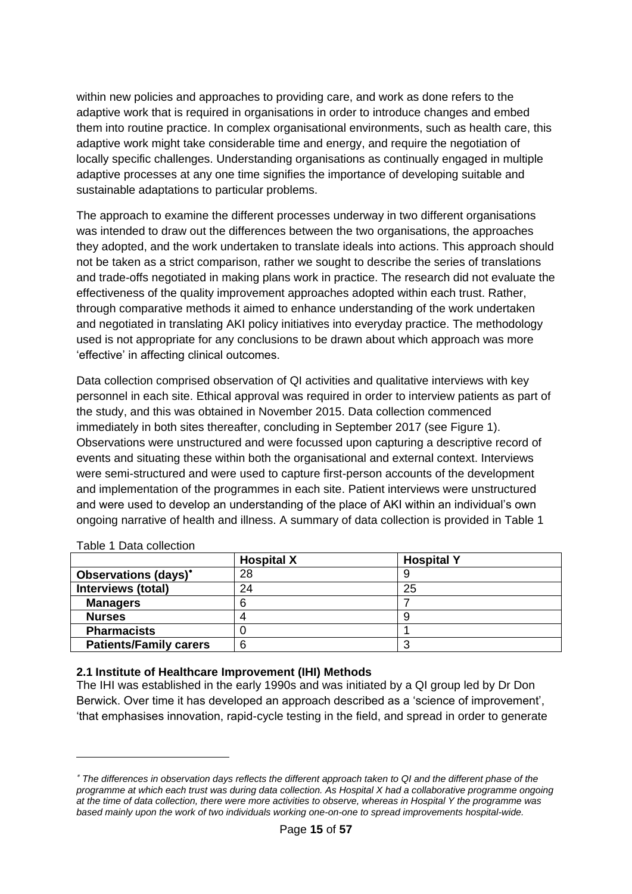within new policies and approaches to providing care, and work as done refers to the adaptive work that is required in organisations in order to introduce changes and embed them into routine practice. In complex organisational environments, such as health care, this adaptive work might take considerable time and energy, and require the negotiation of locally specific challenges. Understanding organisations as continually engaged in multiple adaptive processes at any one time signifies the importance of developing suitable and sustainable adaptations to particular problems.

The approach to examine the different processes underway in two different organisations was intended to draw out the differences between the two organisations, the approaches they adopted, and the work undertaken to translate ideals into actions. This approach should not be taken as a strict comparison, rather we sought to describe the series of translations and trade-offs negotiated in making plans work in practice. The research did not evaluate the effectiveness of the quality improvement approaches adopted within each trust. Rather, through comparative methods it aimed to enhance understanding of the work undertaken and negotiated in translating AKI policy initiatives into everyday practice. The methodology used is not appropriate for any conclusions to be drawn about which approach was more 'effective' in affecting clinical outcomes.

Data collection comprised observation of QI activities and qualitative interviews with key personnel in each site. Ethical approval was required in order to interview patients as part of the study, and this was obtained in November 2015. Data collection commenced immediately in both sites thereafter, concluding in September 2017 (see Figure 1). Observations were unstructured and were focussed upon capturing a descriptive record of events and situating these within both the organisational and external context. Interviews were semi-structured and were used to capture first-person accounts of the development and implementation of the programmes in each site. Patient interviews were unstructured and were used to develop an understanding of the place of AKI within an individual's own ongoing narrative of health and illness. A summary of data collection is provided in Table 1

Table 1 Data collection

| | **Hospital X** | **Hospital Y** |
|---|---|---|
| **Observations (days)*** | 28 | 9 |
| **Interviews (total)** | 24 | 25 |
| **Managers** | 6 | 7 |
| **Nurses** | 4 | 9 |
| **Pharmacists** | 0 | 1 |
| **Patients/Family carers** | 6 | 3 |

### 2.1 Institute of Healthcare Improvement (IHI) Methods

The IHI was established in the early 1990s and was initiated by a QI group led by Dr Don Berwick. Over time it has developed an approach described as a 'science of improvement', 'that emphasises innovation, rapid-cycle testing in the field, and spread in order to generate

* *The differences in observation days reflects the different approach taken to QI and the different phase of the programme at which each trust was during data collection. As Hospital X had a collaborative programme ongoing at the time of data collection, there were more activities to observe, whereas in Hospital Y the programme was based mainly upon the work of two individuals working one-on-one to spread improvements hospital-wide.*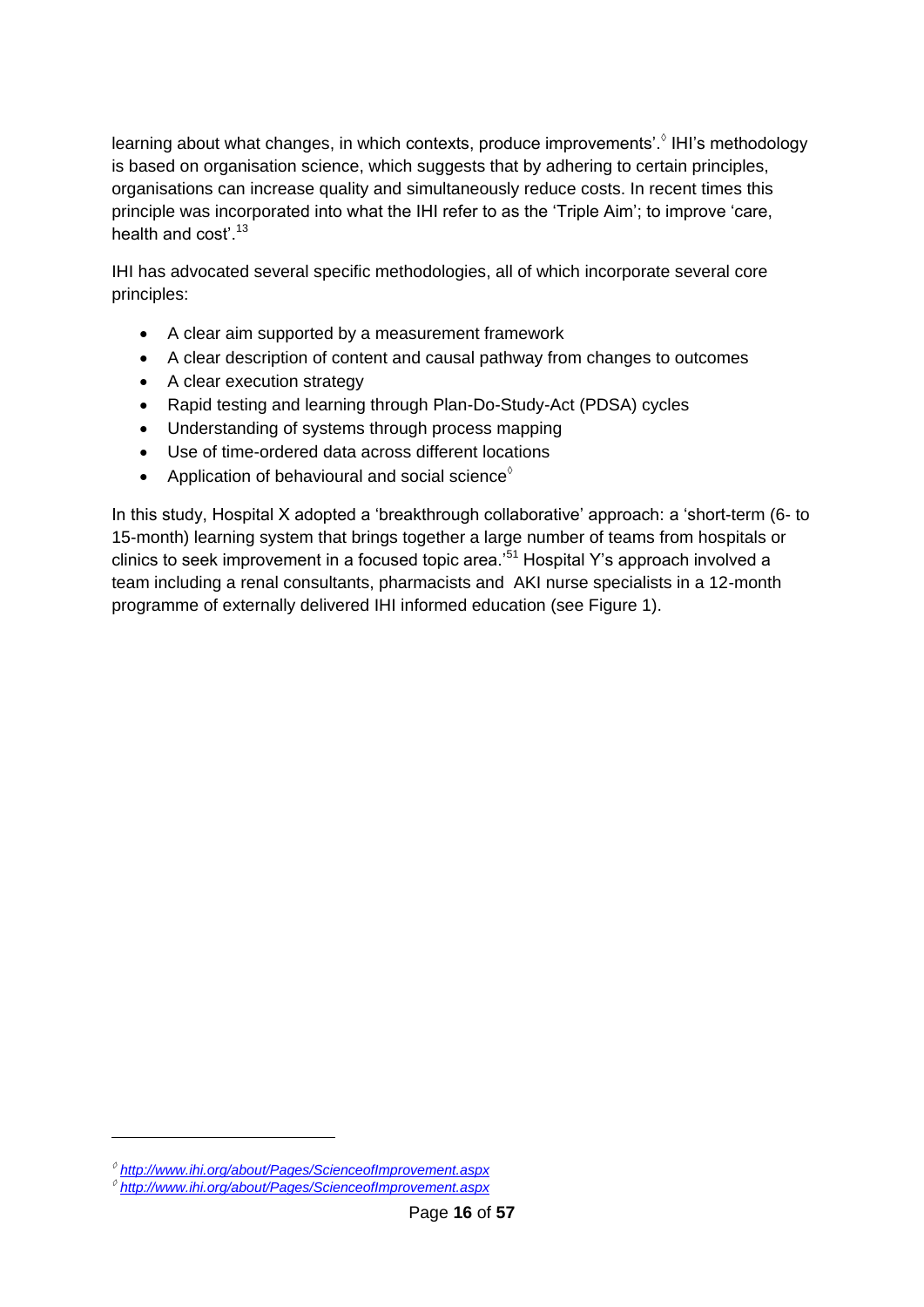learning about what changes, in which contexts, produce improvements'.[◊] IHI's methodology is based on organisation science, which suggests that by adhering to certain principles, organisations can increase quality and simultaneously reduce costs. In recent times this principle was incorporated into what the IHI refer to as the 'Triple Aim'; to improve 'care, health and cost'.[13]

IHI has advocated several specific methodologies, all of which incorporate several core principles:

- A clear aim supported by a measurement framework
- A clear description of content and causal pathway from changes to outcomes
- A clear execution strategy
- Rapid testing and learning through Plan-Do-Study-Act (PDSA) cycles
- Understanding of systems through process mapping
- Use of time-ordered data across different locations
- Application of behavioural and social science[◊]

In this study, Hospital X adopted a 'breakthrough collaborative' approach: a 'short-term (6- to 15-month) learning system that brings together a large number of teams from hospitals or clinics to seek improvement in a focused topic area.'[51] Hospital Y's approach involved a team including a renal consultants, pharmacists and AKI nurse specialists in a 12-month programme of externally delivered IHI informed education (see Figure 1).

---

[◊] http://www.ihi.org/about/Pages/ScienceofImprovement.aspx

[◊] http://www.ihi.org/about/Pages/ScienceofImprovement.aspx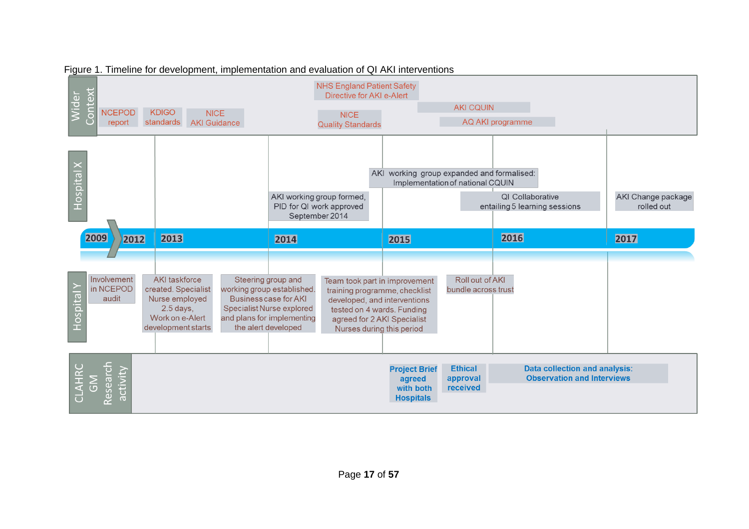Figure 1. Timeline for development, implementation and evaluation of QI AKI interventions

**Wider Context**

- NCEPOD report
- KDIGO standards
- NICE AKI Guidance
- NHS England Patient Safety Directive for AKI e-Alert
- NICE Quality Standards
- AKI CQUIN
- AQ AKI programme

**Hospital X**

- AKI working group formed, PID for QI work approved September 2014
- AKI working group expanded and formalised: Implementation of national CQUIN
- QI Collaborative entailing 5 learning sessions
- AKI Change package rolled out

**Timeline:** 2009 | 2012 | 2013 | 2014 | 2015 | 2016 | 2017

**Hospital Y**

- Involvement in NCEPOD audit
- AKI taskforce created. Specialist Nurse employed 2.5 days, Work on e-Alert development starts
- Steering group and working group established. Business case for AKI Specialist Nurse explored and plans for implementing the alert developed
- Team took part in improvement training programme, checklist developed, and interventions tested on 4 wards. Funding agreed for 2 AKI Specialist Nurses during this period
- Roll out of AKI bundle across trust

**CLAHRC GM Research activity**

- Project Brief agreed with both Hospitals
- Ethical approval received
- Data collection and analysis: Observation and Interviews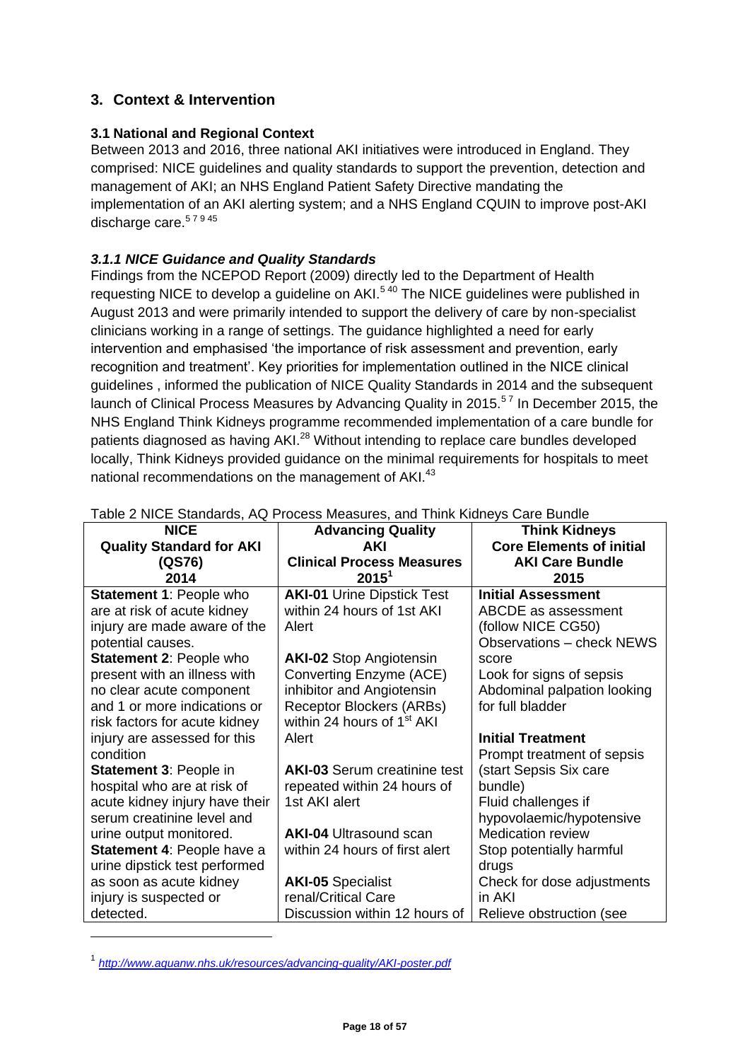## 3. Context & Intervention

### 3.1 National and Regional Context

Between 2013 and 2016, three national AKI initiatives were introduced in England. They comprised: NICE guidelines and quality standards to support the prevention, detection and management of AKI; an NHS England Patient Safety Directive mandating the implementation of an AKI alerting system; and a NHS England CQUIN to improve post-AKI discharge care.[5 7 9 45]

#### *3.1.1 NICE Guidance and Quality Standards*

Findings from the NCEPOD Report (2009) directly led to the Department of Health requesting NICE to develop a guideline on AKI.[5 40] The NICE guidelines were published in August 2013 and were primarily intended to support the delivery of care by non-specialist clinicians working in a range of settings. The guidance highlighted a need for early intervention and emphasised 'the importance of risk assessment and prevention, early recognition and treatment'. Key priorities for implementation outlined in the NICE clinical guidelines , informed the publication of NICE Quality Standards in 2014 and the subsequent launch of Clinical Process Measures by Advancing Quality in 2015.[5 7] In December 2015, the NHS England Think Kidneys programme recommended implementation of a care bundle for patients diagnosed as having AKI.[28] Without intending to replace care bundles developed locally, Think Kidneys provided guidance on the minimal requirements for hospitals to meet national recommendations on the management of AKI.[43]

Table 2 NICE Standards, AQ Process Measures, and Think Kidneys Care Bundle

| NICE Quality Standard for AKI (QS76) 2014 | Advancing Quality AKI Clinical Process Measures 2015[1] | Think Kidneys Core Elements of initial AKI Care Bundle 2015 |
|---|---|---|
| **Statement 1**: People who are at risk of acute kidney injury are made aware of the potential causes.<br>**Statement 2**: People who present with an illness with no clear acute component and 1 or more indications or risk factors for acute kidney injury are assessed for this condition<br>**Statement 3**: People in hospital who are at risk of acute kidney injury have their serum creatinine level and urine output monitored.<br>**Statement 4**: People have a urine dipstick test performed as soon as acute kidney injury is suspected or detected. | **AKI-01** Urine Dipstick Test within 24 hours of 1st AKI Alert<br><br>**AKI-02** Stop Angiotensin Converting Enzyme (ACE) inhibitor and Angiotensin Receptor Blockers (ARBs) within 24 hours of 1st AKI Alert<br><br>**AKI-03** Serum creatinine test repeated within 24 hours of 1st AKI alert<br><br>**AKI-04** Ultrasound scan within 24 hours of first alert<br><br>**AKI-05** Specialist renal/Critical Care Discussion within 12 hours of | **Initial Assessment**<br>ABCDE as assessment (follow NICE CG50)<br>Observations – check NEWS score<br>Look for signs of sepsis<br>Abdominal palpation looking for full bladder<br><br>**Initial Treatment**<br>Prompt treatment of sepsis (start Sepsis Six care bundle)<br>Fluid challenges if hypovolaemic/hypotensive<br>Medication review<br>Stop potentially harmful drugs<br>Check for dose adjustments in AKI<br>Relieve obstruction (see |

[1] *http://www.aquanw.nhs.uk/resources/advancing-quality/AKI-poster.pdf*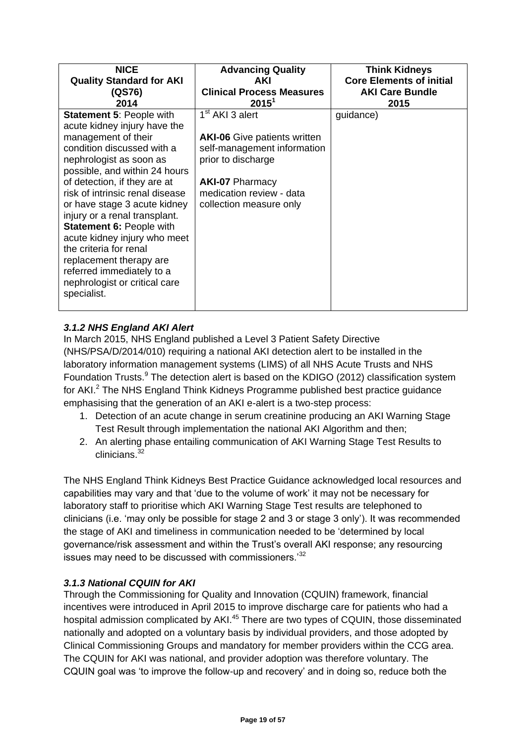| NICE Quality Standard for AKI (QS76) 2014 | Advancing Quality AKI Clinical Process Measures 2015[1] | Think Kidneys Core Elements of initial AKI Care Bundle 2015 |
|---|---|---|
| **Statement 5**: People with acute kidney injury have the management of their condition discussed with a nephrologist as soon as possible, and within 24 hours of detection, if they are at risk of intrinsic renal disease or have stage 3 acute kidney injury or a renal transplant.<br>**Statement 6:** People with acute kidney injury who meet the criteria for renal replacement therapy are referred immediately to a nephrologist or critical care specialist. | 1st AKI 3 alert<br><br>**AKI-06** Give patients written self-management information prior to discharge<br><br>**AKI-07** Pharmacy medication review - data collection measure only | guidance) |

### *3.1.2 NHS England AKI Alert*

In March 2015, NHS England published a Level 3 Patient Safety Directive (NHS/PSA/D/2014/010) requiring a national AKI detection alert to be installed in the laboratory information management systems (LIMS) of all NHS Acute Trusts and NHS Foundation Trusts.[9] The detection alert is based on the KDIGO (2012) classification system for AKI.[2] The NHS England Think Kidneys Programme published best practice guidance emphasising that the generation of an AKI e-alert is a two-step process:

1. Detection of an acute change in serum creatinine producing an AKI Warning Stage Test Result through implementation the national AKI Algorithm and then;
2. An alerting phase entailing communication of AKI Warning Stage Test Results to clinicians.[32]

The NHS England Think Kidneys Best Practice Guidance acknowledged local resources and capabilities may vary and that 'due to the volume of work' it may not be necessary for laboratory staff to prioritise which AKI Warning Stage Test results are telephoned to clinicians (i.e. 'may only be possible for stage 2 and 3 or stage 3 only'). It was recommended the stage of AKI and timeliness in communication needed to be 'determined by local governance/risk assessment and within the Trust's overall AKI response; any resourcing issues may need to be discussed with commissioners.'[32]

### *3.1.3 National CQUIN for AKI*

Through the Commissioning for Quality and Innovation (CQUIN) framework, financial incentives were introduced in April 2015 to improve discharge care for patients who had a hospital admission complicated by AKI.[45] There are two types of CQUIN, those disseminated nationally and adopted on a voluntary basis by individual providers, and those adopted by Clinical Commissioning Groups and mandatory for member providers within the CCG area. The CQUIN for AKI was national, and provider adoption was therefore voluntary. The CQUIN goal was 'to improve the follow-up and recovery' and in doing so, reduce both the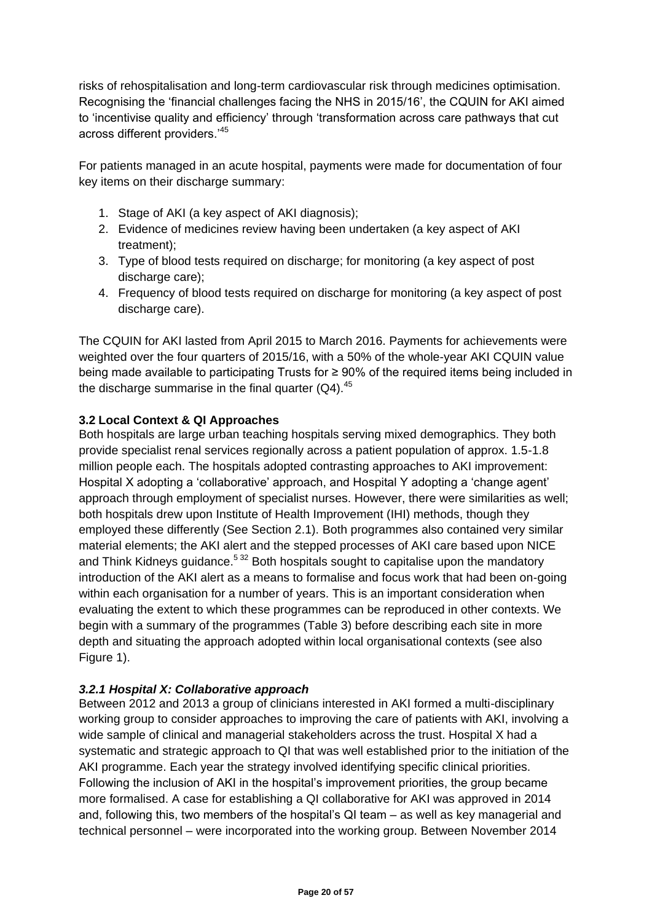risks of rehospitalisation and long-term cardiovascular risk through medicines optimisation. Recognising the 'financial challenges facing the NHS in 2015/16', the CQUIN for AKI aimed to 'incentivise quality and efficiency' through 'transformation across care pathways that cut across different providers.'[45]

For patients managed in an acute hospital, payments were made for documentation of four key items on their discharge summary:

1. Stage of AKI (a key aspect of AKI diagnosis);
2. Evidence of medicines review having been undertaken (a key aspect of AKI treatment);
3. Type of blood tests required on discharge; for monitoring (a key aspect of post discharge care);
4. Frequency of blood tests required on discharge for monitoring (a key aspect of post discharge care).

The CQUIN for AKI lasted from April 2015 to March 2016. Payments for achievements were weighted over the four quarters of 2015/16, with a 50% of the whole-year AKI CQUIN value being made available to participating Trusts for ≥ 90% of the required items being included in the discharge summarise in the final quarter (Q4).[45]

### 3.2 Local Context & QI Approaches

Both hospitals are large urban teaching hospitals serving mixed demographics. They both provide specialist renal services regionally across a patient population of approx. 1.5-1.8 million people each. The hospitals adopted contrasting approaches to AKI improvement: Hospital X adopting a 'collaborative' approach, and Hospital Y adopting a 'change agent' approach through employment of specialist nurses. However, there were similarities as well; both hospitals drew upon Institute of Health Improvement (IHI) methods, though they employed these differently (See Section 2.1). Both programmes also contained very similar material elements; the AKI alert and the stepped processes of AKI care based upon NICE and Think Kidneys guidance.[5,32] Both hospitals sought to capitalise upon the mandatory introduction of the AKI alert as a means to formalise and focus work that had been on-going within each organisation for a number of years. This is an important consideration when evaluating the extent to which these programmes can be reproduced in other contexts. We begin with a summary of the programmes (Table 3) before describing each site in more depth and situating the approach adopted within local organisational contexts (see also Figure 1).

#### *3.2.1 Hospital X: Collaborative approach*

Between 2012 and 2013 a group of clinicians interested in AKI formed a multi-disciplinary working group to consider approaches to improving the care of patients with AKI, involving a wide sample of clinical and managerial stakeholders across the trust. Hospital X had a systematic and strategic approach to QI that was well established prior to the initiation of the AKI programme. Each year the strategy involved identifying specific clinical priorities. Following the inclusion of AKI in the hospital's improvement priorities, the group became more formalised. A case for establishing a QI collaborative for AKI was approved in 2014 and, following this, two members of the hospital's QI team – as well as key managerial and technical personnel – were incorporated into the working group. Between November 2014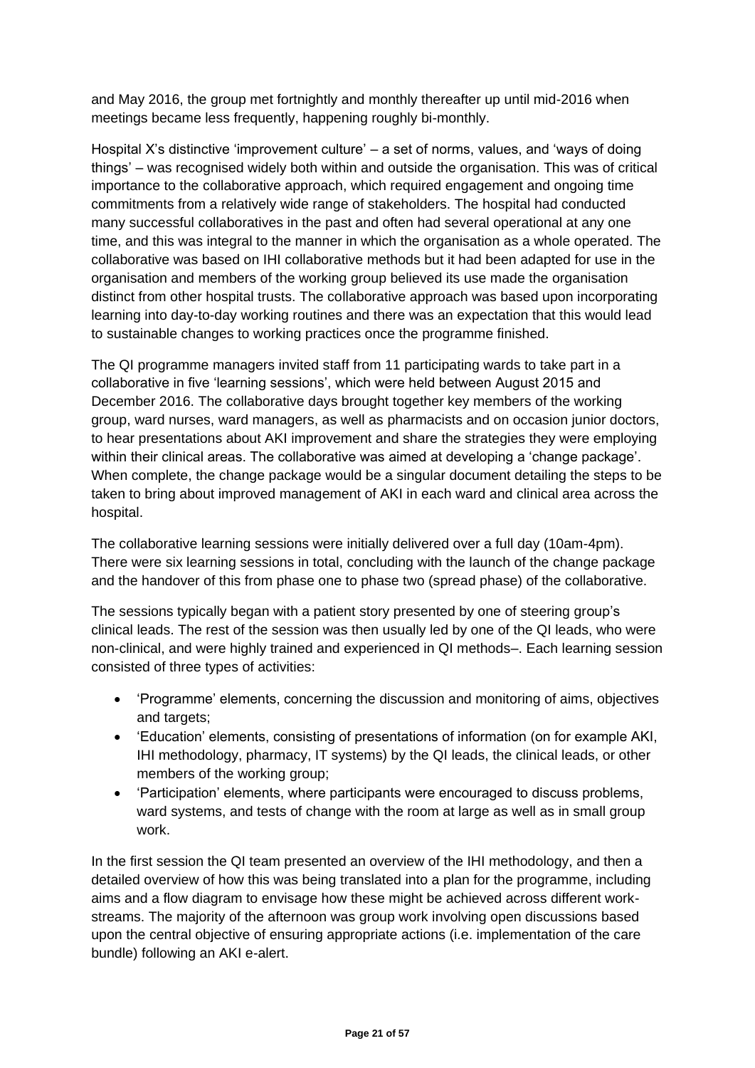and May 2016, the group met fortnightly and monthly thereafter up until mid-2016 when meetings became less frequently, happening roughly bi-monthly.

Hospital X's distinctive 'improvement culture' – a set of norms, values, and 'ways of doing things' – was recognised widely both within and outside the organisation. This was of critical importance to the collaborative approach, which required engagement and ongoing time commitments from a relatively wide range of stakeholders. The hospital had conducted many successful collaboratives in the past and often had several operational at any one time, and this was integral to the manner in which the organisation as a whole operated. The collaborative was based on IHI collaborative methods but it had been adapted for use in the organisation and members of the working group believed its use made the organisation distinct from other hospital trusts. The collaborative approach was based upon incorporating learning into day-to-day working routines and there was an expectation that this would lead to sustainable changes to working practices once the programme finished.

The QI programme managers invited staff from 11 participating wards to take part in a collaborative in five 'learning sessions', which were held between August 2015 and December 2016. The collaborative days brought together key members of the working group, ward nurses, ward managers, as well as pharmacists and on occasion junior doctors, to hear presentations about AKI improvement and share the strategies they were employing within their clinical areas. The collaborative was aimed at developing a 'change package'. When complete, the change package would be a singular document detailing the steps to be taken to bring about improved management of AKI in each ward and clinical area across the hospital.

The collaborative learning sessions were initially delivered over a full day (10am-4pm). There were six learning sessions in total, concluding with the launch of the change package and the handover of this from phase one to phase two (spread phase) of the collaborative.

The sessions typically began with a patient story presented by one of steering group's clinical leads. The rest of the session was then usually led by one of the QI leads, who were non-clinical, and were highly trained and experienced in QI methods–. Each learning session consisted of three types of activities:

- 'Programme' elements, concerning the discussion and monitoring of aims, objectives and targets;
- 'Education' elements, consisting of presentations of information (on for example AKI, IHI methodology, pharmacy, IT systems) by the QI leads, the clinical leads, or other members of the working group;
- 'Participation' elements, where participants were encouraged to discuss problems, ward systems, and tests of change with the room at large as well as in small group work.

In the first session the QI team presented an overview of the IHI methodology, and then a detailed overview of how this was being translated into a plan for the programme, including aims and a flow diagram to envisage how these might be achieved across different work-streams. The majority of the afternoon was group work involving open discussions based upon the central objective of ensuring appropriate actions (i.e. implementation of the care bundle) following an AKI e-alert.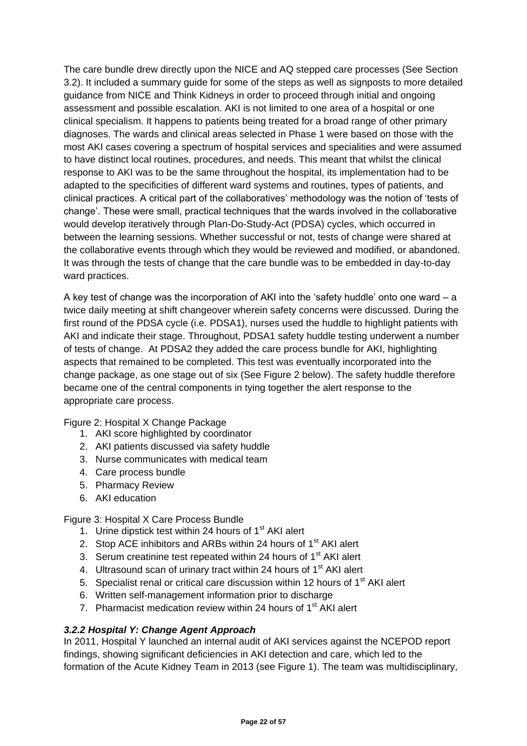The care bundle drew directly upon the NICE and AQ stepped care processes (See Section 3.2). It included a summary guide for some of the steps as well as signposts to more detailed guidance from NICE and Think Kidneys in order to proceed through initial and ongoing assessment and possible escalation. AKI is not limited to one area of a hospital or one clinical specialism. It happens to patients being treated for a broad range of other primary diagnoses. The wards and clinical areas selected in Phase 1 were based on those with the most AKI cases covering a spectrum of hospital services and specialities and were assumed to have distinct local routines, procedures, and needs. This meant that whilst the clinical response to AKI was to be the same throughout the hospital, its implementation had to be adapted to the specificities of different ward systems and routines, types of patients, and clinical practices. A critical part of the collaboratives' methodology was the notion of 'tests of change'. These were small, practical techniques that the wards involved in the collaborative would develop iteratively through Plan-Do-Study-Act (PDSA) cycles, which occurred in between the learning sessions. Whether successful or not, tests of change were shared at the collaborative events through which they would be reviewed and modified, or abandoned. It was through the tests of change that the care bundle was to be embedded in day-to-day ward practices.

A key test of change was the incorporation of AKI into the 'safety huddle' onto one ward – a twice daily meeting at shift changeover wherein safety concerns were discussed. During the first round of the PDSA cycle (i.e. PDSA1), nurses used the huddle to highlight patients with AKI and indicate their stage. Throughout, PDSA1 safety huddle testing underwent a number of tests of change. At PDSA2 they added the care process bundle for AKI, highlighting aspects that remained to be completed. This test was eventually incorporated into the change package, as one stage out of six (See Figure 2 below). The safety huddle therefore became one of the central components in tying together the alert response to the appropriate care process.

Figure 2: Hospital X Change Package

1. AKI score highlighted by coordinator
2. AKI patients discussed via safety huddle
3. Nurse communicates with medical team
4. Care process bundle
5. Pharmacy Review
6. AKI education

Figure 3: Hospital X Care Process Bundle

1. Urine dipstick test within 24 hours of 1st AKI alert
2. Stop ACE inhibitors and ARBs within 24 hours of 1st AKI alert
3. Serum creatinine test repeated within 24 hours of 1st AKI alert
4. Ultrasound scan of urinary tract within 24 hours of 1st AKI alert
5. Specialist renal or critical care discussion within 12 hours of 1st AKI alert
6. Written self-management information prior to discharge
7. Pharmacist medication review within 24 hours of 1st AKI alert

### *3.2.2 Hospital Y: Change Agent Approach*

In 2011, Hospital Y launched an internal audit of AKI services against the NCEPOD report findings, showing significant deficiencies in AKI detection and care, which led to the formation of the Acute Kidney Team in 2013 (see Figure 1). The team was multidisciplinary,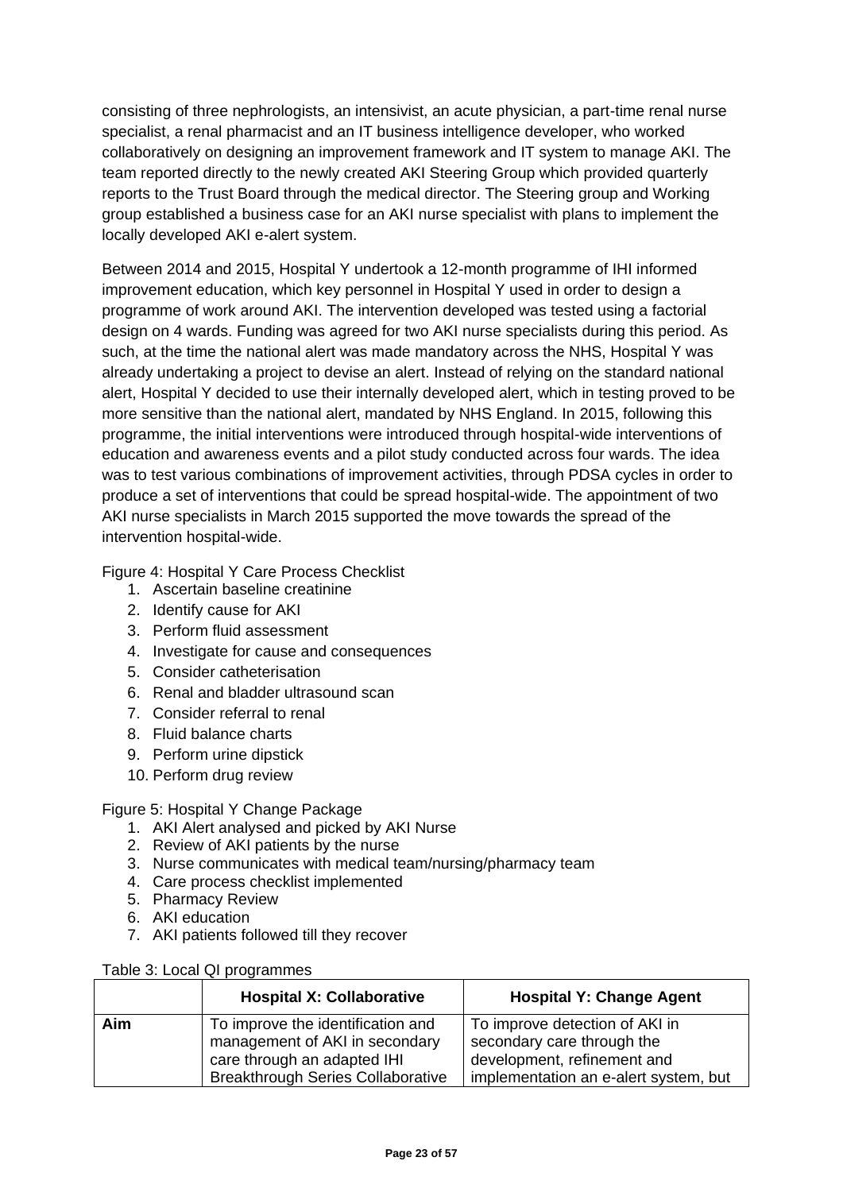consisting of three nephrologists, an intensivist, an acute physician, a part-time renal nurse specialist, a renal pharmacist and an IT business intelligence developer, who worked collaboratively on designing an improvement framework and IT system to manage AKI. The team reported directly to the newly created AKI Steering Group which provided quarterly reports to the Trust Board through the medical director. The Steering group and Working group established a business case for an AKI nurse specialist with plans to implement the locally developed AKI e-alert system.

Between 2014 and 2015, Hospital Y undertook a 12-month programme of IHI informed improvement education, which key personnel in Hospital Y used in order to design a programme of work around AKI. The intervention developed was tested using a factorial design on 4 wards. Funding was agreed for two AKI nurse specialists during this period. As such, at the time the national alert was made mandatory across the NHS, Hospital Y was already undertaking a project to devise an alert. Instead of relying on the standard national alert, Hospital Y decided to use their internally developed alert, which in testing proved to be more sensitive than the national alert, mandated by NHS England. In 2015, following this programme, the initial interventions were introduced through hospital-wide interventions of education and awareness events and a pilot study conducted across four wards. The idea was to test various combinations of improvement activities, through PDSA cycles in order to produce a set of interventions that could be spread hospital-wide. The appointment of two AKI nurse specialists in March 2015 supported the move towards the spread of the intervention hospital-wide.

Figure 4: Hospital Y Care Process Checklist

1. Ascertain baseline creatinine
2. Identify cause for AKI
3. Perform fluid assessment
4. Investigate for cause and consequences
5. Consider catheterisation
6. Renal and bladder ultrasound scan
7. Consider referral to renal
8. Fluid balance charts
9. Perform urine dipstick
10. Perform drug review

Figure 5: Hospital Y Change Package

1. AKI Alert analysed and picked by AKI Nurse
2. Review of AKI patients by the nurse
3. Nurse communicates with medical team/nursing/pharmacy team
4. Care process checklist implemented
5. Pharmacy Review
6. AKI education
7. AKI patients followed till they recover

Table 3: Local QI programmes

| | **Hospital X: Collaborative** | **Hospital Y: Change Agent** |
|---|---|---|
| **Aim** | To improve the identification and management of AKI in secondary care through an adapted IHI Breakthrough Series Collaborative | To improve detection of AKI in secondary care through the development, refinement and implementation an e-alert system, but |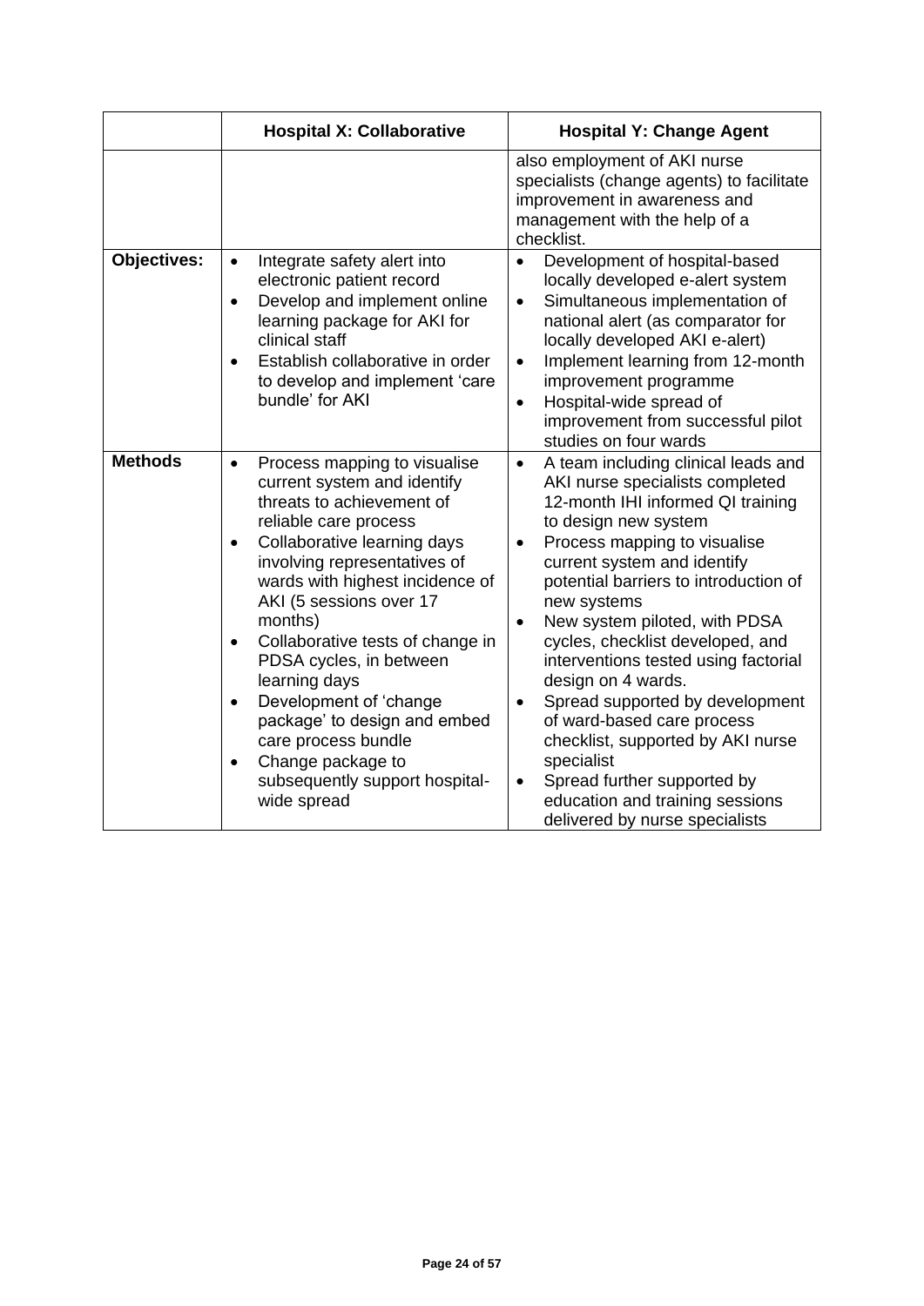| | Hospital X: Collaborative | Hospital Y: Change Agent |
|---|---|---|
| | | also employment of AKI nurse specialists (change agents) to facilitate improvement in awareness and management with the help of a checklist. |
| **Objectives:** | • Integrate safety alert into electronic patient record<br>• Develop and implement online learning package for AKI for clinical staff<br>• Establish collaborative in order to develop and implement 'care bundle' for AKI | • Development of hospital-based locally developed e-alert system<br>• Simultaneous implementation of national alert (as comparator for locally developed AKI e-alert)<br>• Implement learning from 12-month improvement programme<br>• Hospital-wide spread of improvement from successful pilot studies on four wards |
| **Methods** | • Process mapping to visualise current system and identify threats to achievement of reliable care process<br>• Collaborative learning days involving representatives of wards with highest incidence of AKI (5 sessions over 17 months)<br>• Collaborative tests of change in PDSA cycles, in between learning days<br>• Development of 'change package' to design and embed care process bundle<br>• Change package to subsequently support hospital-wide spread | • A team including clinical leads and AKI nurse specialists completed 12-month IHI informed QI training to design new system<br>• Process mapping to visualise current system and identify potential barriers to introduction of new systems<br>• New system piloted, with PDSA cycles, checklist developed, and interventions tested using factorial design on 4 wards.<br>• Spread supported by development of ward-based care process checklist, supported by AKI nurse specialist<br>• Spread further supported by education and training sessions delivered by nurse specialists |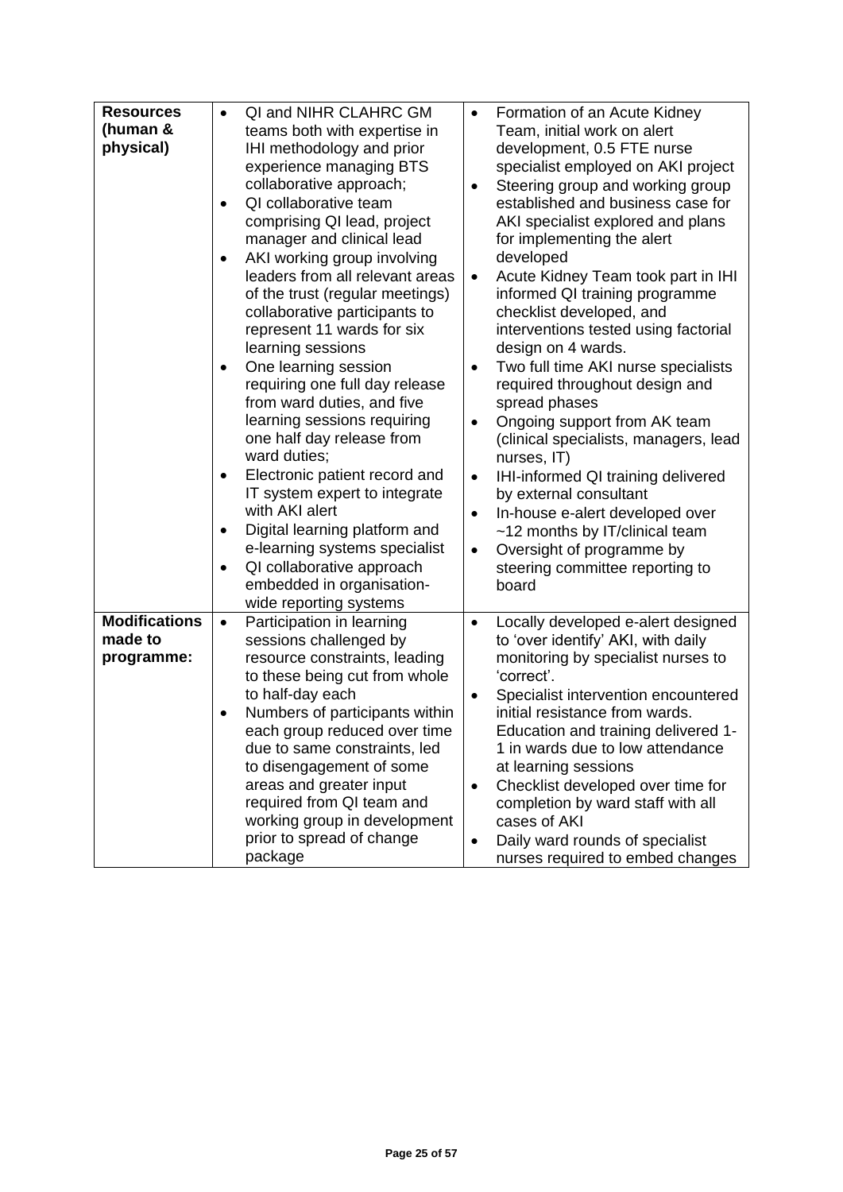| | | |
|---|---|---|
| **Resources (human & physical)** | • QI and NIHR CLAHRC GM teams both with expertise in IHI methodology and prior experience managing BTS collaborative approach;<br>• QI collaborative team comprising QI lead, project manager and clinical lead<br>• AKI working group involving leaders from all relevant areas of the trust (regular meetings) collaborative participants to represent 11 wards for six learning sessions<br>• One learning session requiring one full day release from ward duties, and five learning sessions requiring one half day release from ward duties;<br>• Electronic patient record and IT system expert to integrate with AKI alert<br>• Digital learning platform and e-learning systems specialist<br>• QI collaborative approach embedded in organisation-wide reporting systems | • Formation of an Acute Kidney Team, initial work on alert development, 0.5 FTE nurse specialist employed on AKI project<br>• Steering group and working group established and business case for AKI specialist explored and plans for implementing the alert developed<br>• Acute Kidney Team took part in IHI informed QI training programme checklist developed, and interventions tested using factorial design on 4 wards.<br>• Two full time AKI nurse specialists required throughout design and spread phases<br>• Ongoing support from AK team (clinical specialists, managers, lead nurses, IT)<br>• IHI-informed QI training delivered by external consultant<br>• In-house e-alert developed over ~12 months by IT/clinical team<br>• Oversight of programme by steering committee reporting to board |
| **Modifications made to programme:** | • Participation in learning sessions challenged by resource constraints, leading to these being cut from whole to half-day each<br>• Numbers of participants within each group reduced over time due to same constraints, led to disengagement of some areas and greater input required from QI team and working group in development prior to spread of change package | • Locally developed e-alert designed to 'over identify' AKI, with daily monitoring by specialist nurses to 'correct'.<br>• Specialist intervention encountered initial resistance from wards. Education and training delivered 1-1 in wards due to low attendance at learning sessions<br>• Checklist developed over time for completion by ward staff with all cases of AKI<br>• Daily ward rounds of specialist nurses required to embed changes |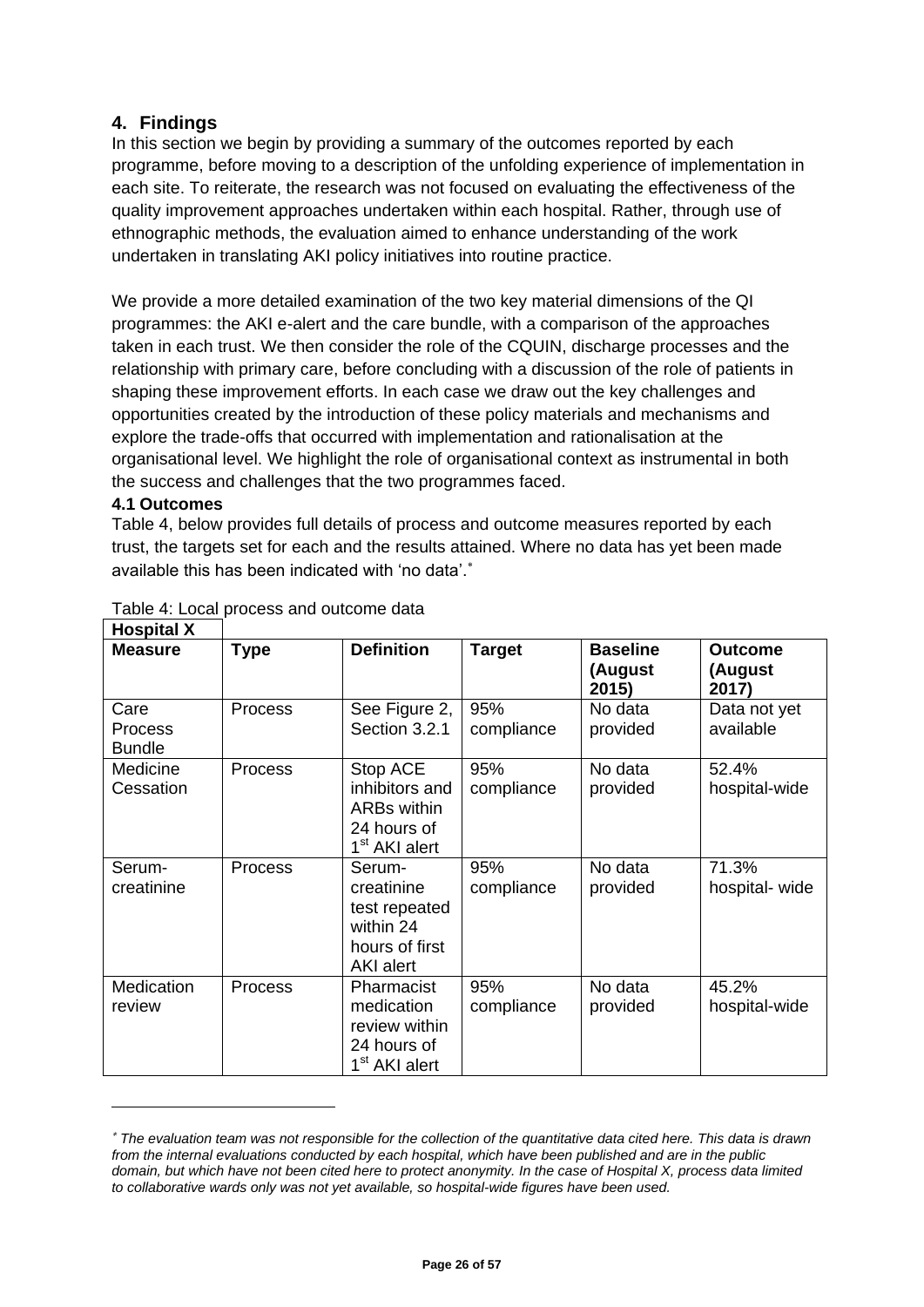## 4. Findings

In this section we begin by providing a summary of the outcomes reported by each programme, before moving to a description of the unfolding experience of implementation in each site. To reiterate, the research was not focused on evaluating the effectiveness of the quality improvement approaches undertaken within each hospital. Rather, through use of ethnographic methods, the evaluation aimed to enhance understanding of the work undertaken in translating AKI policy initiatives into routine practice.

We provide a more detailed examination of the two key material dimensions of the QI programmes: the AKI e-alert and the care bundle, with a comparison of the approaches taken in each trust. We then consider the role of the CQUIN, discharge processes and the relationship with primary care, before concluding with a discussion of the role of patients in shaping these improvement efforts. In each case we draw out the key challenges and opportunities created by the introduction of these policy materials and mechanisms and explore the trade-offs that occurred with implementation and rationalisation at the organisational level. We highlight the role of organisational context as instrumental in both the success and challenges that the two programmes faced.

### 4.1 Outcomes

Table 4, below provides full details of process and outcome measures reported by each trust, the targets set for each and the results attained. Where no data has yet been made available this has been indicated with 'no data'.*

Table 4: Local process and outcome data

| **Hospital X** | | | | | |
|---|---|---|---|---|---|
| **Measure** | **Type** | **Definition** | **Target** | **Baseline (August 2015)** | **Outcome (August 2017)** |
| Care Process Bundle | Process | See Figure 2, Section 3.2.1 | 95% compliance | No data provided | Data not yet available |
| Medicine Cessation | Process | Stop ACE inhibitors and ARBs within 24 hours of 1st AKI alert | 95% compliance | No data provided | 52.4% hospital-wide |
| Serum-creatinine | Process | Serum-creatinine test repeated within 24 hours of first AKI alert | 95% compliance | No data provided | 71.3% hospital- wide |
| Medication review | Process | Pharmacist medication review within 24 hours of 1st AKI alert | 95% compliance | No data provided | 45.2% hospital-wide |

* *The evaluation team was not responsible for the collection of the quantitative data cited here. This data is drawn from the internal evaluations conducted by each hospital, which have been published and are in the public domain, but which have not been cited here to protect anonymity. In the case of Hospital X, process data limited to collaborative wards only was not yet available, so hospital-wide figures have been used.*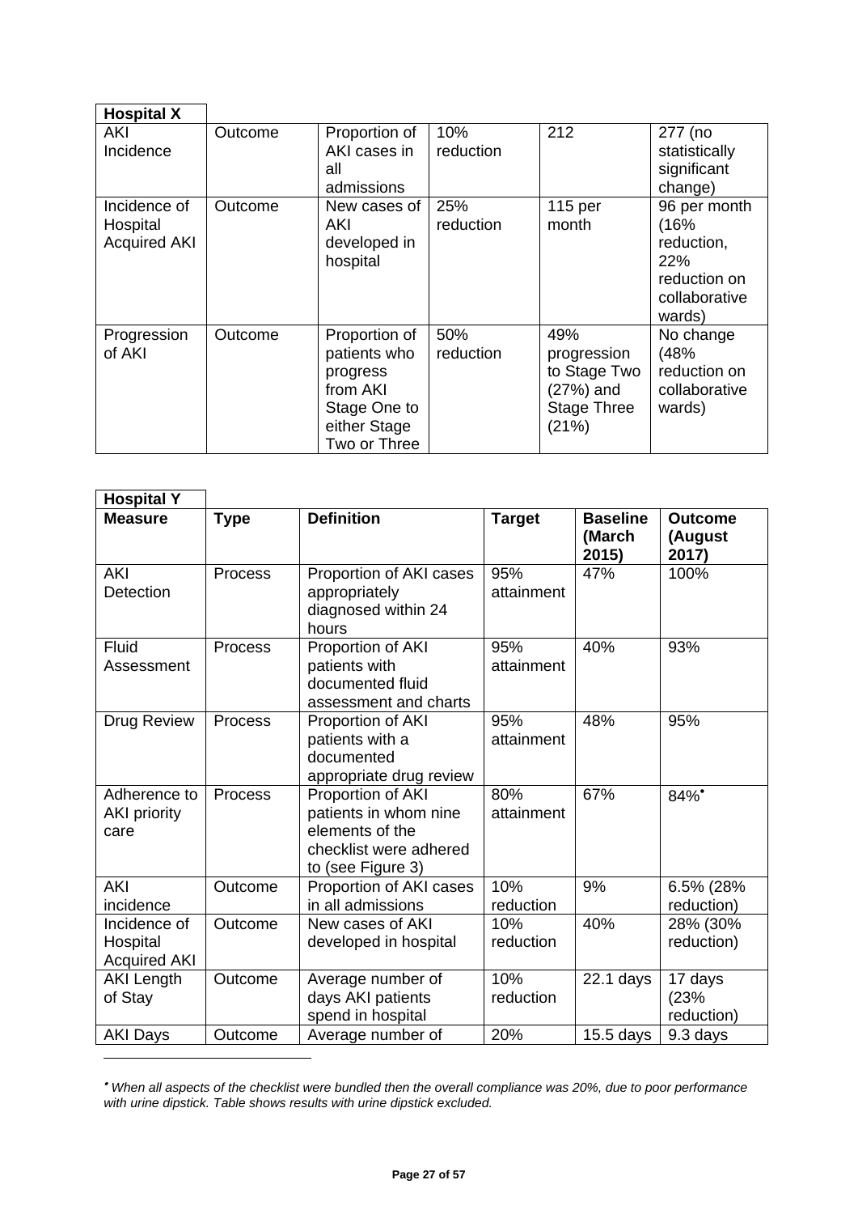| **Hospital X** | | | | | |
|---|---|---|---|---|---|
| AKI Incidence | Outcome | Proportion of AKI cases in all admissions | 10% reduction | 212 | 277 (no statistically significant change) |
| Incidence of Hospital Acquired AKI | Outcome | New cases of AKI developed in hospital | 25% reduction | 115 per month | 96 per month (16% reduction, 22% reduction on collaborative wards) |
| Progression of AKI | Outcome | Proportion of patients who progress from AKI Stage One to either Stage Two or Three | 50% reduction | 49% progression to Stage Two (27%) and Stage Three (21%) | No change (48% reduction on collaborative wards) |

| **Hospital Y** | | | | | |
|---|---|---|---|---|---|
| **Measure** | **Type** | **Definition** | **Target** | **Baseline (March 2015)** | **Outcome (August 2017)** |
| AKI Detection | Process | Proportion of AKI cases appropriately diagnosed within 24 hours | 95% attainment | 47% | 100% |
| Fluid Assessment | Process | Proportion of AKI patients with documented fluid assessment and charts | 95% attainment | 40% | 93% |
| Drug Review | Process | Proportion of AKI patients with a documented appropriate drug review | 95% attainment | 48% | 95% |
| Adherence to AKI priority care | Process | Proportion of AKI patients in whom nine elements of the checklist were adhered to (see Figure 3) | 80% attainment | 67% | 84%• |
| AKI incidence | Outcome | Proportion of AKI cases in all admissions | 10% reduction | 9% | 6.5% (28% reduction) |
| Incidence of Hospital Acquired AKI | Outcome | New cases of AKI developed in hospital | 10% reduction | 40% | 28% (30% reduction) |
| AKI Length of Stay | Outcome | Average number of days AKI patients spend in hospital | 10% reduction | 22.1 days | 17 days (23% reduction) |
| AKI Days | Outcome | Average number of | 20% | 15.5 days | 9.3 days |

• *When all aspects of the checklist were bundled then the overall compliance was 20%, due to poor performance with urine dipstick. Table shows results with urine dipstick excluded.*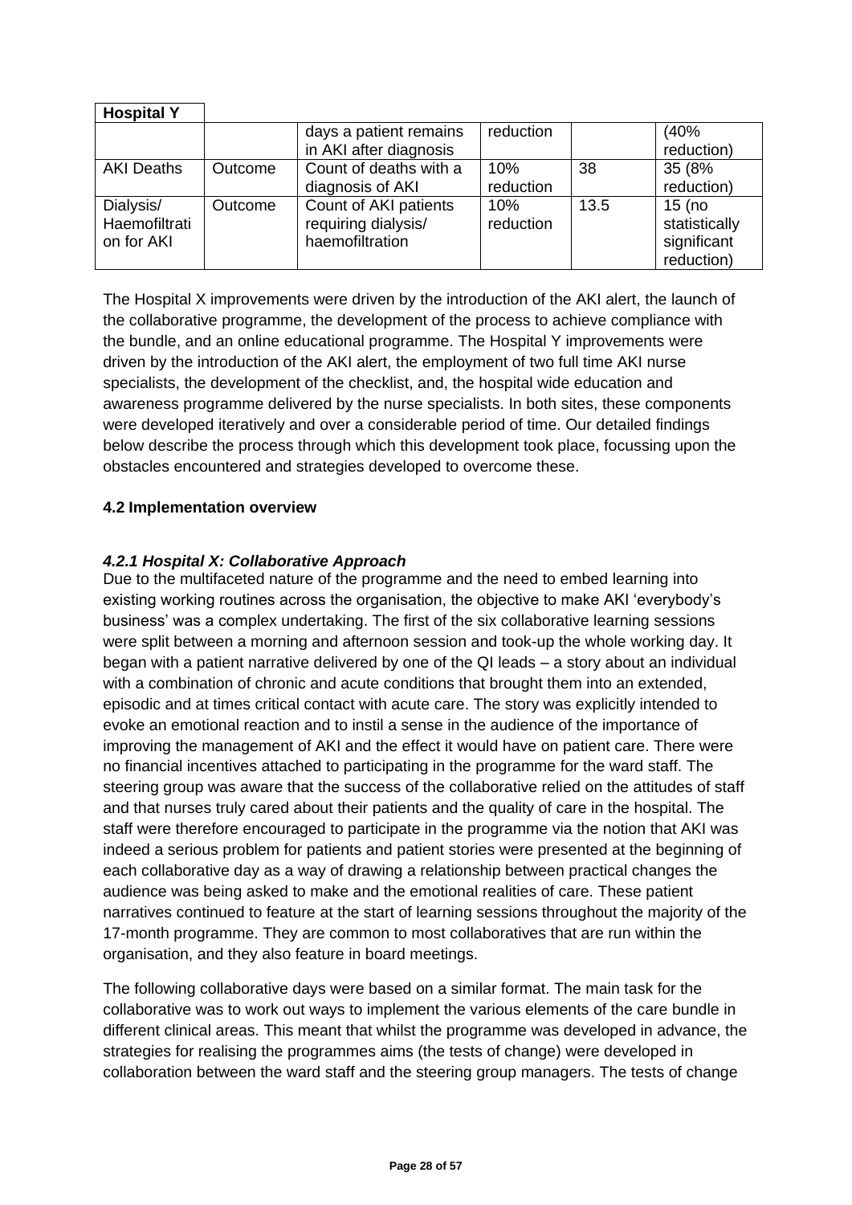| Hospital Y | | | | | |
|---|---|---|---|---|---|
| | | days a patient remains in AKI after diagnosis | reduction | | (40% reduction) |
| AKI Deaths | Outcome | Count of deaths with a diagnosis of AKI | 10% reduction | 38 | 35 (8% reduction) |
| Dialysis/ Haemofiltration for AKI | Outcome | Count of AKI patients requiring dialysis/ haemofiltration | 10% reduction | 13.5 | 15 (no statistically significant reduction) |

The Hospital X improvements were driven by the introduction of the AKI alert, the launch of the collaborative programme, the development of the process to achieve compliance with the bundle, and an online educational programme. The Hospital Y improvements were driven by the introduction of the AKI alert, the employment of two full time AKI nurse specialists, the development of the checklist, and, the hospital wide education and awareness programme delivered by the nurse specialists. In both sites, these components were developed iteratively and over a considerable period of time. Our detailed findings below describe the process through which this development took place, focussing upon the obstacles encountered and strategies developed to overcome these.

### 4.2 Implementation overview

#### *4.2.1 Hospital X: Collaborative Approach*

Due to the multifaceted nature of the programme and the need to embed learning into existing working routines across the organisation, the objective to make AKI 'everybody's business' was a complex undertaking. The first of the six collaborative learning sessions were split between a morning and afternoon session and took-up the whole working day. It began with a patient narrative delivered by one of the QI leads – a story about an individual with a combination of chronic and acute conditions that brought them into an extended, episodic and at times critical contact with acute care. The story was explicitly intended to evoke an emotional reaction and to instil a sense in the audience of the importance of improving the management of AKI and the effect it would have on patient care. There were no financial incentives attached to participating in the programme for the ward staff. The steering group was aware that the success of the collaborative relied on the attitudes of staff and that nurses truly cared about their patients and the quality of care in the hospital. The staff were therefore encouraged to participate in the programme via the notion that AKI was indeed a serious problem for patients and patient stories were presented at the beginning of each collaborative day as a way of drawing a relationship between practical changes the audience was being asked to make and the emotional realities of care. These patient narratives continued to feature at the start of learning sessions throughout the majority of the 17-month programme. They are common to most collaboratives that are run within the organisation, and they also feature in board meetings.

The following collaborative days were based on a similar format. The main task for the collaborative was to work out ways to implement the various elements of the care bundle in different clinical areas. This meant that whilst the programme was developed in advance, the strategies for realising the programmes aims (the tests of change) were developed in collaboration between the ward staff and the steering group managers. The tests of change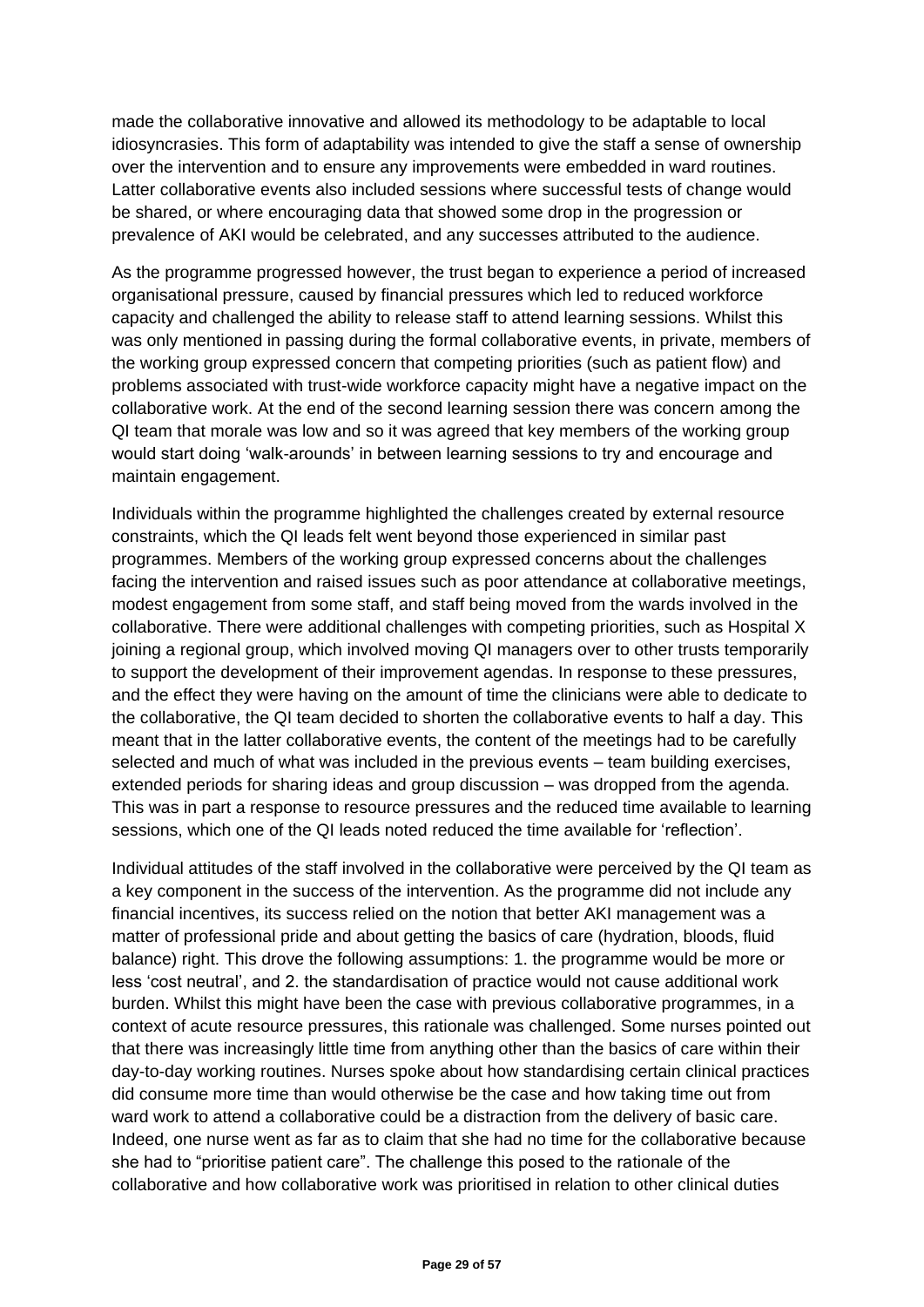made the collaborative innovative and allowed its methodology to be adaptable to local idiosyncrasies. This form of adaptability was intended to give the staff a sense of ownership over the intervention and to ensure any improvements were embedded in ward routines. Latter collaborative events also included sessions where successful tests of change would be shared, or where encouraging data that showed some drop in the progression or prevalence of AKI would be celebrated, and any successes attributed to the audience.

As the programme progressed however, the trust began to experience a period of increased organisational pressure, caused by financial pressures which led to reduced workforce capacity and challenged the ability to release staff to attend learning sessions. Whilst this was only mentioned in passing during the formal collaborative events, in private, members of the working group expressed concern that competing priorities (such as patient flow) and problems associated with trust-wide workforce capacity might have a negative impact on the collaborative work. At the end of the second learning session there was concern among the QI team that morale was low and so it was agreed that key members of the working group would start doing 'walk-arounds' in between learning sessions to try and encourage and maintain engagement.

Individuals within the programme highlighted the challenges created by external resource constraints, which the QI leads felt went beyond those experienced in similar past programmes. Members of the working group expressed concerns about the challenges facing the intervention and raised issues such as poor attendance at collaborative meetings, modest engagement from some staff, and staff being moved from the wards involved in the collaborative. There were additional challenges with competing priorities, such as Hospital X joining a regional group, which involved moving QI managers over to other trusts temporarily to support the development of their improvement agendas. In response to these pressures, and the effect they were having on the amount of time the clinicians were able to dedicate to the collaborative, the QI team decided to shorten the collaborative events to half a day. This meant that in the latter collaborative events, the content of the meetings had to be carefully selected and much of what was included in the previous events – team building exercises, extended periods for sharing ideas and group discussion – was dropped from the agenda. This was in part a response to resource pressures and the reduced time available to learning sessions, which one of the QI leads noted reduced the time available for 'reflection'.

Individual attitudes of the staff involved in the collaborative were perceived by the QI team as a key component in the success of the intervention. As the programme did not include any financial incentives, its success relied on the notion that better AKI management was a matter of professional pride and about getting the basics of care (hydration, bloods, fluid balance) right. This drove the following assumptions: 1. the programme would be more or less 'cost neutral', and 2. the standardisation of practice would not cause additional work burden. Whilst this might have been the case with previous collaborative programmes, in a context of acute resource pressures, this rationale was challenged. Some nurses pointed out that there was increasingly little time from anything other than the basics of care within their day-to-day working routines. Nurses spoke about how standardising certain clinical practices did consume more time than would otherwise be the case and how taking time out from ward work to attend a collaborative could be a distraction from the delivery of basic care. Indeed, one nurse went as far as to claim that she had no time for the collaborative because she had to "prioritise patient care". The challenge this posed to the rationale of the collaborative and how collaborative work was prioritised in relation to other clinical duties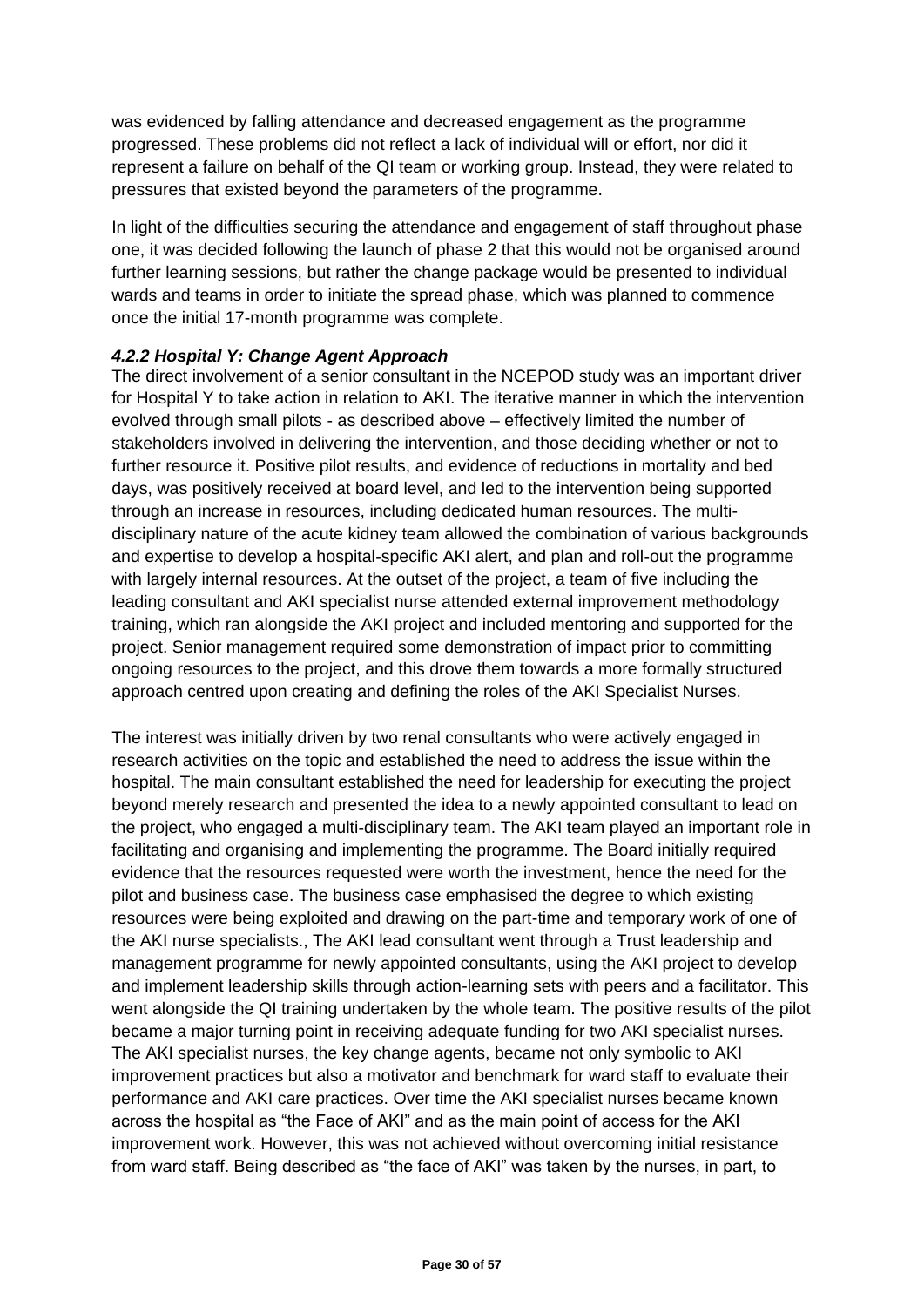was evidenced by falling attendance and decreased engagement as the programme progressed. These problems did not reflect a lack of individual will or effort, nor did it represent a failure on behalf of the QI team or working group. Instead, they were related to pressures that existed beyond the parameters of the programme.

In light of the difficulties securing the attendance and engagement of staff throughout phase one, it was decided following the launch of phase 2 that this would not be organised around further learning sessions, but rather the change package would be presented to individual wards and teams in order to initiate the spread phase, which was planned to commence once the initial 17-month programme was complete.

#### *4.2.2 Hospital Y: Change Agent Approach*

The direct involvement of a senior consultant in the NCEPOD study was an important driver for Hospital Y to take action in relation to AKI. The iterative manner in which the intervention evolved through small pilots - as described above – effectively limited the number of stakeholders involved in delivering the intervention, and those deciding whether or not to further resource it. Positive pilot results, and evidence of reductions in mortality and bed days, was positively received at board level, and led to the intervention being supported through an increase in resources, including dedicated human resources. The multi-disciplinary nature of the acute kidney team allowed the combination of various backgrounds and expertise to develop a hospital-specific AKI alert, and plan and roll-out the programme with largely internal resources. At the outset of the project, a team of five including the leading consultant and AKI specialist nurse attended external improvement methodology training, which ran alongside the AKI project and included mentoring and supported for the project. Senior management required some demonstration of impact prior to committing ongoing resources to the project, and this drove them towards a more formally structured approach centred upon creating and defining the roles of the AKI Specialist Nurses.

The interest was initially driven by two renal consultants who were actively engaged in research activities on the topic and established the need to address the issue within the hospital. The main consultant established the need for leadership for executing the project beyond merely research and presented the idea to a newly appointed consultant to lead on the project, who engaged a multi-disciplinary team. The AKI team played an important role in facilitating and organising and implementing the programme. The Board initially required evidence that the resources requested were worth the investment, hence the need for the pilot and business case. The business case emphasised the degree to which existing resources were being exploited and drawing on the part-time and temporary work of one of the AKI nurse specialists., The AKI lead consultant went through a Trust leadership and management programme for newly appointed consultants, using the AKI project to develop and implement leadership skills through action-learning sets with peers and a facilitator. This went alongside the QI training undertaken by the whole team. The positive results of the pilot became a major turning point in receiving adequate funding for two AKI specialist nurses. The AKI specialist nurses, the key change agents, became not only symbolic to AKI improvement practices but also a motivator and benchmark for ward staff to evaluate their performance and AKI care practices. Over time the AKI specialist nurses became known across the hospital as "the Face of AKI" and as the main point of access for the AKI improvement work. However, this was not achieved without overcoming initial resistance from ward staff. Being described as "the face of AKI" was taken by the nurses, in part, to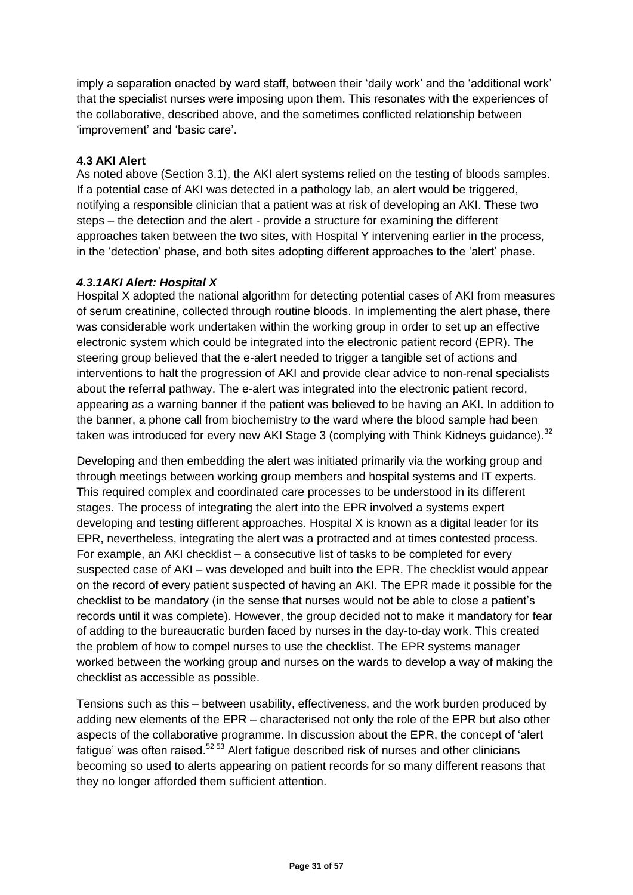imply a separation enacted by ward staff, between their 'daily work' and the 'additional work' that the specialist nurses were imposing upon them. This resonates with the experiences of the collaborative, described above, and the sometimes conflicted relationship between 'improvement' and 'basic care'.

### 4.3 AKI Alert

As noted above (Section 3.1), the AKI alert systems relied on the testing of bloods samples. If a potential case of AKI was detected in a pathology lab, an alert would be triggered, notifying a responsible clinician that a patient was at risk of developing an AKI. These two steps – the detection and the alert - provide a structure for examining the different approaches taken between the two sites, with Hospital Y intervening earlier in the process, in the 'detection' phase, and both sites adopting different approaches to the 'alert' phase.

#### *4.3.1AKI Alert: Hospital X*

Hospital X adopted the national algorithm for detecting potential cases of AKI from measures of serum creatinine, collected through routine bloods. In implementing the alert phase, there was considerable work undertaken within the working group in order to set up an effective electronic system which could be integrated into the electronic patient record (EPR). The steering group believed that the e-alert needed to trigger a tangible set of actions and interventions to halt the progression of AKI and provide clear advice to non-renal specialists about the referral pathway. The e-alert was integrated into the electronic patient record, appearing as a warning banner if the patient was believed to be having an AKI. In addition to the banner, a phone call from biochemistry to the ward where the blood sample had been taken was introduced for every new AKI Stage 3 (complying with Think Kidneys guidance).[32]

Developing and then embedding the alert was initiated primarily via the working group and through meetings between working group members and hospital systems and IT experts. This required complex and coordinated care processes to be understood in its different stages. The process of integrating the alert into the EPR involved a systems expert developing and testing different approaches. Hospital X is known as a digital leader for its EPR, nevertheless, integrating the alert was a protracted and at times contested process. For example, an AKI checklist – a consecutive list of tasks to be completed for every suspected case of AKI – was developed and built into the EPR. The checklist would appear on the record of every patient suspected of having an AKI. The EPR made it possible for the checklist to be mandatory (in the sense that nurses would not be able to close a patient's records until it was complete). However, the group decided not to make it mandatory for fear of adding to the bureaucratic burden faced by nurses in the day-to-day work. This created the problem of how to compel nurses to use the checklist. The EPR systems manager worked between the working group and nurses on the wards to develop a way of making the checklist as accessible as possible.

Tensions such as this – between usability, effectiveness, and the work burden produced by adding new elements of the EPR – characterised not only the role of the EPR but also other aspects of the collaborative programme. In discussion about the EPR, the concept of 'alert fatigue' was often raised.[52 53] Alert fatigue described risk of nurses and other clinicians becoming so used to alerts appearing on patient records for so many different reasons that they no longer afforded them sufficient attention.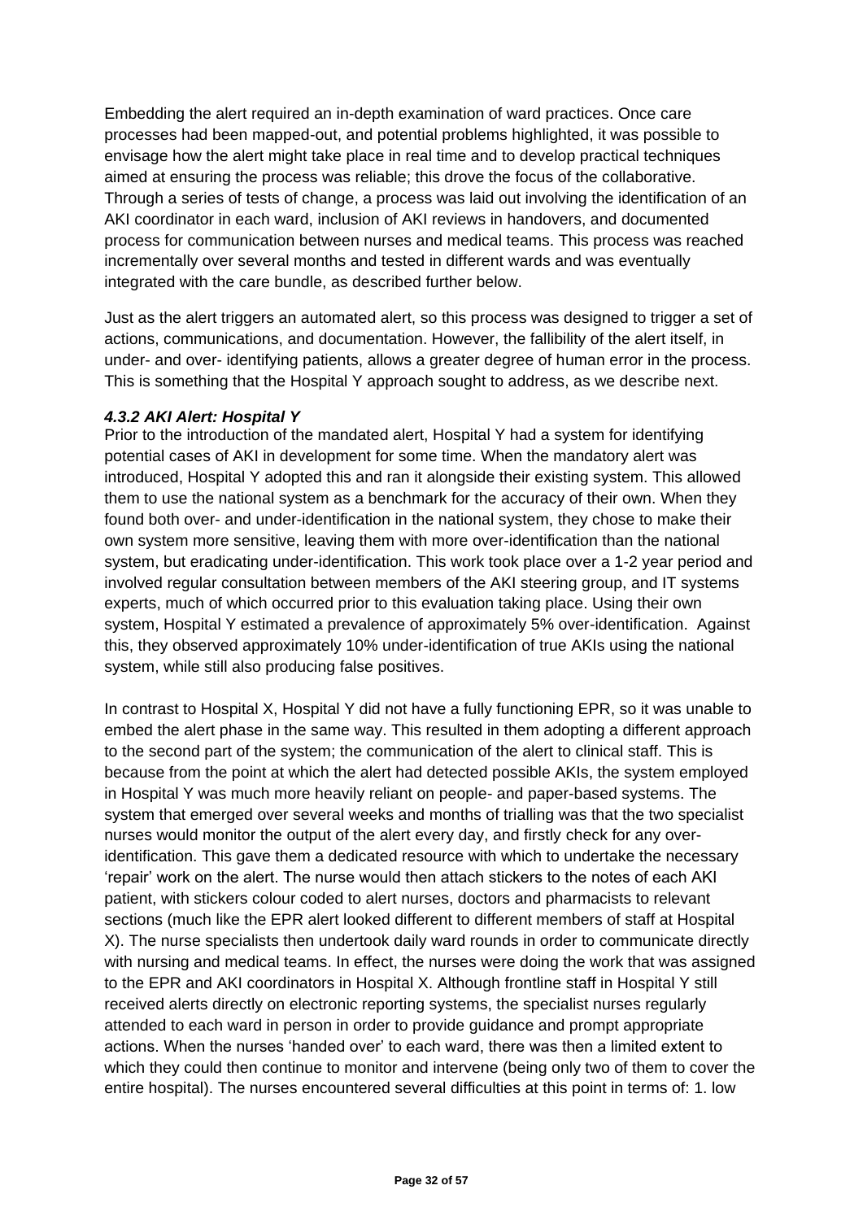Embedding the alert required an in-depth examination of ward practices. Once care processes had been mapped-out, and potential problems highlighted, it was possible to envisage how the alert might take place in real time and to develop practical techniques aimed at ensuring the process was reliable; this drove the focus of the collaborative. Through a series of tests of change, a process was laid out involving the identification of an AKI coordinator in each ward, inclusion of AKI reviews in handovers, and documented process for communication between nurses and medical teams. This process was reached incrementally over several months and tested in different wards and was eventually integrated with the care bundle, as described further below.

Just as the alert triggers an automated alert, so this process was designed to trigger a set of actions, communications, and documentation. However, the fallibility of the alert itself, in under- and over- identifying patients, allows a greater degree of human error in the process. This is something that the Hospital Y approach sought to address, as we describe next.

#### *4.3.2 AKI Alert: Hospital Y*

Prior to the introduction of the mandated alert, Hospital Y had a system for identifying potential cases of AKI in development for some time. When the mandatory alert was introduced, Hospital Y adopted this and ran it alongside their existing system. This allowed them to use the national system as a benchmark for the accuracy of their own. When they found both over- and under-identification in the national system, they chose to make their own system more sensitive, leaving them with more over-identification than the national system, but eradicating under-identification. This work took place over a 1-2 year period and involved regular consultation between members of the AKI steering group, and IT systems experts, much of which occurred prior to this evaluation taking place. Using their own system, Hospital Y estimated a prevalence of approximately 5% over-identification. Against this, they observed approximately 10% under-identification of true AKIs using the national system, while still also producing false positives.

In contrast to Hospital X, Hospital Y did not have a fully functioning EPR, so it was unable to embed the alert phase in the same way. This resulted in them adopting a different approach to the second part of the system; the communication of the alert to clinical staff. This is because from the point at which the alert had detected possible AKIs, the system employed in Hospital Y was much more heavily reliant on people- and paper-based systems. The system that emerged over several weeks and months of trialling was that the two specialist nurses would monitor the output of the alert every day, and firstly check for any over-identification. This gave them a dedicated resource with which to undertake the necessary 'repair' work on the alert. The nurse would then attach stickers to the notes of each AKI patient, with stickers colour coded to alert nurses, doctors and pharmacists to relevant sections (much like the EPR alert looked different to different members of staff at Hospital X). The nurse specialists then undertook daily ward rounds in order to communicate directly with nursing and medical teams. In effect, the nurses were doing the work that was assigned to the EPR and AKI coordinators in Hospital X. Although frontline staff in Hospital Y still received alerts directly on electronic reporting systems, the specialist nurses regularly attended to each ward in person in order to provide guidance and prompt appropriate actions. When the nurses 'handed over' to each ward, there was then a limited extent to which they could then continue to monitor and intervene (being only two of them to cover the entire hospital). The nurses encountered several difficulties at this point in terms of: 1. low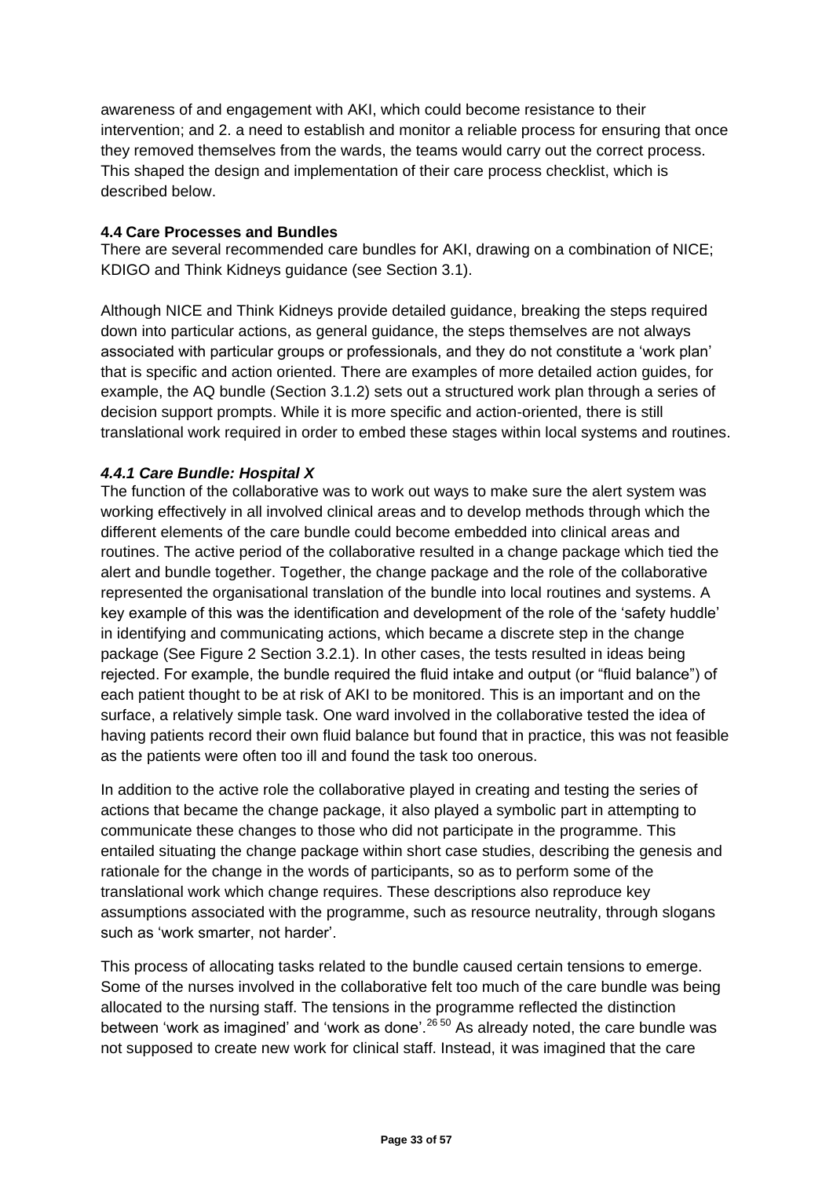awareness of and engagement with AKI, which could become resistance to their intervention; and 2. a need to establish and monitor a reliable process for ensuring that once they removed themselves from the wards, the teams would carry out the correct process. This shaped the design and implementation of their care process checklist, which is described below.

### 4.4 Care Processes and Bundles

There are several recommended care bundles for AKI, drawing on a combination of NICE; KDIGO and Think Kidneys guidance (see Section 3.1).

Although NICE and Think Kidneys provide detailed guidance, breaking the steps required down into particular actions, as general guidance, the steps themselves are not always associated with particular groups or professionals, and they do not constitute a 'work plan' that is specific and action oriented. There are examples of more detailed action guides, for example, the AQ bundle (Section 3.1.2) sets out a structured work plan through a series of decision support prompts. While it is more specific and action-oriented, there is still translational work required in order to embed these stages within local systems and routines.

#### *4.4.1 Care Bundle: Hospital X*

The function of the collaborative was to work out ways to make sure the alert system was working effectively in all involved clinical areas and to develop methods through which the different elements of the care bundle could become embedded into clinical areas and routines. The active period of the collaborative resulted in a change package which tied the alert and bundle together. Together, the change package and the role of the collaborative represented the organisational translation of the bundle into local routines and systems. A key example of this was the identification and development of the role of the 'safety huddle' in identifying and communicating actions, which became a discrete step in the change package (See Figure 2 Section 3.2.1). In other cases, the tests resulted in ideas being rejected. For example, the bundle required the fluid intake and output (or "fluid balance") of each patient thought to be at risk of AKI to be monitored. This is an important and on the surface, a relatively simple task. One ward involved in the collaborative tested the idea of having patients record their own fluid balance but found that in practice, this was not feasible as the patients were often too ill and found the task too onerous.

In addition to the active role the collaborative played in creating and testing the series of actions that became the change package, it also played a symbolic part in attempting to communicate these changes to those who did not participate in the programme. This entailed situating the change package within short case studies, describing the genesis and rationale for the change in the words of participants, so as to perform some of the translational work which change requires. These descriptions also reproduce key assumptions associated with the programme, such as resource neutrality, through slogans such as 'work smarter, not harder'.

This process of allocating tasks related to the bundle caused certain tensions to emerge. Some of the nurses involved in the collaborative felt too much of the care bundle was being allocated to the nursing staff. The tensions in the programme reflected the distinction between 'work as imagined' and 'work as done'.[26 50] As already noted, the care bundle was not supposed to create new work for clinical staff. Instead, it was imagined that the care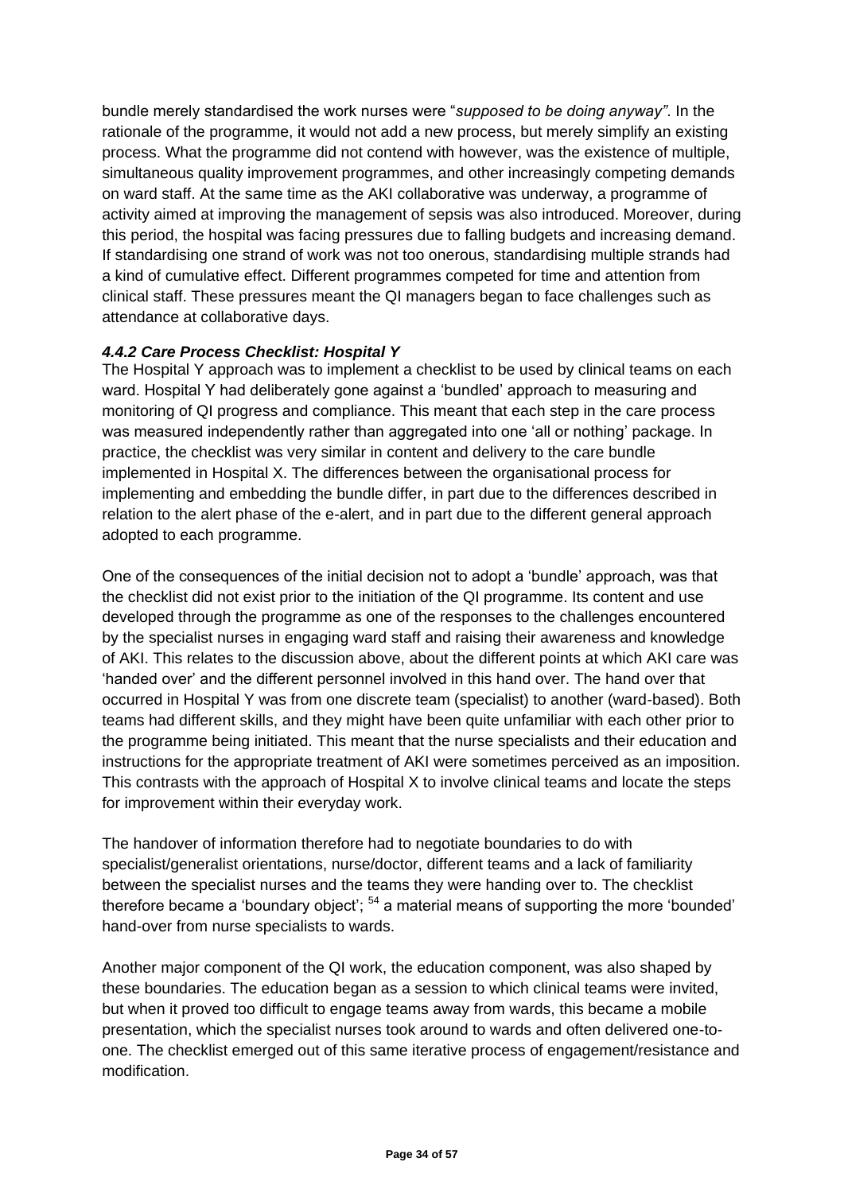bundle merely standardised the work nurses were "*supposed to be doing anyway"*. In the rationale of the programme, it would not add a new process, but merely simplify an existing process. What the programme did not contend with however, was the existence of multiple, simultaneous quality improvement programmes, and other increasingly competing demands on ward staff. At the same time as the AKI collaborative was underway, a programme of activity aimed at improving the management of sepsis was also introduced. Moreover, during this period, the hospital was facing pressures due to falling budgets and increasing demand. If standardising one strand of work was not too onerous, standardising multiple strands had a kind of cumulative effect. Different programmes competed for time and attention from clinical staff. These pressures meant the QI managers began to face challenges such as attendance at collaborative days.

#### *4.4.2 Care Process Checklist: Hospital Y*

The Hospital Y approach was to implement a checklist to be used by clinical teams on each ward. Hospital Y had deliberately gone against a 'bundled' approach to measuring and monitoring of QI progress and compliance. This meant that each step in the care process was measured independently rather than aggregated into one 'all or nothing' package. In practice, the checklist was very similar in content and delivery to the care bundle implemented in Hospital X. The differences between the organisational process for implementing and embedding the bundle differ, in part due to the differences described in relation to the alert phase of the e-alert, and in part due to the different general approach adopted to each programme.

One of the consequences of the initial decision not to adopt a 'bundle' approach, was that the checklist did not exist prior to the initiation of the QI programme. Its content and use developed through the programme as one of the responses to the challenges encountered by the specialist nurses in engaging ward staff and raising their awareness and knowledge of AKI. This relates to the discussion above, about the different points at which AKI care was 'handed over' and the different personnel involved in this hand over. The hand over that occurred in Hospital Y was from one discrete team (specialist) to another (ward-based). Both teams had different skills, and they might have been quite unfamiliar with each other prior to the programme being initiated. This meant that the nurse specialists and their education and instructions for the appropriate treatment of AKI were sometimes perceived as an imposition. This contrasts with the approach of Hospital X to involve clinical teams and locate the steps for improvement within their everyday work.

The handover of information therefore had to negotiate boundaries to do with specialist/generalist orientations, nurse/doctor, different teams and a lack of familiarity between the specialist nurses and the teams they were handing over to. The checklist therefore became a 'boundary object'; [54] a material means of supporting the more 'bounded' hand-over from nurse specialists to wards.

Another major component of the QI work, the education component, was also shaped by these boundaries. The education began as a session to which clinical teams were invited, but when it proved too difficult to engage teams away from wards, this became a mobile presentation, which the specialist nurses took around to wards and often delivered one-to-one. The checklist emerged out of this same iterative process of engagement/resistance and modification.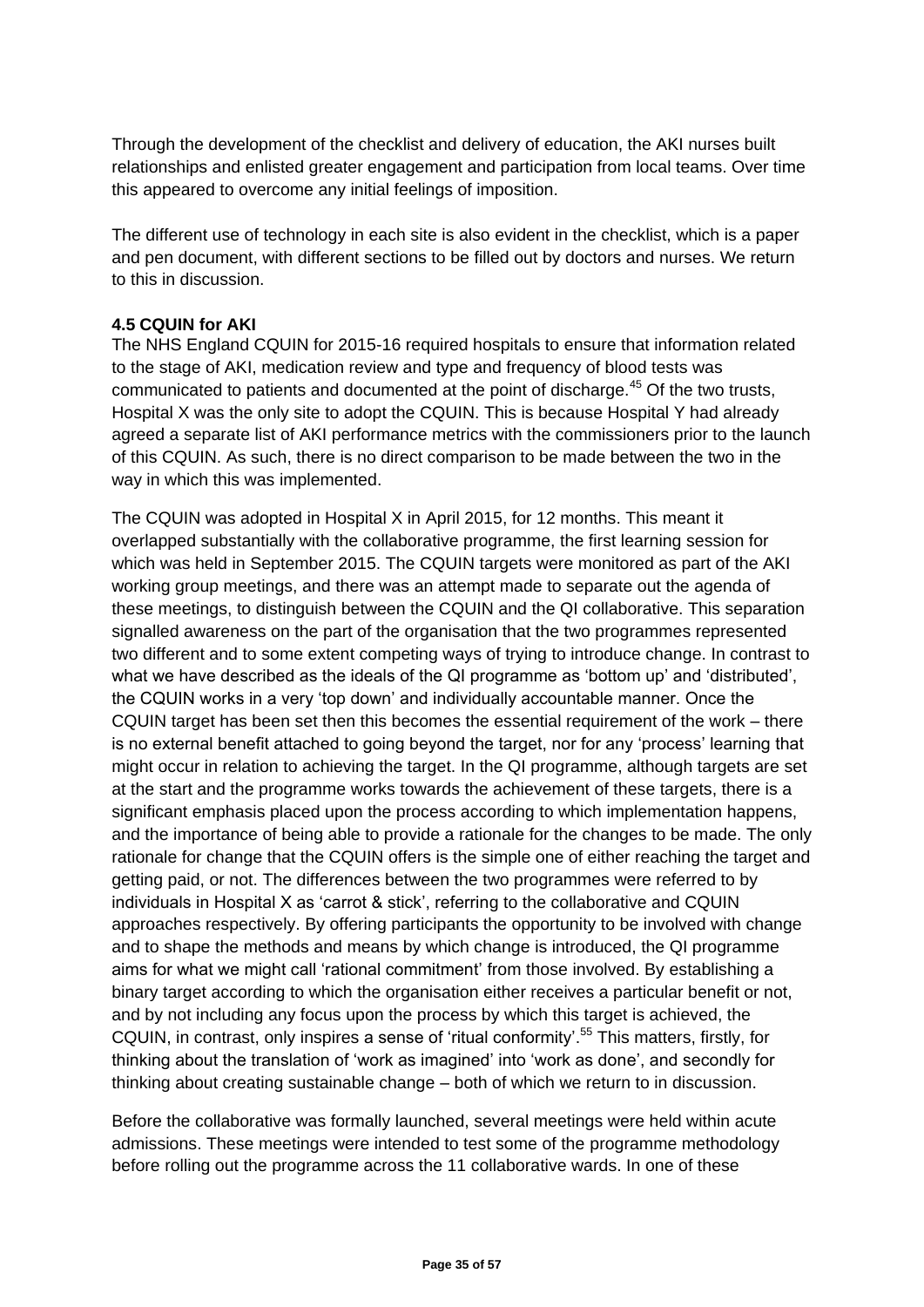Through the development of the checklist and delivery of education, the AKI nurses built relationships and enlisted greater engagement and participation from local teams. Over time this appeared to overcome any initial feelings of imposition.

The different use of technology in each site is also evident in the checklist, which is a paper and pen document, with different sections to be filled out by doctors and nurses. We return to this in discussion.

**4.5 CQUIN for AKI**

The NHS England CQUIN for 2015-16 required hospitals to ensure that information related to the stage of AKI, medication review and type and frequency of blood tests was communicated to patients and documented at the point of discharge.[45] Of the two trusts, Hospital X was the only site to adopt the CQUIN. This is because Hospital Y had already agreed a separate list of AKI performance metrics with the commissioners prior to the launch of this CQUIN. As such, there is no direct comparison to be made between the two in the way in which this was implemented.

The CQUIN was adopted in Hospital X in April 2015, for 12 months. This meant it overlapped substantially with the collaborative programme, the first learning session for which was held in September 2015. The CQUIN targets were monitored as part of the AKI working group meetings, and there was an attempt made to separate out the agenda of these meetings, to distinguish between the CQUIN and the QI collaborative. This separation signalled awareness on the part of the organisation that the two programmes represented two different and to some extent competing ways of trying to introduce change. In contrast to what we have described as the ideals of the QI programme as 'bottom up' and 'distributed', the CQUIN works in a very 'top down' and individually accountable manner. Once the CQUIN target has been set then this becomes the essential requirement of the work – there is no external benefit attached to going beyond the target, nor for any 'process' learning that might occur in relation to achieving the target. In the QI programme, although targets are set at the start and the programme works towards the achievement of these targets, there is a significant emphasis placed upon the process according to which implementation happens, and the importance of being able to provide a rationale for the changes to be made. The only rationale for change that the CQUIN offers is the simple one of either reaching the target and getting paid, or not. The differences between the two programmes were referred to by individuals in Hospital X as 'carrot & stick', referring to the collaborative and CQUIN approaches respectively. By offering participants the opportunity to be involved with change and to shape the methods and means by which change is introduced, the QI programme aims for what we might call 'rational commitment' from those involved. By establishing a binary target according to which the organisation either receives a particular benefit or not, and by not including any focus upon the process by which this target is achieved, the CQUIN, in contrast, only inspires a sense of 'ritual conformity'.[55] This matters, firstly, for thinking about the translation of 'work as imagined' into 'work as done', and secondly for thinking about creating sustainable change – both of which we return to in discussion.

Before the collaborative was formally launched, several meetings were held within acute admissions. These meetings were intended to test some of the programme methodology before rolling out the programme across the 11 collaborative wards. In one of these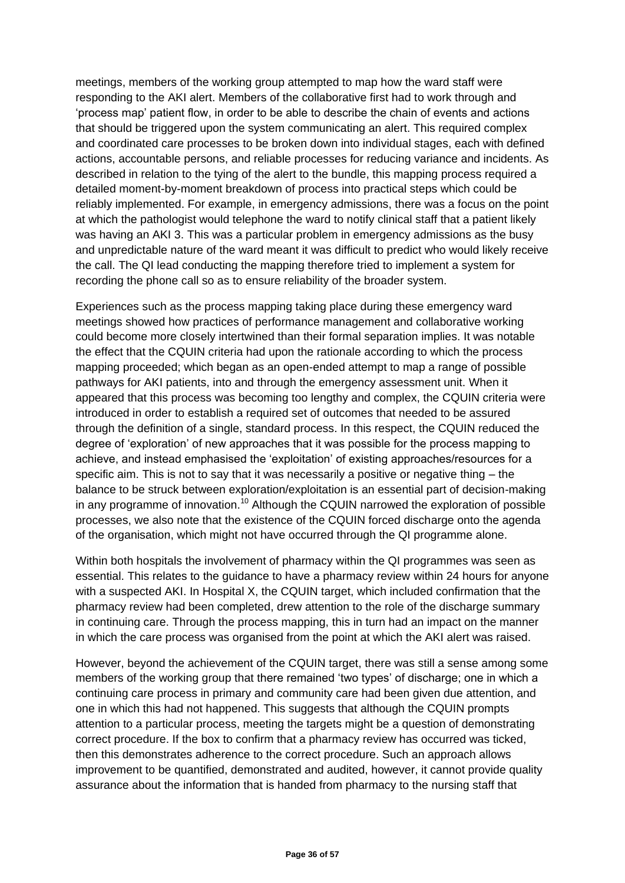meetings, members of the working group attempted to map how the ward staff were responding to the AKI alert. Members of the collaborative first had to work through and 'process map' patient flow, in order to be able to describe the chain of events and actions that should be triggered upon the system communicating an alert. This required complex and coordinated care processes to be broken down into individual stages, each with defined actions, accountable persons, and reliable processes for reducing variance and incidents. As described in relation to the tying of the alert to the bundle, this mapping process required a detailed moment-by-moment breakdown of process into practical steps which could be reliably implemented. For example, in emergency admissions, there was a focus on the point at which the pathologist would telephone the ward to notify clinical staff that a patient likely was having an AKI 3. This was a particular problem in emergency admissions as the busy and unpredictable nature of the ward meant it was difficult to predict who would likely receive the call. The QI lead conducting the mapping therefore tried to implement a system for recording the phone call so as to ensure reliability of the broader system.

Experiences such as the process mapping taking place during these emergency ward meetings showed how practices of performance management and collaborative working could become more closely intertwined than their formal separation implies. It was notable the effect that the CQUIN criteria had upon the rationale according to which the process mapping proceeded; which began as an open-ended attempt to map a range of possible pathways for AKI patients, into and through the emergency assessment unit. When it appeared that this process was becoming too lengthy and complex, the CQUIN criteria were introduced in order to establish a required set of outcomes that needed to be assured through the definition of a single, standard process. In this respect, the CQUIN reduced the degree of 'exploration' of new approaches that it was possible for the process mapping to achieve, and instead emphasised the 'exploitation' of existing approaches/resources for a specific aim. This is not to say that it was necessarily a positive or negative thing – the balance to be struck between exploration/exploitation is an essential part of decision-making in any programme of innovation.[10] Although the CQUIN narrowed the exploration of possible processes, we also note that the existence of the CQUIN forced discharge onto the agenda of the organisation, which might not have occurred through the QI programme alone.

Within both hospitals the involvement of pharmacy within the QI programmes was seen as essential. This relates to the guidance to have a pharmacy review within 24 hours for anyone with a suspected AKI. In Hospital X, the CQUIN target, which included confirmation that the pharmacy review had been completed, drew attention to the role of the discharge summary in continuing care. Through the process mapping, this in turn had an impact on the manner in which the care process was organised from the point at which the AKI alert was raised.

However, beyond the achievement of the CQUIN target, there was still a sense among some members of the working group that there remained 'two types' of discharge; one in which a continuing care process in primary and community care had been given due attention, and one in which this had not happened. This suggests that although the CQUIN prompts attention to a particular process, meeting the targets might be a question of demonstrating correct procedure. If the box to confirm that a pharmacy review has occurred was ticked, then this demonstrates adherence to the correct procedure. Such an approach allows improvement to be quantified, demonstrated and audited, however, it cannot provide quality assurance about the information that is handed from pharmacy to the nursing staff that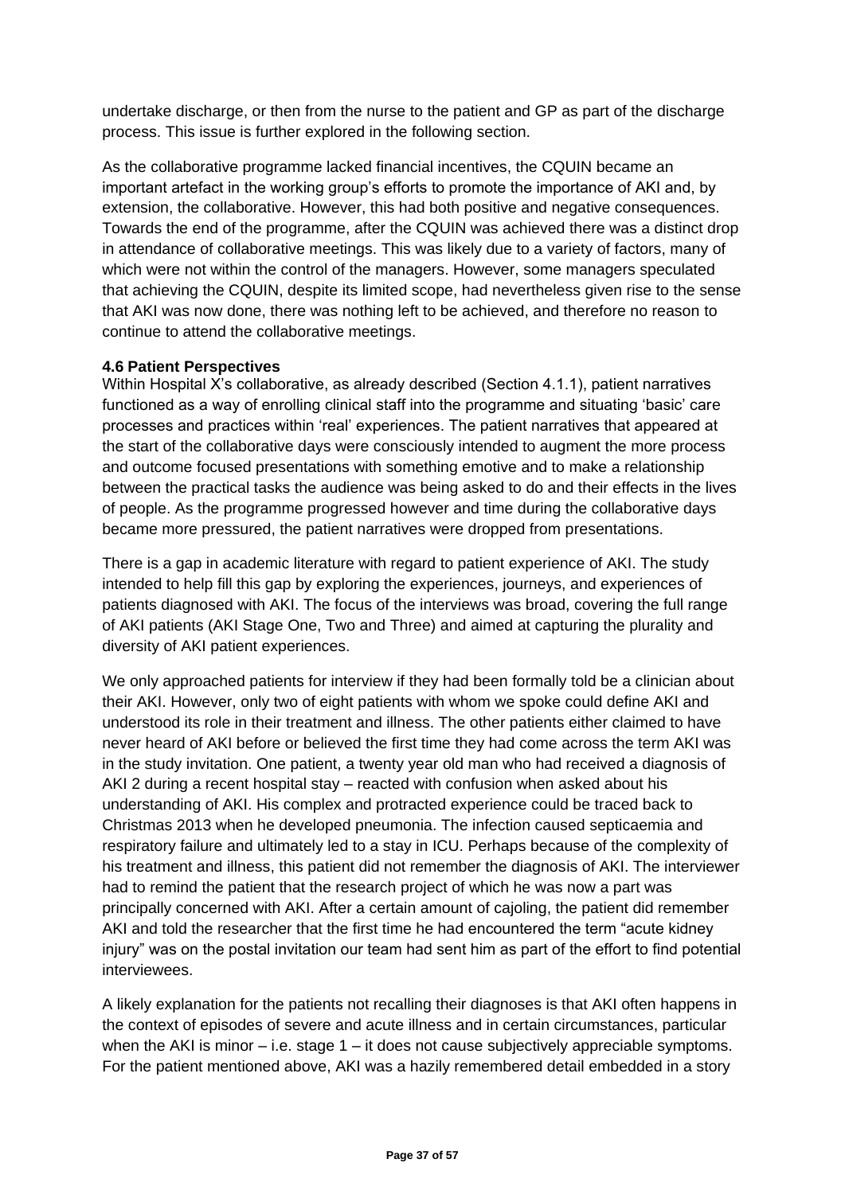undertake discharge, or then from the nurse to the patient and GP as part of the discharge process. This issue is further explored in the following section.

As the collaborative programme lacked financial incentives, the CQUIN became an important artefact in the working group's efforts to promote the importance of AKI and, by extension, the collaborative. However, this had both positive and negative consequences. Towards the end of the programme, after the CQUIN was achieved there was a distinct drop in attendance of collaborative meetings. This was likely due to a variety of factors, many of which were not within the control of the managers. However, some managers speculated that achieving the CQUIN, despite its limited scope, had nevertheless given rise to the sense that AKI was now done, there was nothing left to be achieved, and therefore no reason to continue to attend the collaborative meetings.

### 4.6 Patient Perspectives

Within Hospital X's collaborative, as already described (Section 4.1.1), patient narratives functioned as a way of enrolling clinical staff into the programme and situating 'basic' care processes and practices within 'real' experiences. The patient narratives that appeared at the start of the collaborative days were consciously intended to augment the more process and outcome focused presentations with something emotive and to make a relationship between the practical tasks the audience was being asked to do and their effects in the lives of people. As the programme progressed however and time during the collaborative days became more pressured, the patient narratives were dropped from presentations.

There is a gap in academic literature with regard to patient experience of AKI. The study intended to help fill this gap by exploring the experiences, journeys, and experiences of patients diagnosed with AKI. The focus of the interviews was broad, covering the full range of AKI patients (AKI Stage One, Two and Three) and aimed at capturing the plurality and diversity of AKI patient experiences.

We only approached patients for interview if they had been formally told be a clinician about their AKI. However, only two of eight patients with whom we spoke could define AKI and understood its role in their treatment and illness. The other patients either claimed to have never heard of AKI before or believed the first time they had come across the term AKI was in the study invitation. One patient, a twenty year old man who had received a diagnosis of AKI 2 during a recent hospital stay – reacted with confusion when asked about his understanding of AKI. His complex and protracted experience could be traced back to Christmas 2013 when he developed pneumonia. The infection caused septicaemia and respiratory failure and ultimately led to a stay in ICU. Perhaps because of the complexity of his treatment and illness, this patient did not remember the diagnosis of AKI. The interviewer had to remind the patient that the research project of which he was now a part was principally concerned with AKI. After a certain amount of cajoling, the patient did remember AKI and told the researcher that the first time he had encountered the term "acute kidney injury" was on the postal invitation our team had sent him as part of the effort to find potential interviewees.

A likely explanation for the patients not recalling their diagnoses is that AKI often happens in the context of episodes of severe and acute illness and in certain circumstances, particular when the AKI is minor – i.e. stage 1 – it does not cause subjectively appreciable symptoms. For the patient mentioned above, AKI was a hazily remembered detail embedded in a story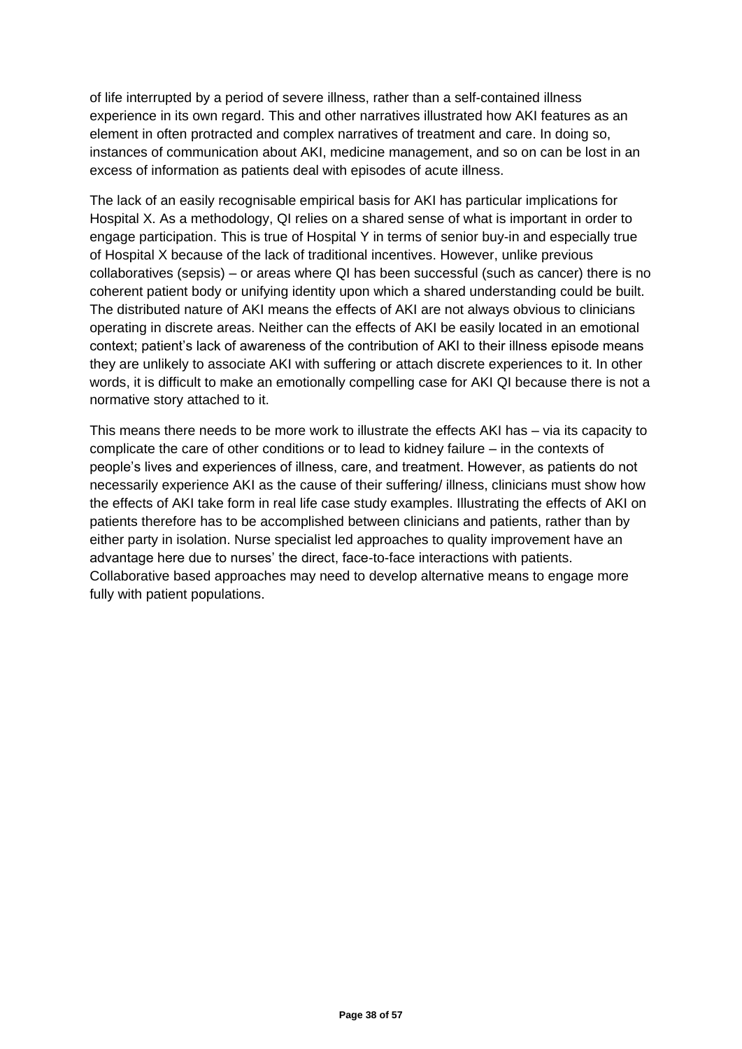of life interrupted by a period of severe illness, rather than a self-contained illness experience in its own regard. This and other narratives illustrated how AKI features as an element in often protracted and complex narratives of treatment and care. In doing so, instances of communication about AKI, medicine management, and so on can be lost in an excess of information as patients deal with episodes of acute illness.

The lack of an easily recognisable empirical basis for AKI has particular implications for Hospital X. As a methodology, QI relies on a shared sense of what is important in order to engage participation. This is true of Hospital Y in terms of senior buy-in and especially true of Hospital X because of the lack of traditional incentives. However, unlike previous collaboratives (sepsis) – or areas where QI has been successful (such as cancer) there is no coherent patient body or unifying identity upon which a shared understanding could be built. The distributed nature of AKI means the effects of AKI are not always obvious to clinicians operating in discrete areas. Neither can the effects of AKI be easily located in an emotional context; patient's lack of awareness of the contribution of AKI to their illness episode means they are unlikely to associate AKI with suffering or attach discrete experiences to it. In other words, it is difficult to make an emotionally compelling case for AKI QI because there is not a normative story attached to it.

This means there needs to be more work to illustrate the effects AKI has – via its capacity to complicate the care of other conditions or to lead to kidney failure – in the contexts of people's lives and experiences of illness, care, and treatment. However, as patients do not necessarily experience AKI as the cause of their suffering/ illness, clinicians must show how the effects of AKI take form in real life case study examples. Illustrating the effects of AKI on patients therefore has to be accomplished between clinicians and patients, rather than by either party in isolation. Nurse specialist led approaches to quality improvement have an advantage here due to nurses' the direct, face-to-face interactions with patients. Collaborative based approaches may need to develop alternative means to engage more fully with patient populations.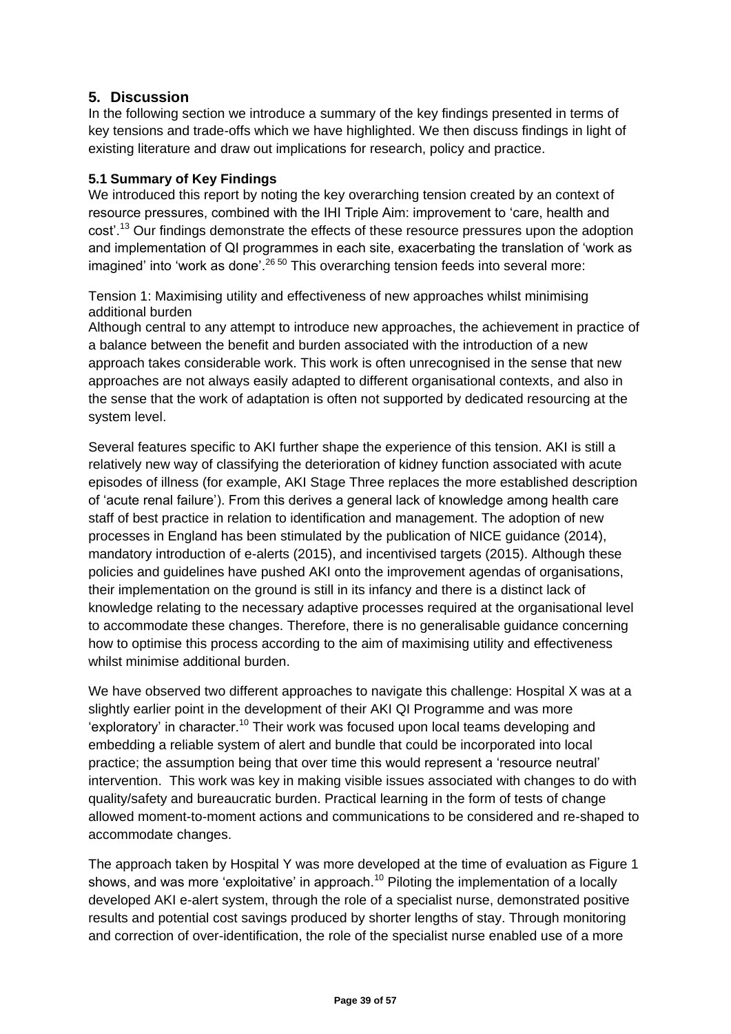## 5. Discussion

In the following section we introduce a summary of the key findings presented in terms of key tensions and trade-offs which we have highlighted. We then discuss findings in light of existing literature and draw out implications for research, policy and practice.

### 5.1 Summary of Key Findings

We introduced this report by noting the key overarching tension created by an context of resource pressures, combined with the IHI Triple Aim: improvement to 'care, health and cost'.[13] Our findings demonstrate the effects of these resource pressures upon the adoption and implementation of QI programmes in each site, exacerbating the translation of 'work as imagined' into 'work as done'.[26 50] This overarching tension feeds into several more:

Tension 1: Maximising utility and effectiveness of new approaches whilst minimising additional burden

Although central to any attempt to introduce new approaches, the achievement in practice of a balance between the benefit and burden associated with the introduction of a new approach takes considerable work. This work is often unrecognised in the sense that new approaches are not always easily adapted to different organisational contexts, and also in the sense that the work of adaptation is often not supported by dedicated resourcing at the system level.

Several features specific to AKI further shape the experience of this tension. AKI is still a relatively new way of classifying the deterioration of kidney function associated with acute episodes of illness (for example, AKI Stage Three replaces the more established description of 'acute renal failure'). From this derives a general lack of knowledge among health care staff of best practice in relation to identification and management. The adoption of new processes in England has been stimulated by the publication of NICE guidance (2014), mandatory introduction of e-alerts (2015), and incentivised targets (2015). Although these policies and guidelines have pushed AKI onto the improvement agendas of organisations, their implementation on the ground is still in its infancy and there is a distinct lack of knowledge relating to the necessary adaptive processes required at the organisational level to accommodate these changes. Therefore, there is no generalisable guidance concerning how to optimise this process according to the aim of maximising utility and effectiveness whilst minimise additional burden.

We have observed two different approaches to navigate this challenge: Hospital X was at a slightly earlier point in the development of their AKI QI Programme and was more 'exploratory' in character.[10] Their work was focused upon local teams developing and embedding a reliable system of alert and bundle that could be incorporated into local practice; the assumption being that over time this would represent a 'resource neutral' intervention. This work was key in making visible issues associated with changes to do with quality/safety and bureaucratic burden. Practical learning in the form of tests of change allowed moment-to-moment actions and communications to be considered and re-shaped to accommodate changes.

The approach taken by Hospital Y was more developed at the time of evaluation as Figure 1 shows, and was more 'exploitative' in approach.[10] Piloting the implementation of a locally developed AKI e-alert system, through the role of a specialist nurse, demonstrated positive results and potential cost savings produced by shorter lengths of stay. Through monitoring and correction of over-identification, the role of the specialist nurse enabled use of a more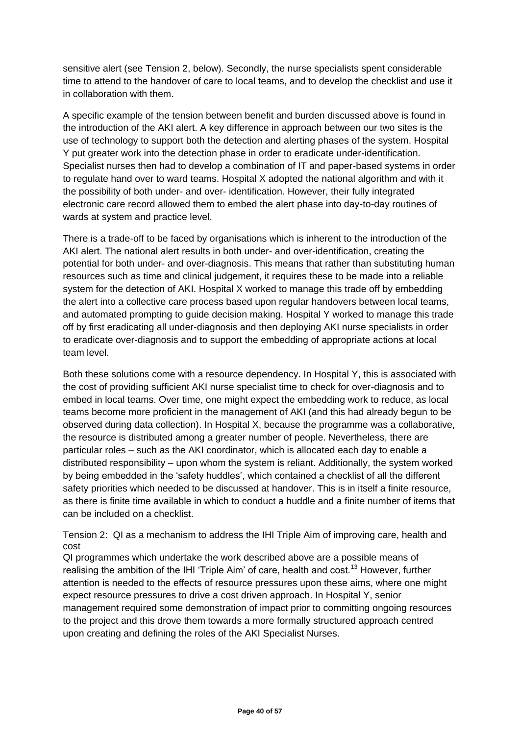sensitive alert (see Tension 2, below). Secondly, the nurse specialists spent considerable time to attend to the handover of care to local teams, and to develop the checklist and use it in collaboration with them.

A specific example of the tension between benefit and burden discussed above is found in the introduction of the AKI alert. A key difference in approach between our two sites is the use of technology to support both the detection and alerting phases of the system. Hospital Y put greater work into the detection phase in order to eradicate under-identification. Specialist nurses then had to develop a combination of IT and paper-based systems in order to regulate hand over to ward teams. Hospital X adopted the national algorithm and with it the possibility of both under- and over- identification. However, their fully integrated electronic care record allowed them to embed the alert phase into day-to-day routines of wards at system and practice level.

There is a trade-off to be faced by organisations which is inherent to the introduction of the AKI alert. The national alert results in both under- and over-identification, creating the potential for both under- and over-diagnosis. This means that rather than substituting human resources such as time and clinical judgement, it requires these to be made into a reliable system for the detection of AKI. Hospital X worked to manage this trade off by embedding the alert into a collective care process based upon regular handovers between local teams, and automated prompting to guide decision making. Hospital Y worked to manage this trade off by first eradicating all under-diagnosis and then deploying AKI nurse specialists in order to eradicate over-diagnosis and to support the embedding of appropriate actions at local team level.

Both these solutions come with a resource dependency. In Hospital Y, this is associated with the cost of providing sufficient AKI nurse specialist time to check for over-diagnosis and to embed in local teams. Over time, one might expect the embedding work to reduce, as local teams become more proficient in the management of AKI (and this had already begun to be observed during data collection). In Hospital X, because the programme was a collaborative, the resource is distributed among a greater number of people. Nevertheless, there are particular roles – such as the AKI coordinator, which is allocated each day to enable a distributed responsibility – upon whom the system is reliant. Additionally, the system worked by being embedded in the 'safety huddles', which contained a checklist of all the different safety priorities which needed to be discussed at handover. This is in itself a finite resource, as there is finite time available in which to conduct a huddle and a finite number of items that can be included on a checklist.

Tension 2: QI as a mechanism to address the IHI Triple Aim of improving care, health and cost

QI programmes which undertake the work described above are a possible means of realising the ambition of the IHI 'Triple Aim' of care, health and cost.[13] However, further attention is needed to the effects of resource pressures upon these aims, where one might expect resource pressures to drive a cost driven approach. In Hospital Y, senior management required some demonstration of impact prior to committing ongoing resources to the project and this drove them towards a more formally structured approach centred upon creating and defining the roles of the AKI Specialist Nurses.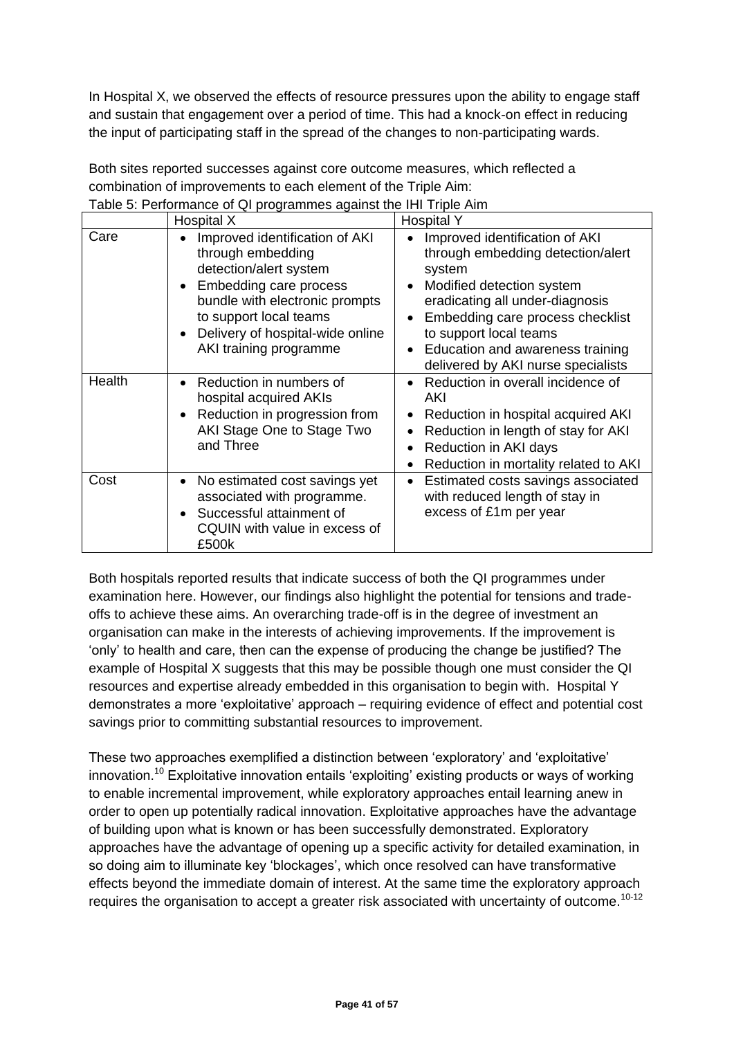In Hospital X, we observed the effects of resource pressures upon the ability to engage staff and sustain that engagement over a period of time. This had a knock-on effect in reducing the input of participating staff in the spread of the changes to non-participating wards.

Both sites reported successes against core outcome measures, which reflected a combination of improvements to each element of the Triple Aim:

Table 5: Performance of QI programmes against the IHI Triple Aim

| | Hospital X | Hospital Y |
|---|---|---|
| Care | • Improved identification of AKI through embedding detection/alert system<br>• Embedding care process bundle with electronic prompts to support local teams<br>• Delivery of hospital-wide online AKI training programme | • Improved identification of AKI through embedding detection/alert system<br>• Modified detection system eradicating all under-diagnosis<br>• Embedding care process checklist to support local teams<br>• Education and awareness training delivered by AKI nurse specialists |
| Health | • Reduction in numbers of hospital acquired AKIs<br>• Reduction in progression from AKI Stage One to Stage Two and Three | • Reduction in overall incidence of AKI<br>• Reduction in hospital acquired AKI<br>• Reduction in length of stay for AKI<br>• Reduction in AKI days<br>• Reduction in mortality related to AKI |
| Cost | • No estimated cost savings yet associated with programme.<br>• Successful attainment of CQUIN with value in excess of £500k | • Estimated costs savings associated with reduced length of stay in excess of £1m per year |

Both hospitals reported results that indicate success of both the QI programmes under examination here. However, our findings also highlight the potential for tensions and trade-offs to achieve these aims. An overarching trade-off is in the degree of investment an organisation can make in the interests of achieving improvements. If the improvement is 'only' to health and care, then can the expense of producing the change be justified? The example of Hospital X suggests that this may be possible though one must consider the QI resources and expertise already embedded in this organisation to begin with. Hospital Y demonstrates a more 'exploitative' approach – requiring evidence of effect and potential cost savings prior to committing substantial resources to improvement.

These two approaches exemplified a distinction between 'exploratory' and 'exploitative' innovation.[10] Exploitative innovation entails 'exploiting' existing products or ways of working to enable incremental improvement, while exploratory approaches entail learning anew in order to open up potentially radical innovation. Exploitative approaches have the advantage of building upon what is known or has been successfully demonstrated. Exploratory approaches have the advantage of opening up a specific activity for detailed examination, in so doing aim to illuminate key 'blockages', which once resolved can have transformative effects beyond the immediate domain of interest. At the same time the exploratory approach requires the organisation to accept a greater risk associated with uncertainty of outcome.[10-12]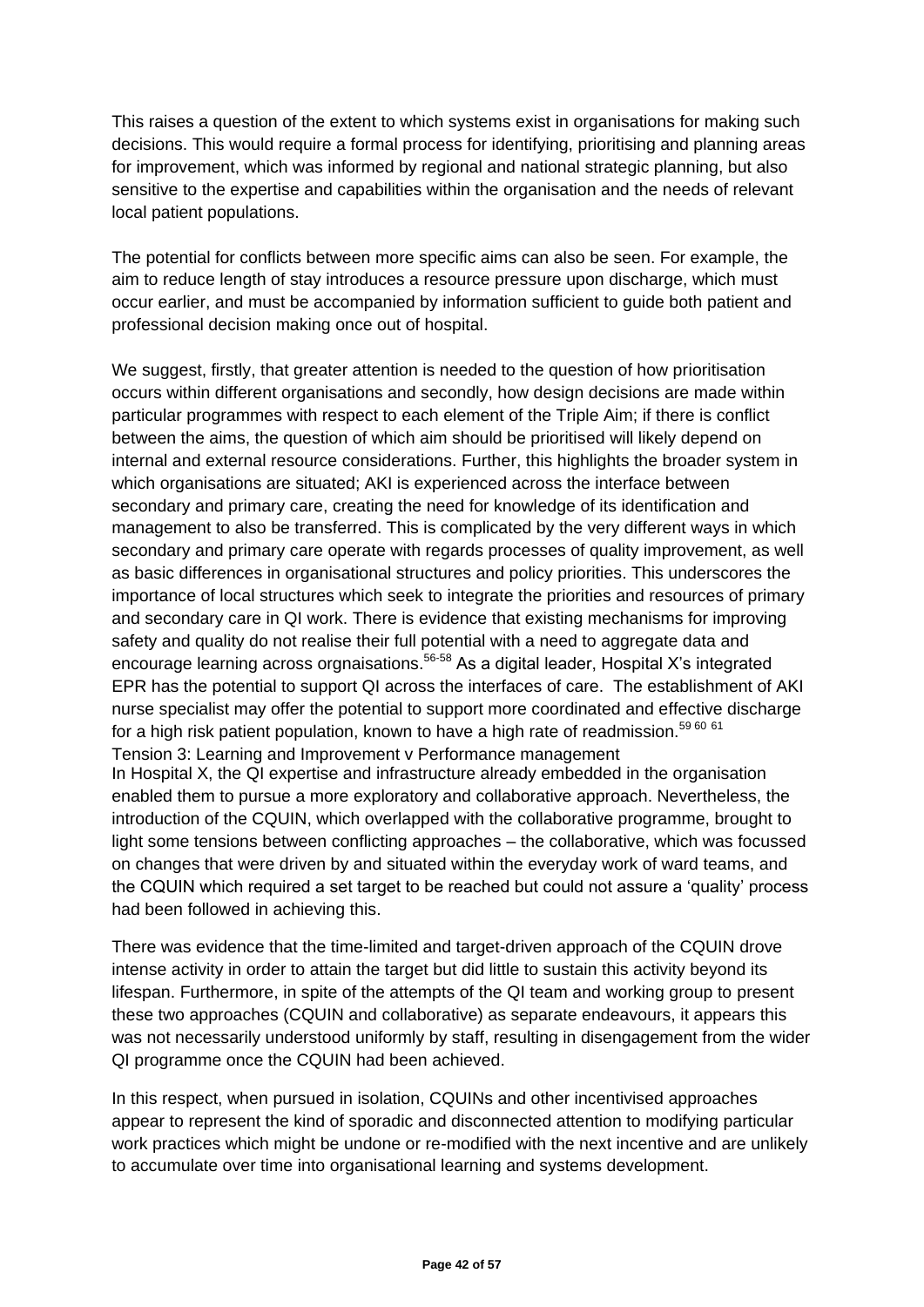This raises a question of the extent to which systems exist in organisations for making such decisions. This would require a formal process for identifying, prioritising and planning areas for improvement, which was informed by regional and national strategic planning, but also sensitive to the expertise and capabilities within the organisation and the needs of relevant local patient populations.

The potential for conflicts between more specific aims can also be seen. For example, the aim to reduce length of stay introduces a resource pressure upon discharge, which must occur earlier, and must be accompanied by information sufficient to guide both patient and professional decision making once out of hospital.

We suggest, firstly, that greater attention is needed to the question of how prioritisation occurs within different organisations and secondly, how design decisions are made within particular programmes with respect to each element of the Triple Aim; if there is conflict between the aims, the question of which aim should be prioritised will likely depend on internal and external resource considerations. Further, this highlights the broader system in which organisations are situated; AKI is experienced across the interface between secondary and primary care, creating the need for knowledge of its identification and management to also be transferred. This is complicated by the very different ways in which secondary and primary care operate with regards processes of quality improvement, as well as basic differences in organisational structures and policy priorities. This underscores the importance of local structures which seek to integrate the priorities and resources of primary and secondary care in QI work. There is evidence that existing mechanisms for improving safety and quality do not realise their full potential with a need to aggregate data and encourage learning across orgnaisations.[56-58] As a digital leader, Hospital X's integrated EPR has the potential to support QI across the interfaces of care. The establishment of AKI nurse specialist may offer the potential to support more coordinated and effective discharge for a high risk patient population, known to have a high rate of readmission.[59 60 61]

### Tension 3: Learning and Improvement v Performance management

In Hospital X, the QI expertise and infrastructure already embedded in the organisation enabled them to pursue a more exploratory and collaborative approach. Nevertheless, the introduction of the CQUIN, which overlapped with the collaborative programme, brought to light some tensions between conflicting approaches – the collaborative, which was focussed on changes that were driven by and situated within the everyday work of ward teams, and the CQUIN which required a set target to be reached but could not assure a 'quality' process had been followed in achieving this.

There was evidence that the time-limited and target-driven approach of the CQUIN drove intense activity in order to attain the target but did little to sustain this activity beyond its lifespan. Furthermore, in spite of the attempts of the QI team and working group to present these two approaches (CQUIN and collaborative) as separate endeavours, it appears this was not necessarily understood uniformly by staff, resulting in disengagement from the wider QI programme once the CQUIN had been achieved.

In this respect, when pursued in isolation, CQUINs and other incentivised approaches appear to represent the kind of sporadic and disconnected attention to modifying particular work practices which might be undone or re-modified with the next incentive and are unlikely to accumulate over time into organisational learning and systems development.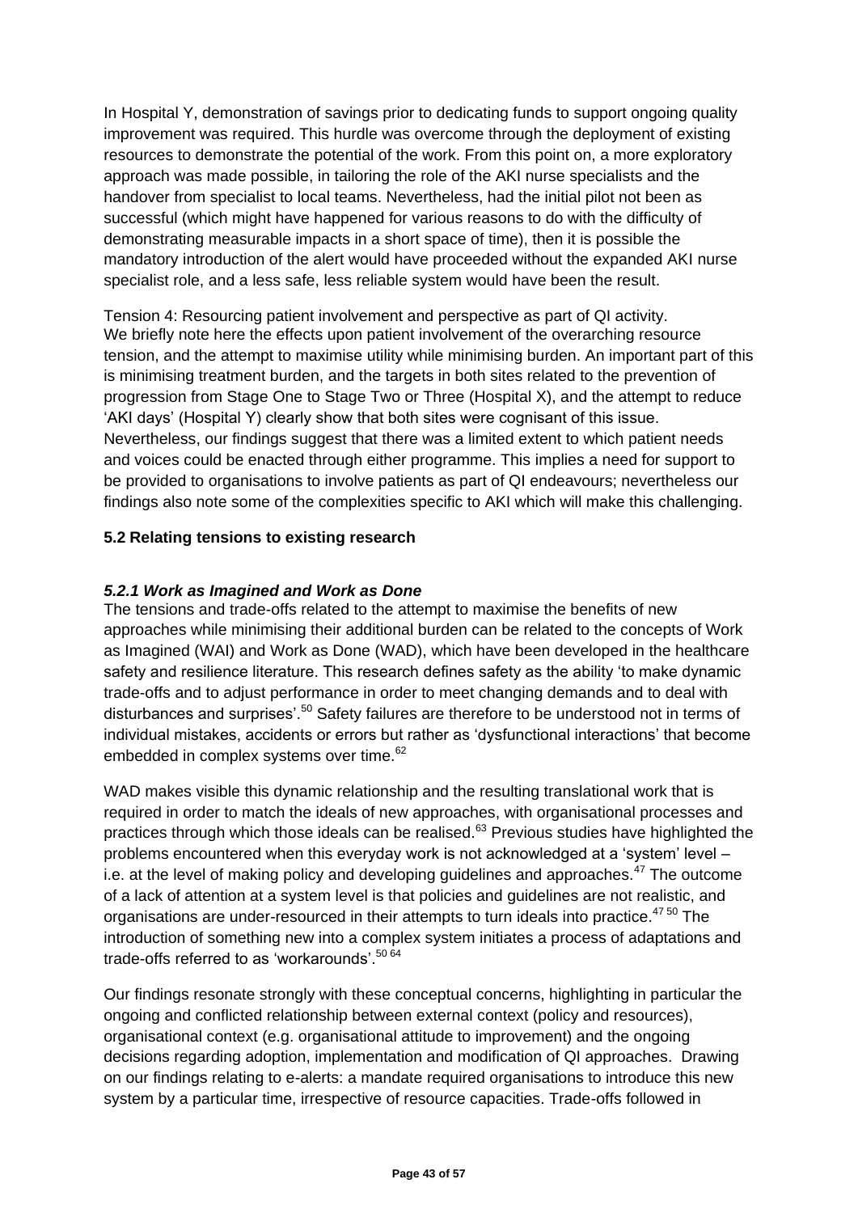In Hospital Y, demonstration of savings prior to dedicating funds to support ongoing quality improvement was required. This hurdle was overcome through the deployment of existing resources to demonstrate the potential of the work. From this point on, a more exploratory approach was made possible, in tailoring the role of the AKI nurse specialists and the handover from specialist to local teams. Nevertheless, had the initial pilot not been as successful (which might have happened for various reasons to do with the difficulty of demonstrating measurable impacts in a short space of time), then it is possible the mandatory introduction of the alert would have proceeded without the expanded AKI nurse specialist role, and a less safe, less reliable system would have been the result.

Tension 4: Resourcing patient involvement and perspective as part of QI activity.
We briefly note here the effects upon patient involvement of the overarching resource tension, and the attempt to maximise utility while minimising burden. An important part of this is minimising treatment burden, and the targets in both sites related to the prevention of progression from Stage One to Stage Two or Three (Hospital X), and the attempt to reduce 'AKI days' (Hospital Y) clearly show that both sites were cognisant of this issue. Nevertheless, our findings suggest that there was a limited extent to which patient needs and voices could be enacted through either programme. This implies a need for support to be provided to organisations to involve patients as part of QI endeavours; nevertheless our findings also note some of the complexities specific to AKI which will make this challenging.

### 5.2 Relating tensions to existing research

#### *5.2.1 Work as Imagined and Work as Done*

The tensions and trade-offs related to the attempt to maximise the benefits of new approaches while minimising their additional burden can be related to the concepts of Work as Imagined (WAI) and Work as Done (WAD), which have been developed in the healthcare safety and resilience literature. This research defines safety as the ability 'to make dynamic trade-offs and to adjust performance in order to meet changing demands and to deal with disturbances and surprises'.[50] Safety failures are therefore to be understood not in terms of individual mistakes, accidents or errors but rather as 'dysfunctional interactions' that become embedded in complex systems over time.[62]

WAD makes visible this dynamic relationship and the resulting translational work that is required in order to match the ideals of new approaches, with organisational processes and practices through which those ideals can be realised.[63] Previous studies have highlighted the problems encountered when this everyday work is not acknowledged at a 'system' level – i.e. at the level of making policy and developing guidelines and approaches.[47] The outcome of a lack of attention at a system level is that policies and guidelines are not realistic, and organisations are under-resourced in their attempts to turn ideals into practice.[47,50] The introduction of something new into a complex system initiates a process of adaptations and trade-offs referred to as 'workarounds'.[50,64]

Our findings resonate strongly with these conceptual concerns, highlighting in particular the ongoing and conflicted relationship between external context (policy and resources), organisational context (e.g. organisational attitude to improvement) and the ongoing decisions regarding adoption, implementation and modification of QI approaches. Drawing on our findings relating to e-alerts: a mandate required organisations to introduce this new system by a particular time, irrespective of resource capacities. Trade-offs followed in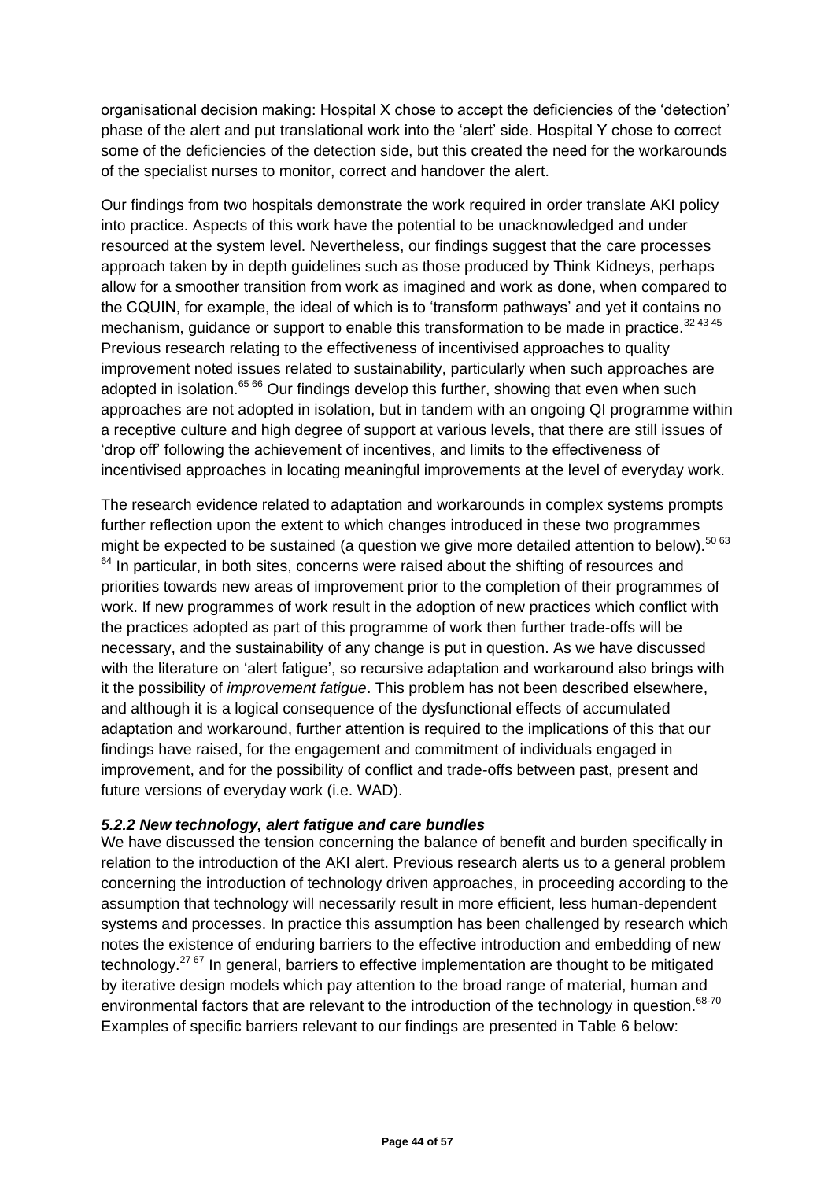organisational decision making: Hospital X chose to accept the deficiencies of the 'detection' phase of the alert and put translational work into the 'alert' side. Hospital Y chose to correct some of the deficiencies of the detection side, but this created the need for the workarounds of the specialist nurses to monitor, correct and handover the alert.

Our findings from two hospitals demonstrate the work required in order translate AKI policy into practice. Aspects of this work have the potential to be unacknowledged and under resourced at the system level. Nevertheless, our findings suggest that the care processes approach taken by in depth guidelines such as those produced by Think Kidneys, perhaps allow for a smoother transition from work as imagined and work as done, when compared to the CQUIN, for example, the ideal of which is to 'transform pathways' and yet it contains no mechanism, guidance or support to enable this transformation to be made in practice.[32 43 45] Previous research relating to the effectiveness of incentivised approaches to quality improvement noted issues related to sustainability, particularly when such approaches are adopted in isolation.[65 66] Our findings develop this further, showing that even when such approaches are not adopted in isolation, but in tandem with an ongoing QI programme within a receptive culture and high degree of support at various levels, that there are still issues of 'drop off' following the achievement of incentives, and limits to the effectiveness of incentivised approaches in locating meaningful improvements at the level of everyday work.

The research evidence related to adaptation and workarounds in complex systems prompts further reflection upon the extent to which changes introduced in these two programmes might be expected to be sustained (a question we give more detailed attention to below).[50 63 64] In particular, in both sites, concerns were raised about the shifting of resources and priorities towards new areas of improvement prior to the completion of their programmes of work. If new programmes of work result in the adoption of new practices which conflict with the practices adopted as part of this programme of work then further trade-offs will be necessary, and the sustainability of any change is put in question. As we have discussed with the literature on 'alert fatigue', so recursive adaptation and workaround also brings with it the possibility of *improvement fatigue*. This problem has not been described elsewhere, and although it is a logical consequence of the dysfunctional effects of accumulated adaptation and workaround, further attention is required to the implications of this that our findings have raised, for the engagement and commitment of individuals engaged in improvement, and for the possibility of conflict and trade-offs between past, present and future versions of everyday work (i.e. WAD).

### *5.2.2 New technology, alert fatigue and care bundles*

We have discussed the tension concerning the balance of benefit and burden specifically in relation to the introduction of the AKI alert. Previous research alerts us to a general problem concerning the introduction of technology driven approaches, in proceeding according to the assumption that technology will necessarily result in more efficient, less human-dependent systems and processes. In practice this assumption has been challenged by research which notes the existence of enduring barriers to the effective introduction and embedding of new technology.[27 67] In general, barriers to effective implementation are thought to be mitigated by iterative design models which pay attention to the broad range of material, human and environmental factors that are relevant to the introduction of the technology in question.[68-70] Examples of specific barriers relevant to our findings are presented in Table 6 below: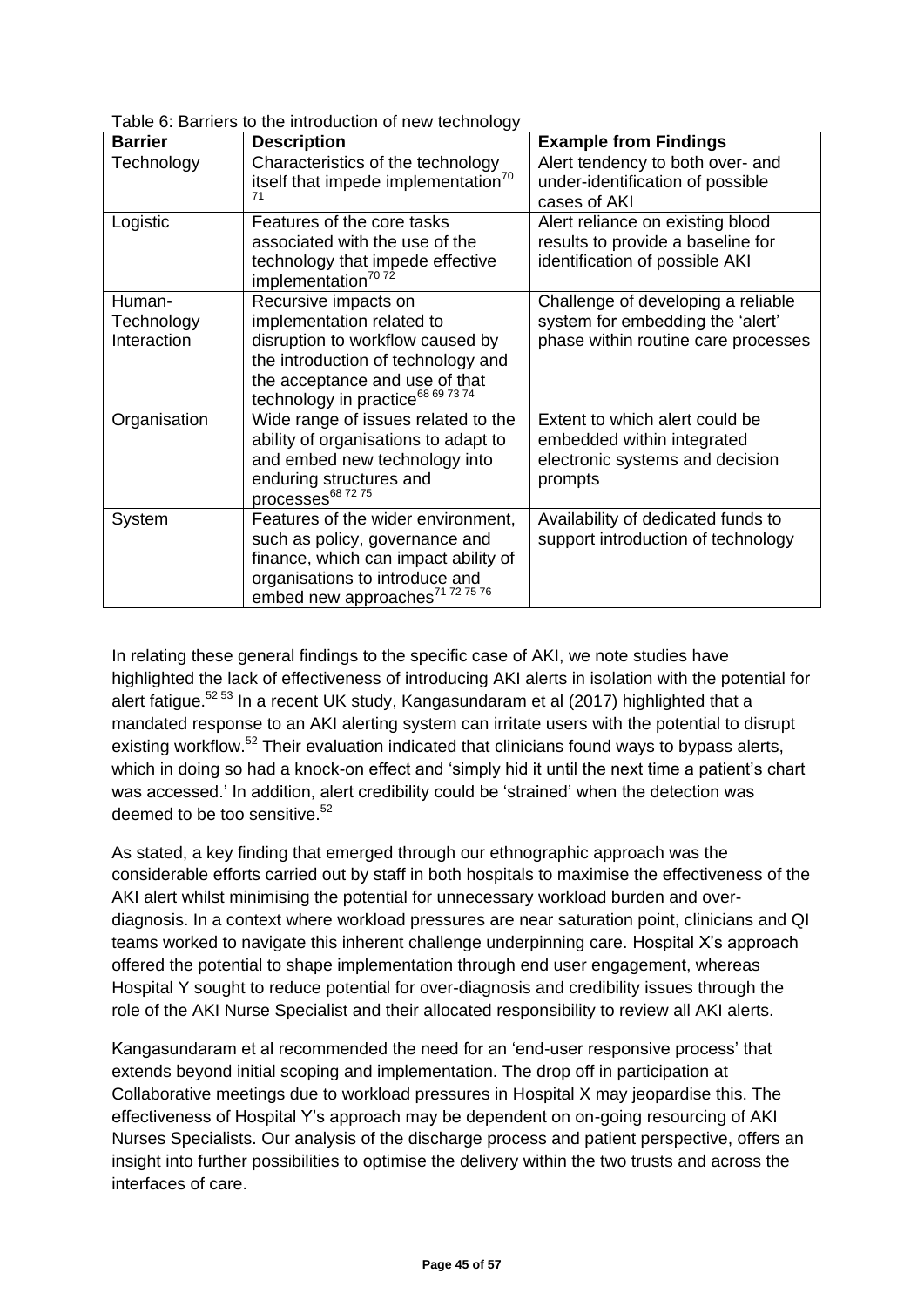Table 6: Barriers to the introduction of new technology

| Barrier | Description | Example from Findings |
|---|---|---|
| Technology | Characteristics of the technology itself that impede implementation[70 71] | Alert tendency to both over- and under-identification of possible cases of AKI |
| Logistic | Features of the core tasks associated with the use of the technology that impede effective implementation[70 72] | Alert reliance on existing blood results to provide a baseline for identification of possible AKI |
| Human-Technology Interaction | Recursive impacts on implementation related to disruption to workflow caused by the introduction of technology and the acceptance and use of that technology in practice[68 69 73 74] | Challenge of developing a reliable system for embedding the 'alert' phase within routine care processes |
| Organisation | Wide range of issues related to the ability of organisations to adapt to and embed new technology into enduring structures and processes[68 72 75] | Extent to which alert could be embedded within integrated electronic systems and decision prompts |
| System | Features of the wider environment, such as policy, governance and finance, which can impact ability of organisations to introduce and embed new approaches[71 72 75 76] | Availability of dedicated funds to support introduction of technology |

In relating these general findings to the specific case of AKI, we note studies have highlighted the lack of effectiveness of introducing AKI alerts in isolation with the potential for alert fatigue.[52 53] In a recent UK study, Kangasundaram et al (2017) highlighted that a mandated response to an AKI alerting system can irritate users with the potential to disrupt existing workflow.[52] Their evaluation indicated that clinicians found ways to bypass alerts, which in doing so had a knock-on effect and 'simply hid it until the next time a patient's chart was accessed.' In addition, alert credibility could be 'strained' when the detection was deemed to be too sensitive.[52]

As stated, a key finding that emerged through our ethnographic approach was the considerable efforts carried out by staff in both hospitals to maximise the effectiveness of the AKI alert whilst minimising the potential for unnecessary workload burden and over-diagnosis. In a context where workload pressures are near saturation point, clinicians and QI teams worked to navigate this inherent challenge underpinning care. Hospital X's approach offered the potential to shape implementation through end user engagement, whereas Hospital Y sought to reduce potential for over-diagnosis and credibility issues through the role of the AKI Nurse Specialist and their allocated responsibility to review all AKI alerts.

Kangasundaram et al recommended the need for an 'end-user responsive process' that extends beyond initial scoping and implementation. The drop off in participation at Collaborative meetings due to workload pressures in Hospital X may jeopardise this. The effectiveness of Hospital Y's approach may be dependent on on-going resourcing of AKI Nurses Specialists. Our analysis of the discharge process and patient perspective, offers an insight into further possibilities to optimise the delivery within the two trusts and across the interfaces of care.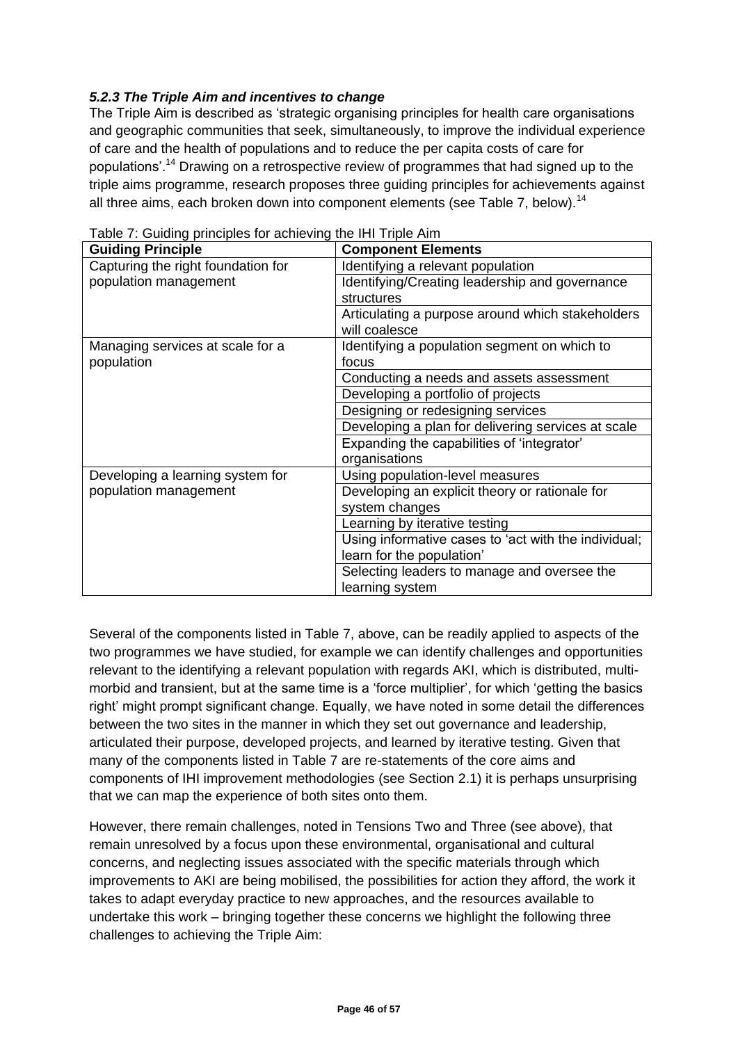### *5.2.3 The Triple Aim and incentives to change*

The Triple Aim is described as 'strategic organising principles for health care organisations and geographic communities that seek, simultaneously, to improve the individual experience of care and the health of populations and to reduce the per capita costs of care for populations'.[14] Drawing on a retrospective review of programmes that had signed up to the triple aims programme, research proposes three guiding principles for achievements against all three aims, each broken down into component elements (see Table 7, below).[14]

Table 7: Guiding principles for achieving the IHI Triple Aim

| Guiding Principle | Component Elements |
|---|---|
| Capturing the right foundation for population management | Identifying a relevant population |
| | Identifying/Creating leadership and governance structures |
| | Articulating a purpose around which stakeholders will coalesce |
| Managing services at scale for a population | Identifying a population segment on which to focus |
| | Conducting a needs and assets assessment |
| | Developing a portfolio of projects |
| | Designing or redesigning services |
| | Developing a plan for delivering services at scale |
| | Expanding the capabilities of 'integrator' organisations |
| Developing a learning system for population management | Using population-level measures |
| | Developing an explicit theory or rationale for system changes |
| | Learning by iterative testing |
| | Using informative cases to 'act with the individual; learn for the population' |
| | Selecting leaders to manage and oversee the learning system |

Several of the components listed in Table 7, above, can be readily applied to aspects of the two programmes we have studied, for example we can identify challenges and opportunities relevant to the identifying a relevant population with regards AKI, which is distributed, multi-morbid and transient, but at the same time is a 'force multiplier', for which 'getting the basics right' might prompt significant change. Equally, we have noted in some detail the differences between the two sites in the manner in which they set out governance and leadership, articulated their purpose, developed projects, and learned by iterative testing. Given that many of the components listed in Table 7 are re-statements of the core aims and components of IHI improvement methodologies (see Section 2.1) it is perhaps unsurprising that we can map the experience of both sites onto them.

However, there remain challenges, noted in Tensions Two and Three (see above), that remain unresolved by a focus upon these environmental, organisational and cultural concerns, and neglecting issues associated with the specific materials through which improvements to AKI are being mobilised, the possibilities for action they afford, the work it takes to adapt everyday practice to new approaches, and the resources available to undertake this work – bringing together these concerns we highlight the following three challenges to achieving the Triple Aim: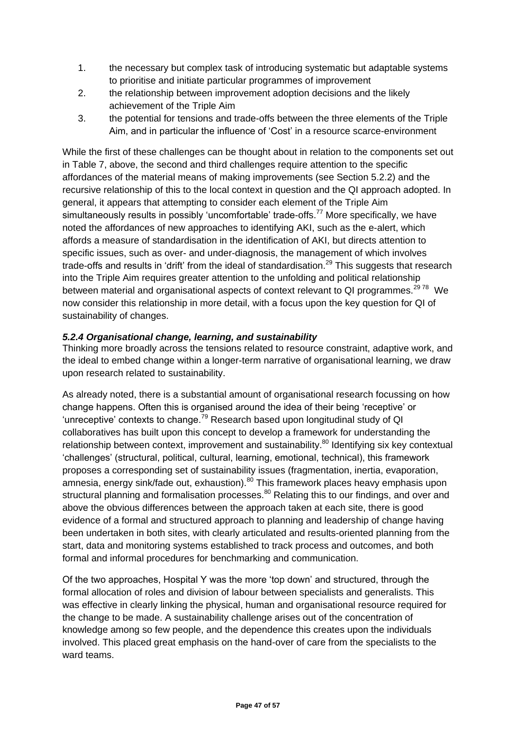1. the necessary but complex task of introducing systematic but adaptable systems to prioritise and initiate particular programmes of improvement
2. the relationship between improvement adoption decisions and the likely achievement of the Triple Aim
3. the potential for tensions and trade-offs between the three elements of the Triple Aim, and in particular the influence of 'Cost' in a resource scarce-environment

While the first of these challenges can be thought about in relation to the components set out in Table 7, above, the second and third challenges require attention to the specific affordances of the material means of making improvements (see Section 5.2.2) and the recursive relationship of this to the local context in question and the QI approach adopted. In general, it appears that attempting to consider each element of the Triple Aim simultaneously results in possibly 'uncomfortable' trade-offs.[77] More specifically, we have noted the affordances of new approaches to identifying AKI, such as the e-alert, which affords a measure of standardisation in the identification of AKI, but directs attention to specific issues, such as over- and under-diagnosis, the management of which involves trade-offs and results in 'drift' from the ideal of standardisation.[29] This suggests that research into the Triple Aim requires greater attention to the unfolding and political relationship between material and organisational aspects of context relevant to QI programmes.[29,78] We now consider this relationship in more detail, with a focus upon the key question for QI of sustainability of changes.

#### *5.2.4 Organisational change, learning, and sustainability*

Thinking more broadly across the tensions related to resource constraint, adaptive work, and the ideal to embed change within a longer-term narrative of organisational learning, we draw upon research related to sustainability.

As already noted, there is a substantial amount of organisational research focussing on how change happens. Often this is organised around the idea of their being 'receptive' or 'unreceptive' contexts to change.[79] Research based upon longitudinal study of QI collaboratives has built upon this concept to develop a framework for understanding the relationship between context, improvement and sustainability.[80] Identifying six key contextual 'challenges' (structural, political, cultural, learning, emotional, technical), this framework proposes a corresponding set of sustainability issues (fragmentation, inertia, evaporation, amnesia, energy sink/fade out, exhaustion).[80] This framework places heavy emphasis upon structural planning and formalisation processes.[80] Relating this to our findings, and over and above the obvious differences between the approach taken at each site, there is good evidence of a formal and structured approach to planning and leadership of change having been undertaken in both sites, with clearly articulated and results-oriented planning from the start, data and monitoring systems established to track process and outcomes, and both formal and informal procedures for benchmarking and communication.

Of the two approaches, Hospital Y was the more 'top down' and structured, through the formal allocation of roles and division of labour between specialists and generalists. This was effective in clearly linking the physical, human and organisational resource required for the change to be made. A sustainability challenge arises out of the concentration of knowledge among so few people, and the dependence this creates upon the individuals involved. This placed great emphasis on the hand-over of care from the specialists to the ward teams.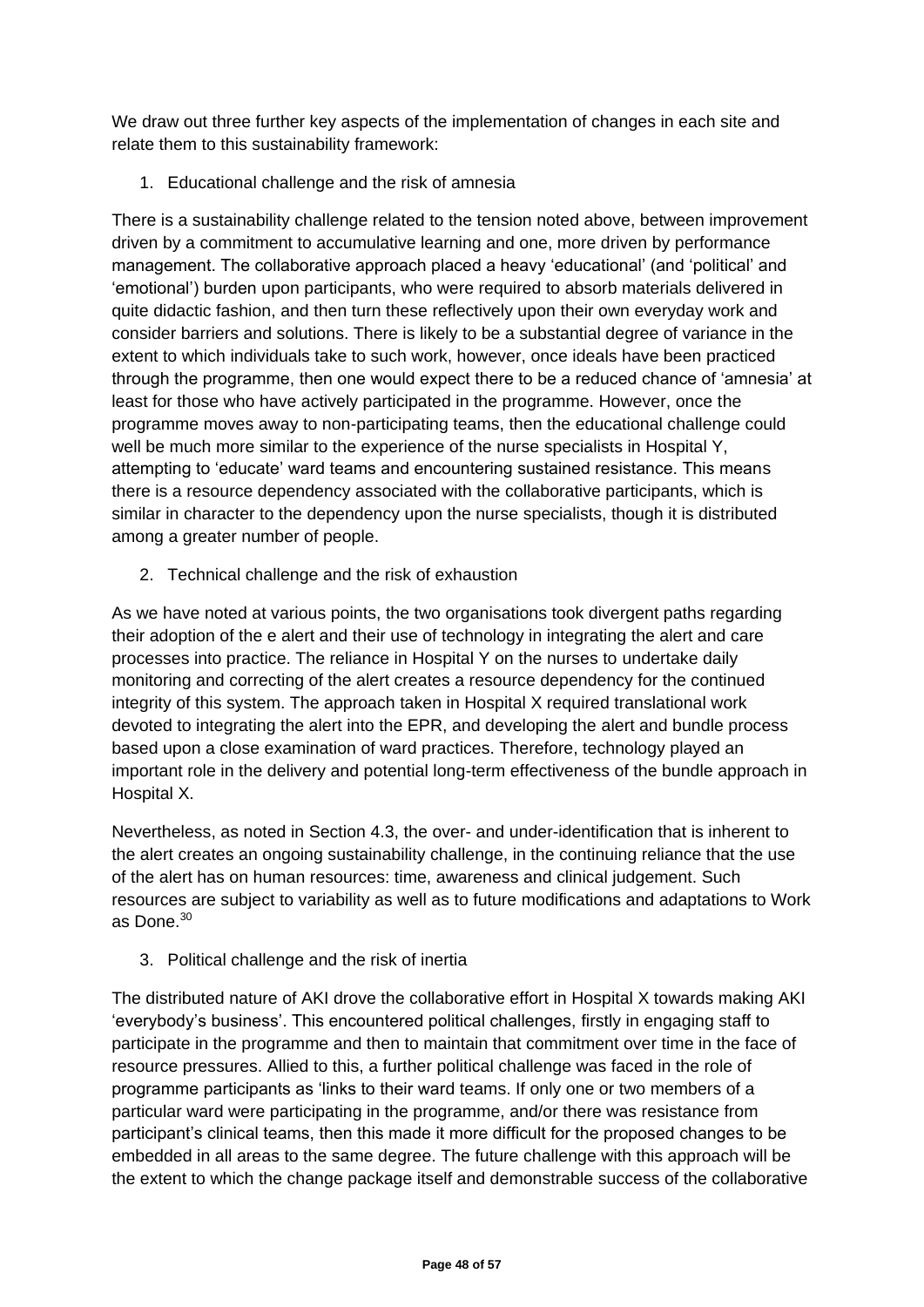We draw out three further key aspects of the implementation of changes in each site and relate them to this sustainability framework:

1. Educational challenge and the risk of amnesia

There is a sustainability challenge related to the tension noted above, between improvement driven by a commitment to accumulative learning and one, more driven by performance management. The collaborative approach placed a heavy 'educational' (and 'political' and 'emotional') burden upon participants, who were required to absorb materials delivered in quite didactic fashion, and then turn these reflectively upon their own everyday work and consider barriers and solutions. There is likely to be a substantial degree of variance in the extent to which individuals take to such work, however, once ideals have been practiced through the programme, then one would expect there to be a reduced chance of 'amnesia' at least for those who have actively participated in the programme. However, once the programme moves away to non-participating teams, then the educational challenge could well be much more similar to the experience of the nurse specialists in Hospital Y, attempting to 'educate' ward teams and encountering sustained resistance. This means there is a resource dependency associated with the collaborative participants, which is similar in character to the dependency upon the nurse specialists, though it is distributed among a greater number of people.

2. Technical challenge and the risk of exhaustion

As we have noted at various points, the two organisations took divergent paths regarding their adoption of the e alert and their use of technology in integrating the alert and care processes into practice. The reliance in Hospital Y on the nurses to undertake daily monitoring and correcting of the alert creates a resource dependency for the continued integrity of this system. The approach taken in Hospital X required translational work devoted to integrating the alert into the EPR, and developing the alert and bundle process based upon a close examination of ward practices. Therefore, technology played an important role in the delivery and potential long-term effectiveness of the bundle approach in Hospital X.

Nevertheless, as noted in Section 4.3, the over- and under-identification that is inherent to the alert creates an ongoing sustainability challenge, in the continuing reliance that the use of the alert has on human resources: time, awareness and clinical judgement. Such resources are subject to variability as well as to future modifications and adaptations to Work as Done.[30]

3. Political challenge and the risk of inertia

The distributed nature of AKI drove the collaborative effort in Hospital X towards making AKI 'everybody's business'. This encountered political challenges, firstly in engaging staff to participate in the programme and then to maintain that commitment over time in the face of resource pressures. Allied to this, a further political challenge was faced in the role of programme participants as 'links to their ward teams. If only one or two members of a particular ward were participating in the programme, and/or there was resistance from participant's clinical teams, then this made it more difficult for the proposed changes to be embedded in all areas to the same degree. The future challenge with this approach will be the extent to which the change package itself and demonstrable success of the collaborative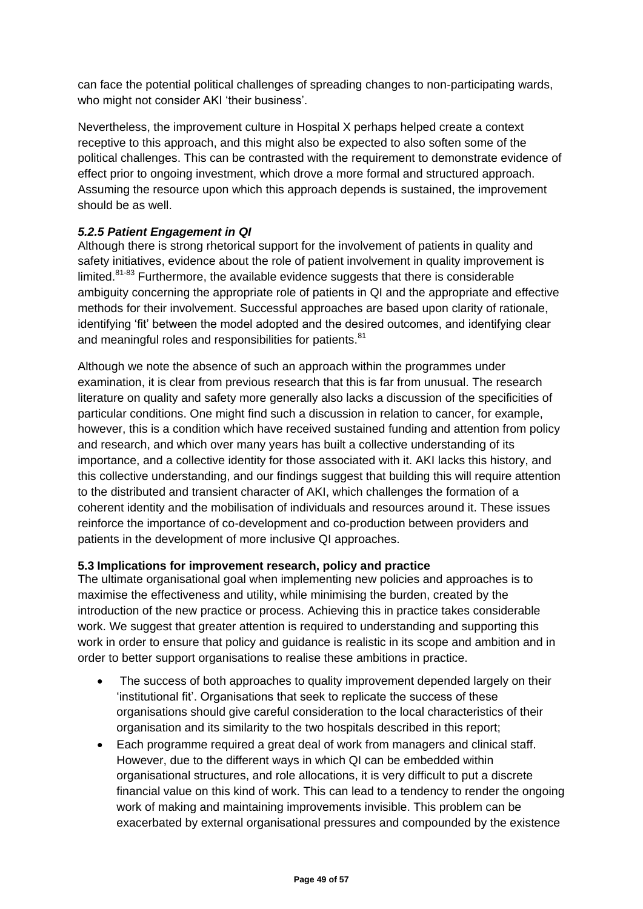can face the potential political challenges of spreading changes to non-participating wards, who might not consider AKI 'their business'.

Nevertheless, the improvement culture in Hospital X perhaps helped create a context receptive to this approach, and this might also be expected to also soften some of the political challenges. This can be contrasted with the requirement to demonstrate evidence of effect prior to ongoing investment, which drove a more formal and structured approach. Assuming the resource upon which this approach depends is sustained, the improvement should be as well.

#### *5.2.5 Patient Engagement in QI*

Although there is strong rhetorical support for the involvement of patients in quality and safety initiatives, evidence about the role of patient involvement in quality improvement is limited.[81-83] Furthermore, the available evidence suggests that there is considerable ambiguity concerning the appropriate role of patients in QI and the appropriate and effective methods for their involvement. Successful approaches are based upon clarity of rationale, identifying 'fit' between the model adopted and the desired outcomes, and identifying clear and meaningful roles and responsibilities for patients.[81]

Although we note the absence of such an approach within the programmes under examination, it is clear from previous research that this is far from unusual. The research literature on quality and safety more generally also lacks a discussion of the specificities of particular conditions. One might find such a discussion in relation to cancer, for example, however, this is a condition which have received sustained funding and attention from policy and research, and which over many years has built a collective understanding of its importance, and a collective identity for those associated with it. AKI lacks this history, and this collective understanding, and our findings suggest that building this will require attention to the distributed and transient character of AKI, which challenges the formation of a coherent identity and the mobilisation of individuals and resources around it. These issues reinforce the importance of co-development and co-production between providers and patients in the development of more inclusive QI approaches.

### 5.3 Implications for improvement research, policy and practice

The ultimate organisational goal when implementing new policies and approaches is to maximise the effectiveness and utility, while minimising the burden, created by the introduction of the new practice or process. Achieving this in practice takes considerable work. We suggest that greater attention is required to understanding and supporting this work in order to ensure that policy and guidance is realistic in its scope and ambition and in order to better support organisations to realise these ambitions in practice.

- The success of both approaches to quality improvement depended largely on their 'institutional fit'. Organisations that seek to replicate the success of these organisations should give careful consideration to the local characteristics of their organisation and its similarity to the two hospitals described in this report;
- Each programme required a great deal of work from managers and clinical staff. However, due to the different ways in which QI can be embedded within organisational structures, and role allocations, it is very difficult to put a discrete financial value on this kind of work. This can lead to a tendency to render the ongoing work of making and maintaining improvements invisible. This problem can be exacerbated by external organisational pressures and compounded by the existence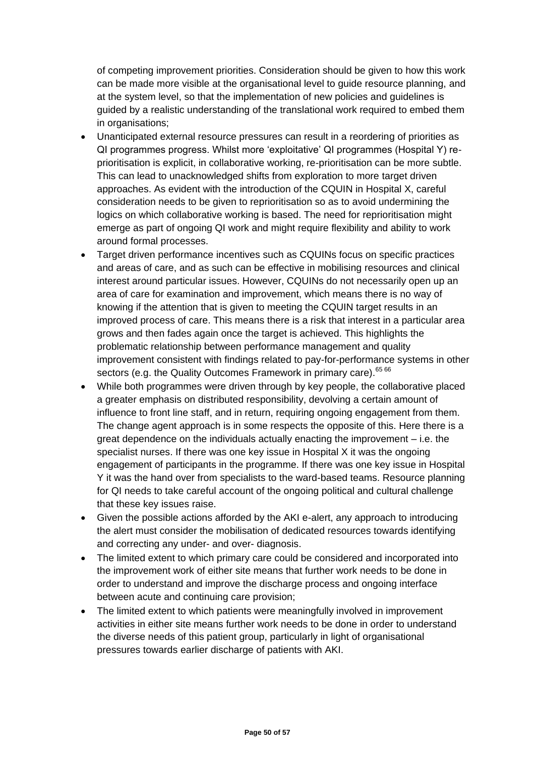of competing improvement priorities. Consideration should be given to how this work can be made more visible at the organisational level to guide resource planning, and at the system level, so that the implementation of new policies and guidelines is guided by a realistic understanding of the translational work required to embed them in organisations;

- Unanticipated external resource pressures can result in a reordering of priorities as QI programmes progress. Whilst more 'exploitative' QI programmes (Hospital Y) re-prioritisation is explicit, in collaborative working, re-prioritisation can be more subtle. This can lead to unacknowledged shifts from exploration to more target driven approaches. As evident with the introduction of the CQUIN in Hospital X, careful consideration needs to be given to reprioritisation so as to avoid undermining the logics on which collaborative working is based. The need for reprioritisation might emerge as part of ongoing QI work and might require flexibility and ability to work around formal processes.
- Target driven performance incentives such as CQUINs focus on specific practices and areas of care, and as such can be effective in mobilising resources and clinical interest around particular issues. However, CQUINs do not necessarily open up an area of care for examination and improvement, which means there is no way of knowing if the attention that is given to meeting the CQUIN target results in an improved process of care. This means there is a risk that interest in a particular area grows and then fades again once the target is achieved. This highlights the problematic relationship between performance management and quality improvement consistent with findings related to pay-for-performance systems in other sectors (e.g. the Quality Outcomes Framework in primary care).[65 66]
- While both programmes were driven through by key people, the collaborative placed a greater emphasis on distributed responsibility, devolving a certain amount of influence to front line staff, and in return, requiring ongoing engagement from them. The change agent approach is in some respects the opposite of this. Here there is a great dependence on the individuals actually enacting the improvement – i.e. the specialist nurses. If there was one key issue in Hospital X it was the ongoing engagement of participants in the programme. If there was one key issue in Hospital Y it was the hand over from specialists to the ward-based teams. Resource planning for QI needs to take careful account of the ongoing political and cultural challenge that these key issues raise.
- Given the possible actions afforded by the AKI e-alert, any approach to introducing the alert must consider the mobilisation of dedicated resources towards identifying and correcting any under- and over- diagnosis.
- The limited extent to which primary care could be considered and incorporated into the improvement work of either site means that further work needs to be done in order to understand and improve the discharge process and ongoing interface between acute and continuing care provision;
- The limited extent to which patients were meaningfully involved in improvement activities in either site means further work needs to be done in order to understand the diverse needs of this patient group, particularly in light of organisational pressures towards earlier discharge of patients with AKI.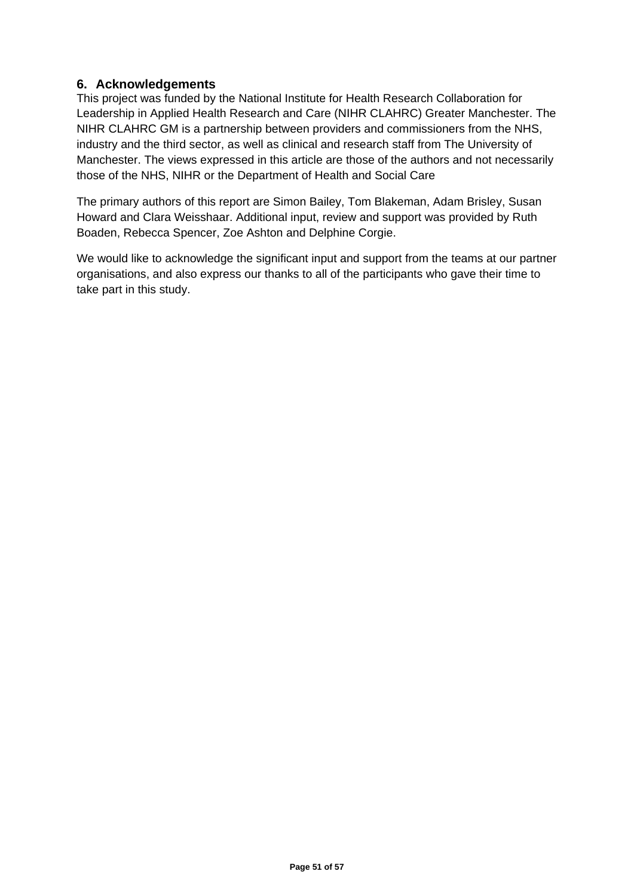## 6. Acknowledgements

This project was funded by the National Institute for Health Research Collaboration for Leadership in Applied Health Research and Care (NIHR CLAHRC) Greater Manchester. The NIHR CLAHRC GM is a partnership between providers and commissioners from the NHS, industry and the third sector, as well as clinical and research staff from The University of Manchester. The views expressed in this article are those of the authors and not necessarily those of the NHS, NIHR or the Department of Health and Social Care

The primary authors of this report are Simon Bailey, Tom Blakeman, Adam Brisley, Susan Howard and Clara Weisshaar. Additional input, review and support was provided by Ruth Boaden, Rebecca Spencer, Zoe Ashton and Delphine Corgie.

We would like to acknowledge the significant input and support from the teams at our partner organisations, and also express our thanks to all of the participants who gave their time to take part in this study.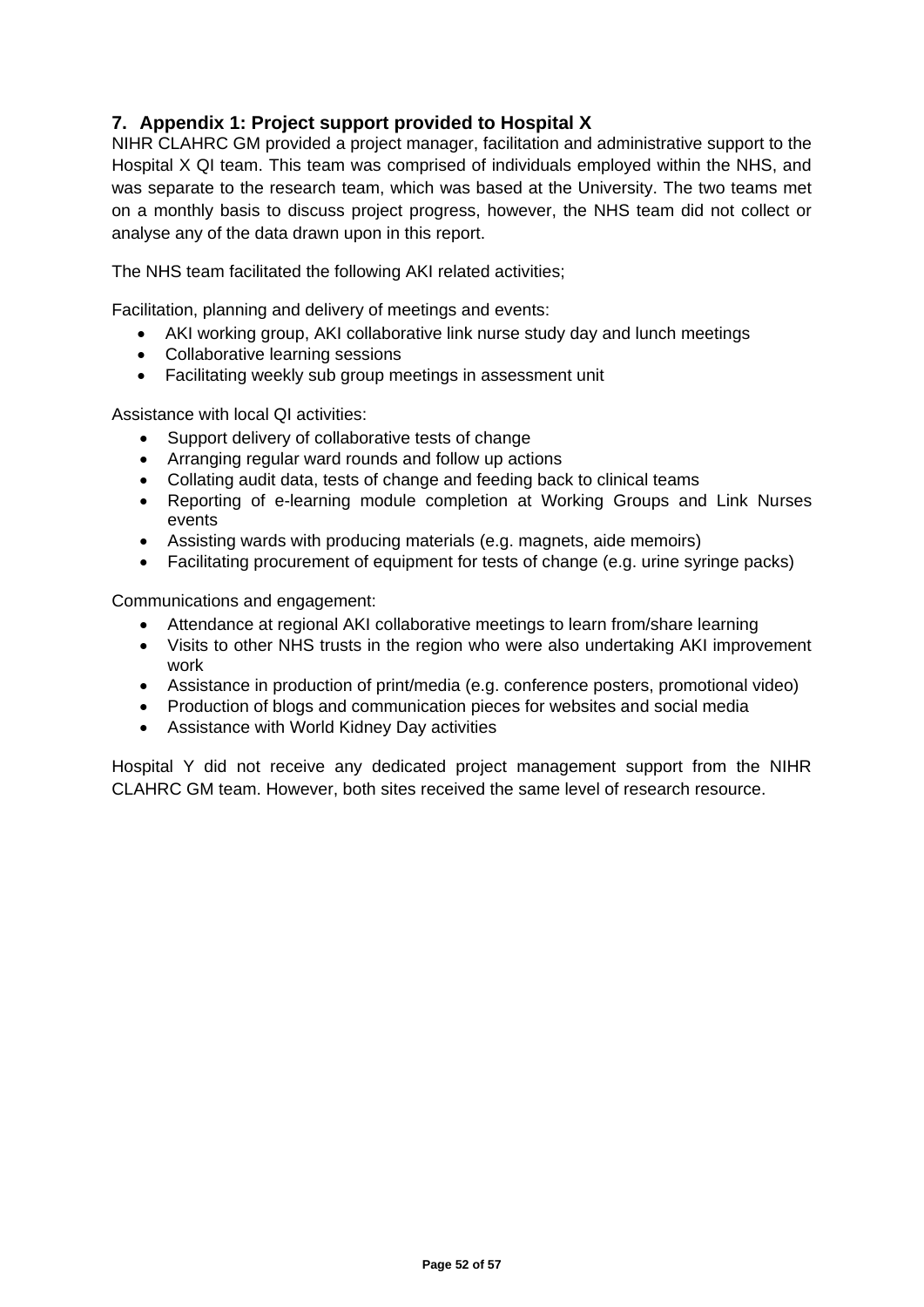## 7. Appendix 1: Project support provided to Hospital X

NIHR CLAHRC GM provided a project manager, facilitation and administrative support to the Hospital X QI team. This team was comprised of individuals employed within the NHS, and was separate to the research team, which was based at the University. The two teams met on a monthly basis to discuss project progress, however, the NHS team did not collect or analyse any of the data drawn upon in this report.

The NHS team facilitated the following AKI related activities;

Facilitation, planning and delivery of meetings and events:

- AKI working group, AKI collaborative link nurse study day and lunch meetings
- Collaborative learning sessions
- Facilitating weekly sub group meetings in assessment unit

Assistance with local QI activities:

- Support delivery of collaborative tests of change
- Arranging regular ward rounds and follow up actions
- Collating audit data, tests of change and feeding back to clinical teams
- Reporting of e-learning module completion at Working Groups and Link Nurses events
- Assisting wards with producing materials (e.g. magnets, aide memoirs)
- Facilitating procurement of equipment for tests of change (e.g. urine syringe packs)

Communications and engagement:

- Attendance at regional AKI collaborative meetings to learn from/share learning
- Visits to other NHS trusts in the region who were also undertaking AKI improvement work
- Assistance in production of print/media (e.g. conference posters, promotional video)
- Production of blogs and communication pieces for websites and social media
- Assistance with World Kidney Day activities

Hospital Y did not receive any dedicated project management support from the NIHR CLAHRC GM team. However, both sites received the same level of research resource.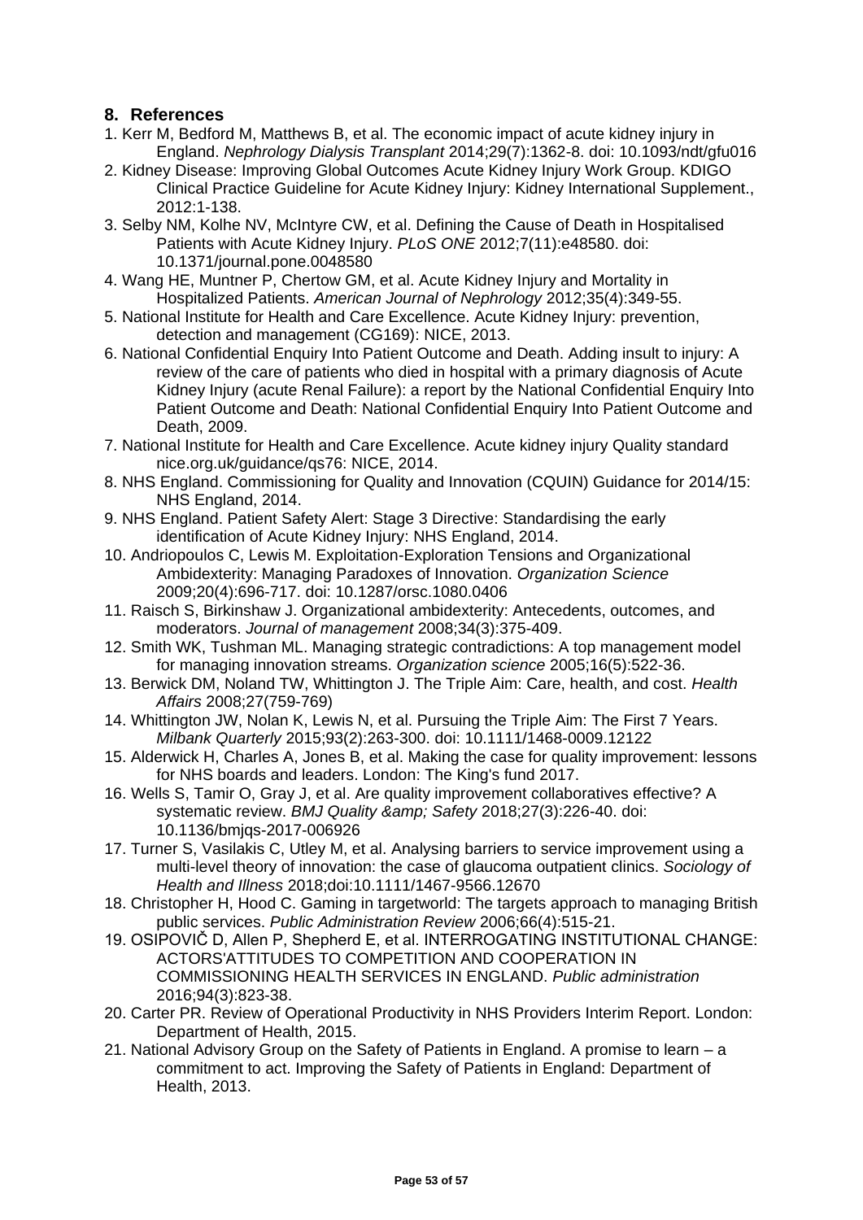## 8. References

1. Kerr M, Bedford M, Matthews B, et al. The economic impact of acute kidney injury in England. *Nephrology Dialysis Transplant* 2014;29(7):1362-8. doi: 10.1093/ndt/gfu016
2. Kidney Disease: Improving Global Outcomes Acute Kidney Injury Work Group. KDIGO Clinical Practice Guideline for Acute Kidney Injury: Kidney International Supplement., 2012:1-138.
3. Selby NM, Kolhe NV, McIntyre CW, et al. Defining the Cause of Death in Hospitalised Patients with Acute Kidney Injury. *PLoS ONE* 2012;7(11):e48580. doi: 10.1371/journal.pone.0048580
4. Wang HE, Muntner P, Chertow GM, et al. Acute Kidney Injury and Mortality in Hospitalized Patients. *American Journal of Nephrology* 2012;35(4):349-55.
5. National Institute for Health and Care Excellence. Acute Kidney Injury: prevention, detection and management (CG169): NICE, 2013.
6. National Confidential Enquiry Into Patient Outcome and Death. Adding insult to injury: A review of the care of patients who died in hospital with a primary diagnosis of Acute Kidney Injury (acute Renal Failure): a report by the National Confidential Enquiry Into Patient Outcome and Death: National Confidential Enquiry Into Patient Outcome and Death, 2009.
7. National Institute for Health and Care Excellence. Acute kidney injury Quality standard nice.org.uk/guidance/qs76: NICE, 2014.
8. NHS England. Commissioning for Quality and Innovation (CQUIN) Guidance for 2014/15: NHS England, 2014.
9. NHS England. Patient Safety Alert: Stage 3 Directive: Standardising the early identification of Acute Kidney Injury: NHS England, 2014.
10. Andriopoulos C, Lewis M. Exploitation-Exploration Tensions and Organizational Ambidexterity: Managing Paradoxes of Innovation. *Organization Science* 2009;20(4):696-717. doi: 10.1287/orsc.1080.0406
11. Raisch S, Birkinshaw J. Organizational ambidexterity: Antecedents, outcomes, and moderators. *Journal of management* 2008;34(3):375-409.
12. Smith WK, Tushman ML. Managing strategic contradictions: A top management model for managing innovation streams. *Organization science* 2005;16(5):522-36.
13. Berwick DM, Noland TW, Whittington J. The Triple Aim: Care, health, and cost. *Health Affairs* 2008;27(759-769)
14. Whittington JW, Nolan K, Lewis N, et al. Pursuing the Triple Aim: The First 7 Years. *Milbank Quarterly* 2015;93(2):263-300. doi: 10.1111/1468-0009.12122
15. Alderwick H, Charles A, Jones B, et al. Making the case for quality improvement: lessons for NHS boards and leaders. London: The King's fund 2017.
16. Wells S, Tamir O, Gray J, et al. Are quality improvement collaboratives effective? A systematic review. *BMJ Quality &amp; Safety* 2018;27(3):226-40. doi: 10.1136/bmjqs-2017-006926
17. Turner S, Vasilakis C, Utley M, et al. Analysing barriers to service improvement using a multi-level theory of innovation: the case of glaucoma outpatient clinics. *Sociology of Health and Illness* 2018;doi:10.1111/1467-9566.12670
18. Christopher H, Hood C. Gaming in targetworld: The targets approach to managing British public services. *Public Administration Review* 2006;66(4):515-21.
19. OSIPOVIČ D, Allen P, Shepherd E, et al. INTERROGATING INSTITUTIONAL CHANGE: ACTORS'ATTITUDES TO COMPETITION AND COOPERATION IN COMMISSIONING HEALTH SERVICES IN ENGLAND. *Public administration* 2016;94(3):823-38.
20. Carter PR. Review of Operational Productivity in NHS Providers Interim Report. London: Department of Health, 2015.
21. National Advisory Group on the Safety of Patients in England. A promise to learn – a commitment to act. Improving the Safety of Patients in England: Department of Health, 2013.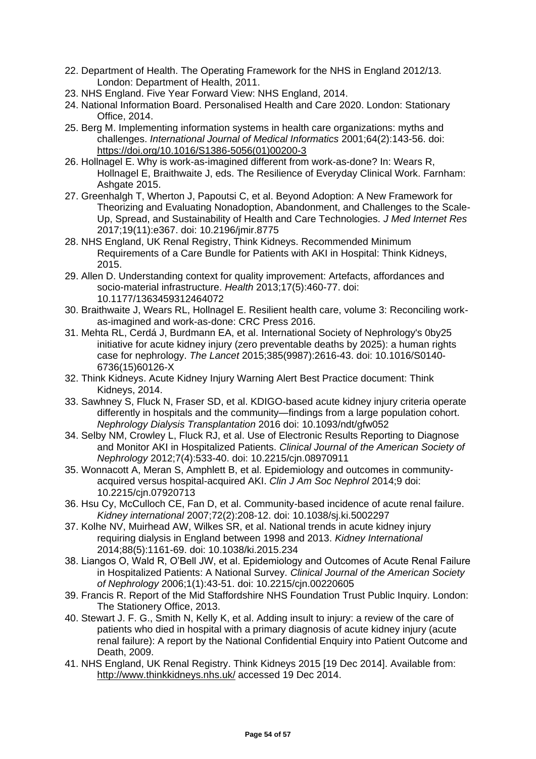22. Department of Health. The Operating Framework for the NHS in England 2012/13. London: Department of Health, 2011.
23. NHS England. Five Year Forward View: NHS England, 2014.
24. National Information Board. Personalised Health and Care 2020. London: Stationary Office, 2014.
25. Berg M. Implementing information systems in health care organizations: myths and challenges. *International Journal of Medical Informatics* 2001;64(2):143-56. doi: https://doi.org/10.1016/S1386-5056(01)00200-3
26. Hollnagel E. Why is work-as-imagined different from work-as-done? In: Wears R, Hollnagel E, Braithwaite J, eds. The Resilience of Everyday Clinical Work. Farnham: Ashgate 2015.
27. Greenhalgh T, Wherton J, Papoutsi C, et al. Beyond Adoption: A New Framework for Theorizing and Evaluating Nonadoption, Abandonment, and Challenges to the Scale-Up, Spread, and Sustainability of Health and Care Technologies. *J Med Internet Res* 2017;19(11):e367. doi: 10.2196/jmir.8775
28. NHS England, UK Renal Registry, Think Kidneys. Recommended Minimum Requirements of a Care Bundle for Patients with AKI in Hospital: Think Kidneys, 2015.
29. Allen D. Understanding context for quality improvement: Artefacts, affordances and socio-material infrastructure. *Health* 2013;17(5):460-77. doi: 10.1177/1363459312464072
30. Braithwaite J, Wears RL, Hollnagel E. Resilient health care, volume 3: Reconciling work-as-imagined and work-as-done: CRC Press 2016.
31. Mehta RL, Cerdá J, Burdmann EA, et al. International Society of Nephrology's 0by25 initiative for acute kidney injury (zero preventable deaths by 2025): a human rights case for nephrology. *The Lancet* 2015;385(9987):2616-43. doi: 10.1016/S0140-6736(15)60126-X
32. Think Kidneys. Acute Kidney Injury Warning Alert Best Practice document: Think Kidneys, 2014.
33. Sawhney S, Fluck N, Fraser SD, et al. KDIGO-based acute kidney injury criteria operate differently in hospitals and the community—findings from a large population cohort. *Nephrology Dialysis Transplantation* 2016 doi: 10.1093/ndt/gfw052
34. Selby NM, Crowley L, Fluck RJ, et al. Use of Electronic Results Reporting to Diagnose and Monitor AKI in Hospitalized Patients. *Clinical Journal of the American Society of Nephrology* 2012;7(4):533-40. doi: 10.2215/cjn.08970911
35. Wonnacott A, Meran S, Amphlett B, et al. Epidemiology and outcomes in community-acquired versus hospital-acquired AKI. *Clin J Am Soc Nephrol* 2014;9 doi: 10.2215/cjn.07920713
36. Hsu Cy, McCulloch CE, Fan D, et al. Community-based incidence of acute renal failure. *Kidney international* 2007;72(2):208-12. doi: 10.1038/sj.ki.5002297
37. Kolhe NV, Muirhead AW, Wilkes SR, et al. National trends in acute kidney injury requiring dialysis in England between 1998 and 2013. *Kidney International* 2014;88(5):1161-69. doi: 10.1038/ki.2015.234
38. Liangos O, Wald R, O'Bell JW, et al. Epidemiology and Outcomes of Acute Renal Failure in Hospitalized Patients: A National Survey. *Clinical Journal of the American Society of Nephrology* 2006;1(1):43-51. doi: 10.2215/cjn.00220605
39. Francis R. Report of the Mid Staffordshire NHS Foundation Trust Public Inquiry. London: The Stationery Office, 2013.
40. Stewart J. F. G., Smith N, Kelly K, et al. Adding insult to injury: a review of the care of patients who died in hospital with a primary diagnosis of acute kidney injury (acute renal failure): A report by the National Confidential Enquiry into Patient Outcome and Death, 2009.
41. NHS England, UK Renal Registry. Think Kidneys 2015 [19 Dec 2014]. Available from: http://www.thinkkidneys.nhs.uk/ accessed 19 Dec 2014.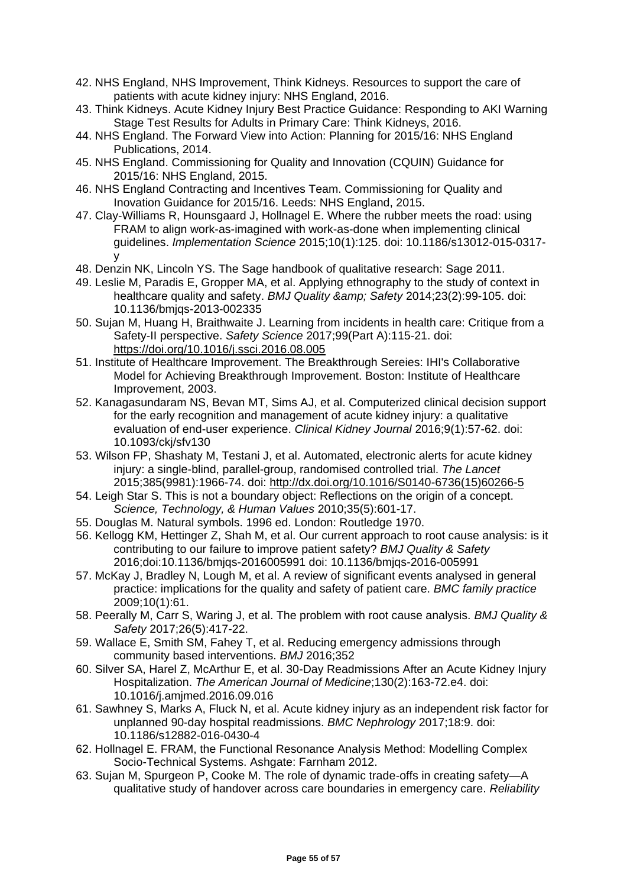42. NHS England, NHS Improvement, Think Kidneys. Resources to support the care of patients with acute kidney injury: NHS England, 2016.
43. Think Kidneys. Acute Kidney Injury Best Practice Guidance: Responding to AKI Warning Stage Test Results for Adults in Primary Care: Think Kidneys, 2016.
44. NHS England. The Forward View into Action: Planning for 2015/16: NHS England Publications, 2014.
45. NHS England. Commissioning for Quality and Innovation (CQUIN) Guidance for 2015/16: NHS England, 2015.
46. NHS England Contracting and Incentives Team. Commissioning for Quality and Inovation Guidance for 2015/16. Leeds: NHS England, 2015.
47. Clay-Williams R, Hounsgaard J, Hollnagel E. Where the rubber meets the road: using FRAM to align work-as-imagined with work-as-done when implementing clinical guidelines. *Implementation Science* 2015;10(1):125. doi: 10.1186/s13012-015-0317-y
48. Denzin NK, Lincoln YS. The Sage handbook of qualitative research: Sage 2011.
49. Leslie M, Paradis E, Gropper MA, et al. Applying ethnography to the study of context in healthcare quality and safety. *BMJ Quality &amp; Safety* 2014;23(2):99-105. doi: 10.1136/bmjqs-2013-002335
50. Sujan M, Huang H, Braithwaite J. Learning from incidents in health care: Critique from a Safety-II perspective. *Safety Science* 2017;99(Part A):115-21. doi: https://doi.org/10.1016/j.ssci.2016.08.005
51. Institute of Healthcare Improvement. The Breakthrough Sereies: IHI's Collaborative Model for Achieving Breakthrough Improvement. Boston: Institute of Healthcare Improvement, 2003.
52. Kanagasundaram NS, Bevan MT, Sims AJ, et al. Computerized clinical decision support for the early recognition and management of acute kidney injury: a qualitative evaluation of end-user experience. *Clinical Kidney Journal* 2016;9(1):57-62. doi: 10.1093/ckj/sfv130
53. Wilson FP, Shashaty M, Testani J, et al. Automated, electronic alerts for acute kidney injury: a single-blind, parallel-group, randomised controlled trial. *The Lancet* 2015;385(9981):1966-74. doi: http://dx.doi.org/10.1016/S0140-6736(15)60266-5
54. Leigh Star S. This is not a boundary object: Reflections on the origin of a concept. *Science, Technology, & Human Values* 2010;35(5):601-17.
55. Douglas M. Natural symbols. 1996 ed. London: Routledge 1970.
56. Kellogg KM, Hettinger Z, Shah M, et al. Our current approach to root cause analysis: is it contributing to our failure to improve patient safety? *BMJ Quality & Safety* 2016;doi:10.1136/bmjqs-2016005991 doi: 10.1136/bmjqs-2016-005991
57. McKay J, Bradley N, Lough M, et al. A review of significant events analysed in general practice: implications for the quality and safety of patient care. *BMC family practice* 2009;10(1):61.
58. Peerally M, Carr S, Waring J, et al. The problem with root cause analysis. *BMJ Quality & Safety* 2017;26(5):417-22.
59. Wallace E, Smith SM, Fahey T, et al. Reducing emergency admissions through community based interventions. *BMJ* 2016;352
60. Silver SA, Harel Z, McArthur E, et al. 30-Day Readmissions After an Acute Kidney Injury Hospitalization. *The American Journal of Medicine*;130(2):163-72.e4. doi: 10.1016/j.amjmed.2016.09.016
61. Sawhney S, Marks A, Fluck N, et al. Acute kidney injury as an independent risk factor for unplanned 90-day hospital readmissions. *BMC Nephrology* 2017;18:9. doi: 10.1186/s12882-016-0430-4
62. Hollnagel E. FRAM, the Functional Resonance Analysis Method: Modelling Complex Socio-Technical Systems. Ashgate: Farnham 2012.
63. Sujan M, Spurgeon P, Cooke M. The role of dynamic trade-offs in creating safety—A qualitative study of handover across care boundaries in emergency care. *Reliability*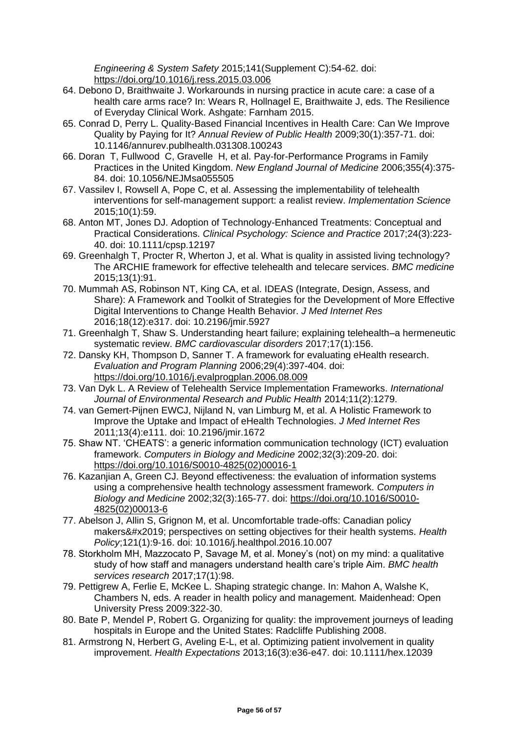*Engineering & System Safety* 2015;141(Supplement C):54-62. doi: https://doi.org/10.1016/j.ress.2015.03.006

64. Debono D, Braithwaite J. Workarounds in nursing practice in acute care: a case of a health care arms race? In: Wears R, Hollnagel E, Braithwaite J, eds. The Resilience of Everyday Clinical Work. Ashgate: Farnham 2015.
65. Conrad D, Perry L. Quality-Based Financial Incentives in Health Care: Can We Improve Quality by Paying for It? *Annual Review of Public Health* 2009;30(1):357-71. doi: 10.1146/annurev.publhealth.031308.100243
66. Doran T, Fullwood C, Gravelle H, et al. Pay-for-Performance Programs in Family Practices in the United Kingdom. *New England Journal of Medicine* 2006;355(4):375-84. doi: 10.1056/NEJMsa055505
67. Vassilev I, Rowsell A, Pope C, et al. Assessing the implementability of telehealth interventions for self-management support: a realist review. *Implementation Science* 2015;10(1):59.
68. Anton MT, Jones DJ. Adoption of Technology-Enhanced Treatments: Conceptual and Practical Considerations. *Clinical Psychology: Science and Practice* 2017;24(3):223-40. doi: 10.1111/cpsp.12197
69. Greenhalgh T, Procter R, Wherton J, et al. What is quality in assisted living technology? The ARCHIE framework for effective telehealth and telecare services. *BMC medicine* 2015;13(1):91.
70. Mummah AS, Robinson NT, King CA, et al. IDEAS (Integrate, Design, Assess, and Share): A Framework and Toolkit of Strategies for the Development of More Effective Digital Interventions to Change Health Behavior. *J Med Internet Res* 2016;18(12):e317. doi: 10.2196/jmir.5927
71. Greenhalgh T, Shaw S. Understanding heart failure; explaining telehealth–a hermeneutic systematic review. *BMC cardiovascular disorders* 2017;17(1):156.
72. Dansky KH, Thompson D, Sanner T. A framework for evaluating eHealth research. *Evaluation and Program Planning* 2006;29(4):397-404. doi: https://doi.org/10.1016/j.evalprogplan.2006.08.009
73. Van Dyk L. A Review of Telehealth Service Implementation Frameworks. *International Journal of Environmental Research and Public Health* 2014;11(2):1279.
74. van Gemert-Pijnen EWCJ, Nijland N, van Limburg M, et al. A Holistic Framework to Improve the Uptake and Impact of eHealth Technologies. *J Med Internet Res* 2011;13(4):e111. doi: 10.2196/jmir.1672
75. Shaw NT. 'CHEATS': a generic information communication technology (ICT) evaluation framework. *Computers in Biology and Medicine* 2002;32(3):209-20. doi: https://doi.org/10.1016/S0010-4825(02)00016-1
76. Kazanjian A, Green CJ. Beyond effectiveness: the evaluation of information systems using a comprehensive health technology assessment framework. *Computers in Biology and Medicine* 2002;32(3):165-77. doi: https://doi.org/10.1016/S0010-4825(02)00013-6
77. Abelson J, Allin S, Grignon M, et al. Uncomfortable trade-offs: Canadian policy makers&#x2019; perspectives on setting objectives for their health systems. *Health Policy*;121(1):9-16. doi: 10.1016/j.healthpol.2016.10.007
78. Storkholm MH, Mazzocato P, Savage M, et al. Money's (not) on my mind: a qualitative study of how staff and managers understand health care's triple Aim. *BMC health services research* 2017;17(1):98.
79. Pettigrew A, Ferlie E, McKee L. Shaping strategic change. In: Mahon A, Walshe K, Chambers N, eds. A reader in health policy and management. Maidenhead: Open University Press 2009:322-30.
80. Bate P, Mendel P, Robert G. Organizing for quality: the improvement journeys of leading hospitals in Europe and the United States: Radcliffe Publishing 2008.
81. Armstrong N, Herbert G, Aveling E-L, et al. Optimizing patient involvement in quality improvement. *Health Expectations* 2013;16(3):e36-e47. doi: 10.1111/hex.12039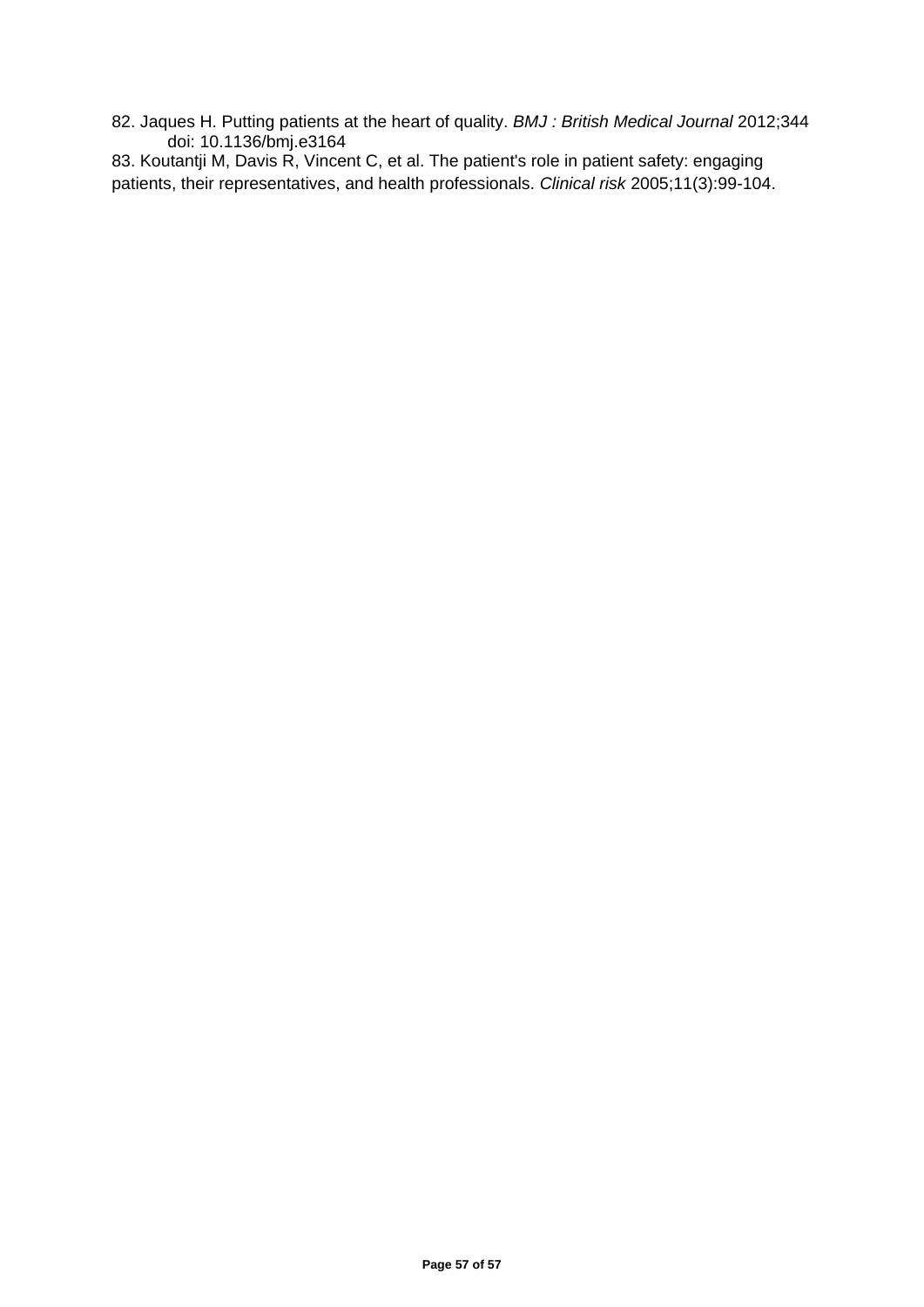82. Jaques H. Putting patients at the heart of quality. *BMJ : British Medical Journal* 2012;344 doi: 10.1136/bmj.e3164

83. Koutantji M, Davis R, Vincent C, et al. The patient's role in patient safety: engaging patients, their representatives, and health professionals. *Clinical risk* 2005;11(3):99-104.